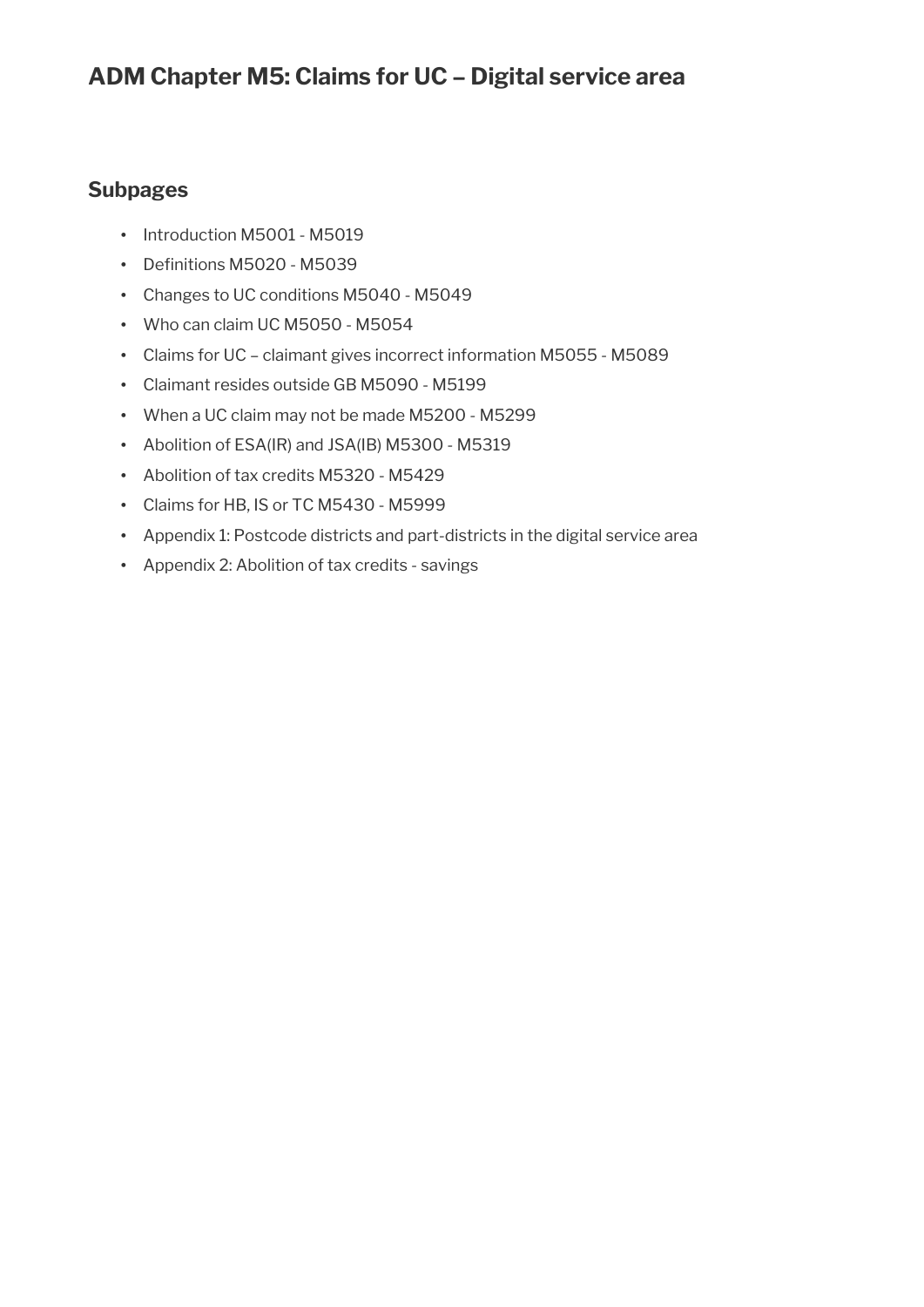# ADM Chapter M5: Claims for UC – Digital service area

## Subpages

- Introduction M5001 - M5019
- Definitions M5020 - M5039
- Changes to UC conditions M5040 - M5049
- Who can claim UC M5050 - M5054
- Claims for UC – claimant gives incorrect information M5055 - M5089
- Claimant resides outside GB M5090 - M5199
- When a UC claim may not be made M5200 - M5299
- Abolition of ESA(IR) and JSA(IB) M5300 - M5319
- Abolition of tax credits M5320 - M5429
- Claims for HB, IS or TC M5430 - M5999
- Appendix 1: Postcode districts and part-districts in the digital service area
- Appendix 2: Abolition of tax credits - savings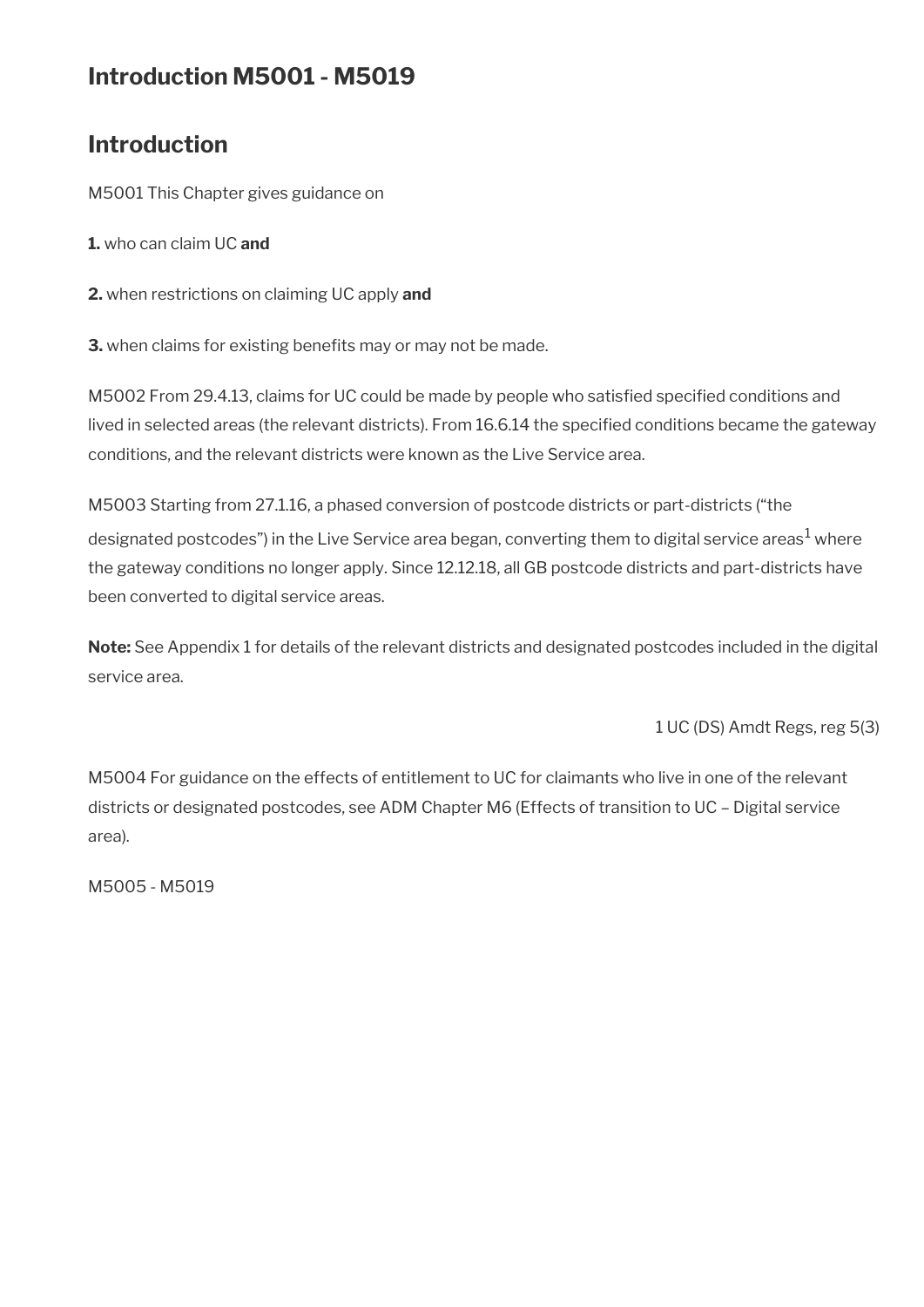## Introduction M5001 - M5019

## Introduction

M5001 This Chapter gives guidance on

**1.** who can claim UC **and**

**2.** when restrictions on claiming UC apply **and**

**3.** when claims for existing benefits may or may not be made.

M5002 From 29.4.13, claims for UC could be made by people who satisfied specified conditions and lived in selected areas (the relevant districts). From 16.6.14 the specified conditions became the gateway conditions, and the relevant districts were known as the Live Service area.

M5003 Starting from 27.1.16, a phased conversion of postcode districts or part-districts ("the designated postcodes") in the Live Service area began, converting them to digital service areas[1] where the gateway conditions no longer apply. Since 12.12.18, all GB postcode districts and part-districts have been converted to digital service areas.

**Note:** See Appendix 1 for details of the relevant districts and designated postcodes included in the digital service area.

1 UC (DS) Amdt Regs, reg 5(3)

M5004 For guidance on the effects of entitlement to UC for claimants who live in one of the relevant districts or designated postcodes, see ADM Chapter M6 (Effects of transition to UC – Digital service area).

M5005 - M5019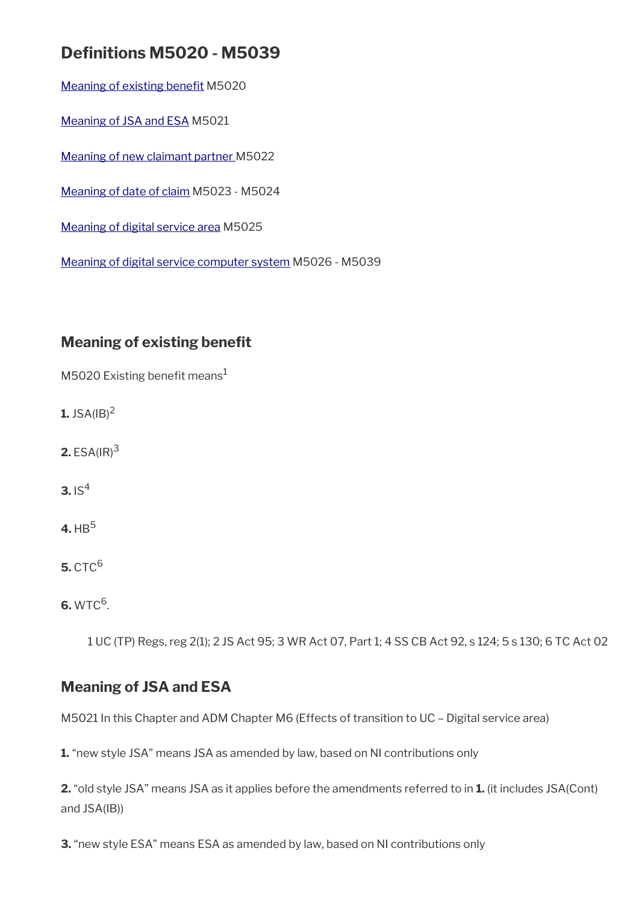## Definitions M5020 - M5039

Meaning of existing benefit M5020

Meaning of JSA and ESA M5021

Meaning of new claimant partner M5022

Meaning of date of claim M5023 - M5024

Meaning of digital service area M5025

Meaning of digital service computer system M5026 - M5039

### Meaning of existing benefit

M5020 Existing benefit means[1]

**1.** JSA(IB)[2]

**2.** ESA(IR)[3]

**3.** IS[4]

**4.** HB[5]

**5.** CTC[6]

**6.** WTC[6].

1 UC (TP) Regs, reg 2(1); 2 JS Act 95; 3 WR Act 07, Part 1; 4 SS CB Act 92, s 124; 5 s 130; 6 TC Act 02

### Meaning of JSA and ESA

M5021 In this Chapter and ADM Chapter M6 (Effects of transition to UC – Digital service area)

**1.** "new style JSA" means JSA as amended by law, based on NI contributions only

**2.** "old style JSA" means JSA as it applies before the amendments referred to in **1.** (it includes JSA(Cont) and JSA(IB))

**3.** "new style ESA" means ESA as amended by law, based on NI contributions only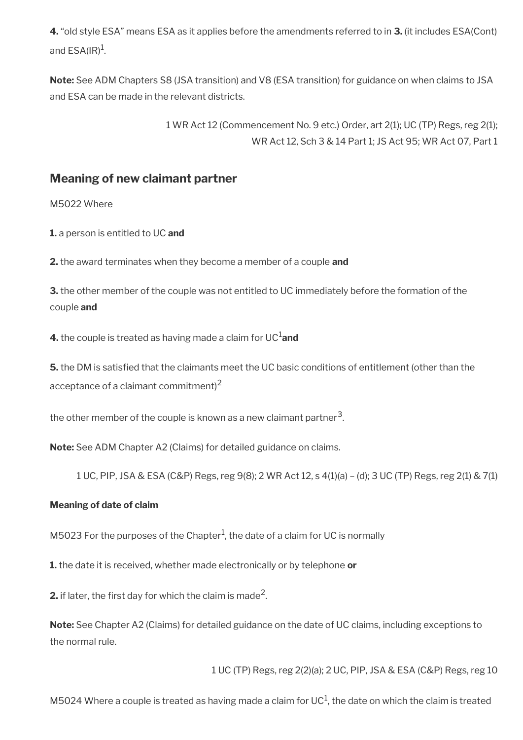**4.** “old style ESA” means ESA as it applies before the amendments referred to in **3.** (it includes ESA(Cont) and ESA(IR)[1].

**Note:** See ADM Chapters S8 (JSA transition) and V8 (ESA transition) for guidance on when claims to JSA and ESA can be made in the relevant districts.

1 WR Act 12 (Commencement No. 9 etc.) Order, art 2(1); UC (TP) Regs, reg 2(1); WR Act 12, Sch 3 & 14 Part 1; JS Act 95; WR Act 07, Part 1

## Meaning of new claimant partner

M5022 Where

**1.** a person is entitled to UC **and**

**2.** the award terminates when they become a member of a couple **and**

**3.** the other member of the couple was not entitled to UC immediately before the formation of the couple **and**

**4.** the couple is treated as having made a claim for UC[1] **and**

**5.** the DM is satisfied that the claimants meet the UC basic conditions of entitlement (other than the acceptance of a claimant commitment)[2]

the other member of the couple is known as a new claimant partner[3].

**Note:** See ADM Chapter A2 (Claims) for detailed guidance on claims.

1 UC, PIP, JSA & ESA (C&P) Regs, reg 9(8); 2 WR Act 12, s 4(1)(a) – (d); 3 UC (TP) Regs, reg 2(1) & 7(1)

**Meaning of date of claim**

M5023 For the purposes of the Chapter[1], the date of a claim for UC is normally

**1.** the date it is received, whether made electronically or by telephone **or**

**2.** if later, the first day for which the claim is made[2].

**Note:** See Chapter A2 (Claims) for detailed guidance on the date of UC claims, including exceptions to the normal rule.

1 UC (TP) Regs, reg 2(2)(a); 2 UC, PIP, JSA & ESA (C&P) Regs, reg 10

M5024 Where a couple is treated as having made a claim for UC[1], the date on which the claim is treated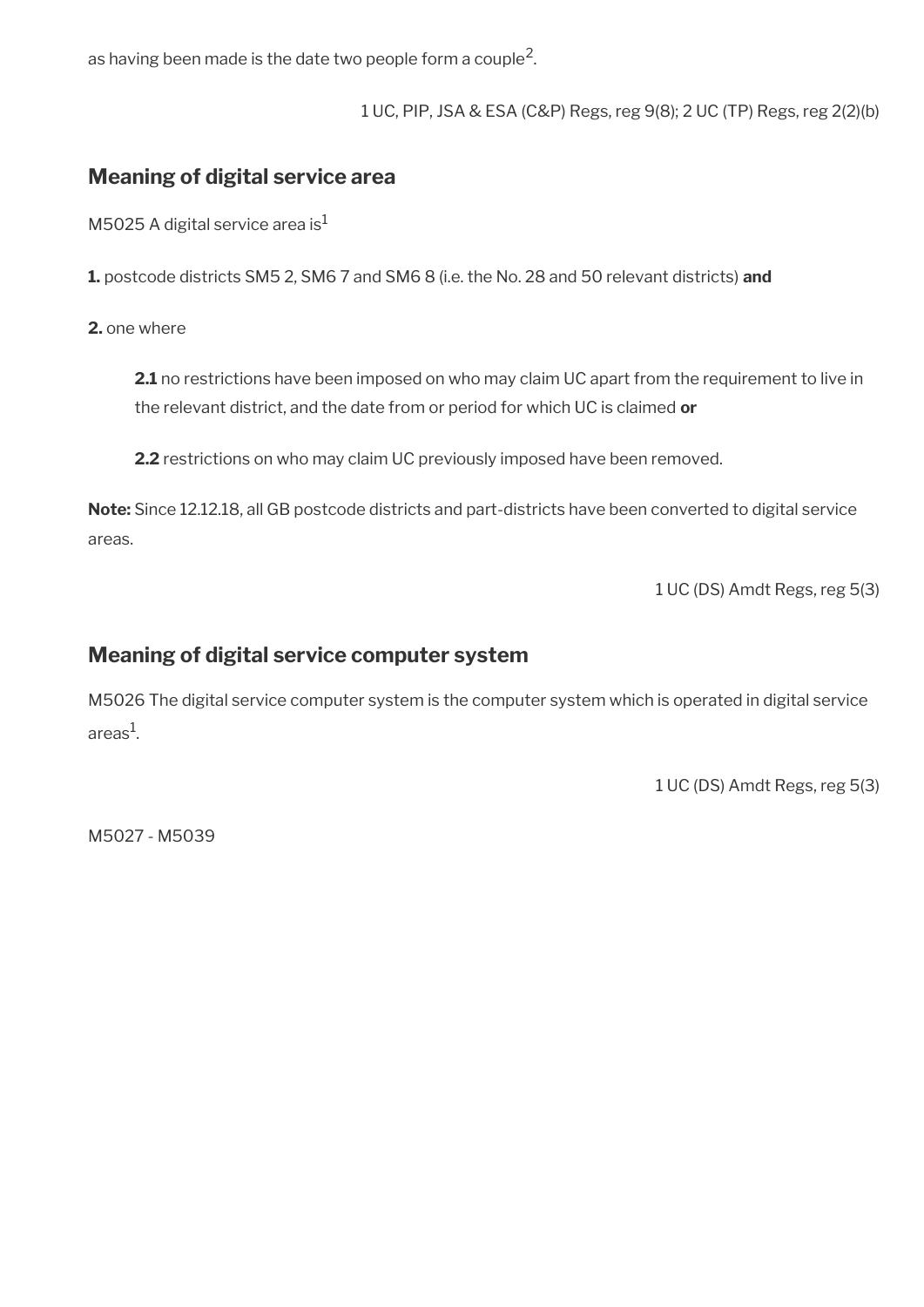as having been made is the date two people form a couple[2].

1 UC, PIP, JSA & ESA (C&P) Regs, reg 9(8); 2 UC (TP) Regs, reg 2(2)(b)

## Meaning of digital service area

M5025 A digital service area is[1]

**1.** postcode districts SM5 2, SM6 7 and SM6 8 (i.e. the No. 28 and 50 relevant districts) **and**

**2.** one where

> **2.1** no restrictions have been imposed on who may claim UC apart from the requirement to live in the relevant district, and the date from or period for which UC is claimed **or**
>
> **2.2** restrictions on who may claim UC previously imposed have been removed.

**Note:** Since 12.12.18, all GB postcode districts and part-districts have been converted to digital service areas.

1 UC (DS) Amdt Regs, reg 5(3)

## Meaning of digital service computer system

M5026 The digital service computer system is the computer system which is operated in digital service areas[1].

1 UC (DS) Amdt Regs, reg 5(3)

M5027 - M5039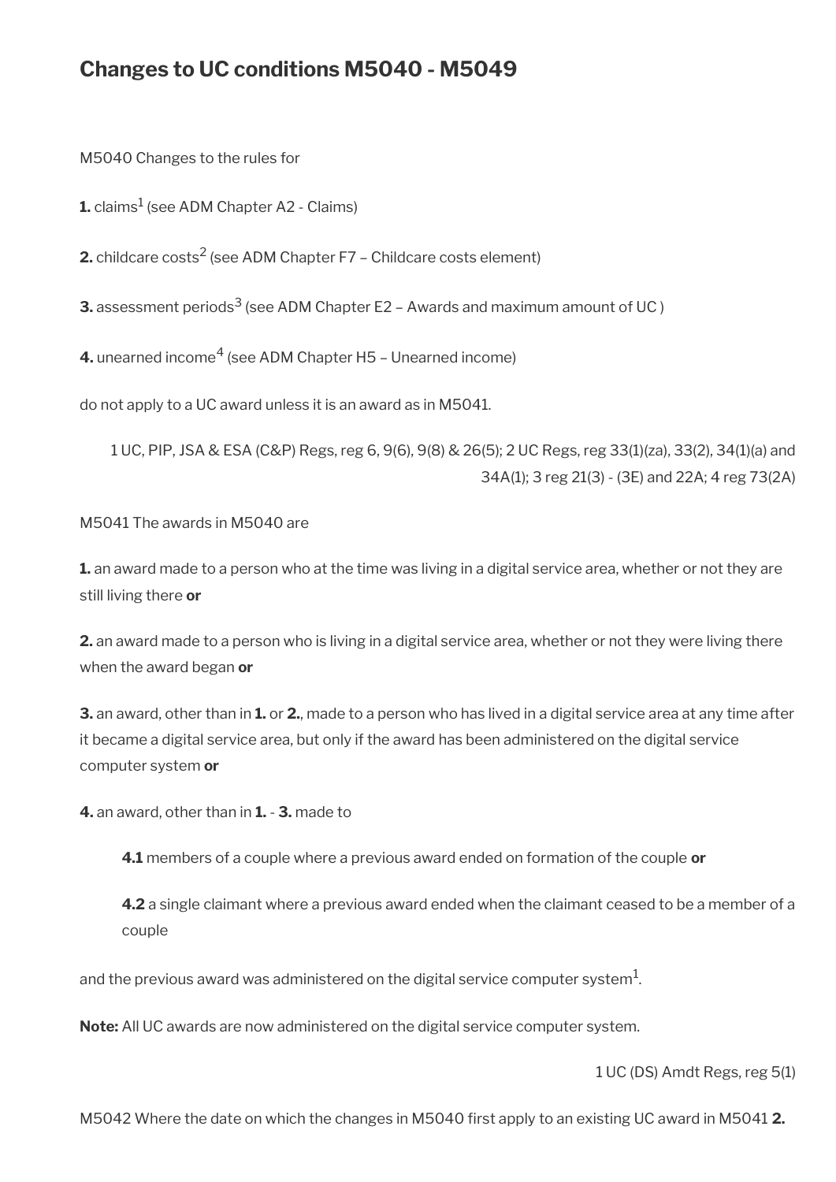## Changes to UC conditions M5040 - M5049

M5040 Changes to the rules for

**1.** claims[1] (see ADM Chapter A2 - Claims)

**2.** childcare costs[2] (see ADM Chapter F7 – Childcare costs element)

**3.** assessment periods[3] (see ADM Chapter E2 – Awards and maximum amount of UC )

**4.** unearned income[4] (see ADM Chapter H5 – Unearned income)

do not apply to a UC award unless it is an award as in M5041.

1 UC, PIP, JSA & ESA (C&P) Regs, reg 6, 9(6), 9(8) & 26(5); 2 UC Regs, reg 33(1)(za), 33(2), 34(1)(a) and 34A(1); 3 reg 21(3) - (3E) and 22A; 4 reg 73(2A)

M5041 The awards in M5040 are

**1.** an award made to a person who at the time was living in a digital service area, whether or not they are still living there **or**

**2.** an award made to a person who is living in a digital service area, whether or not they were living there when the award began **or**

**3.** an award, other than in **1.** or **2.**, made to a person who has lived in a digital service area at any time after it became a digital service area, but only if the award has been administered on the digital service computer system **or**

**4.** an award, other than in **1.** - **3.** made to

> **4.1** members of a couple where a previous award ended on formation of the couple **or**
>
> **4.2** a single claimant where a previous award ended when the claimant ceased to be a member of a couple

and the previous award was administered on the digital service computer system[1].

**Note:** All UC awards are now administered on the digital service computer system.

1 UC (DS) Amdt Regs, reg 5(1)

M5042 Where the date on which the changes in M5040 first apply to an existing UC award in M5041 **2.**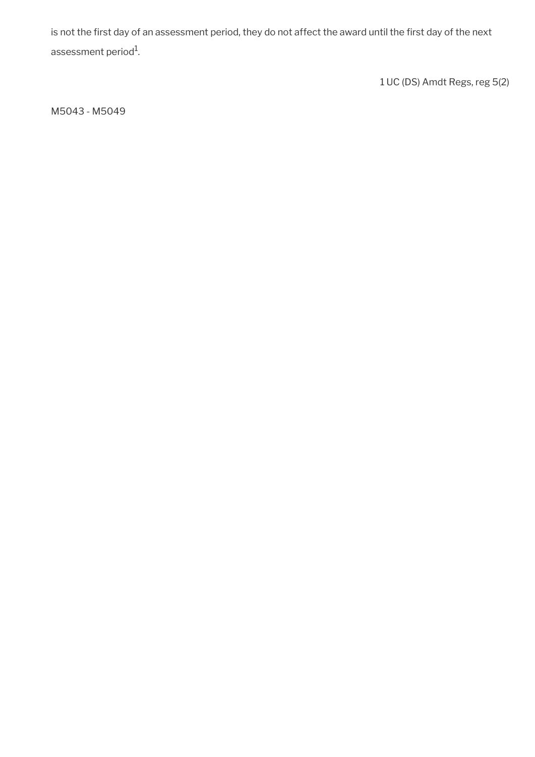is not the first day of an assessment period, they do not affect the award until the first day of the next assessment period[1].

1 UC (DS) Amdt Regs, reg 5(2)

M5043 - M5049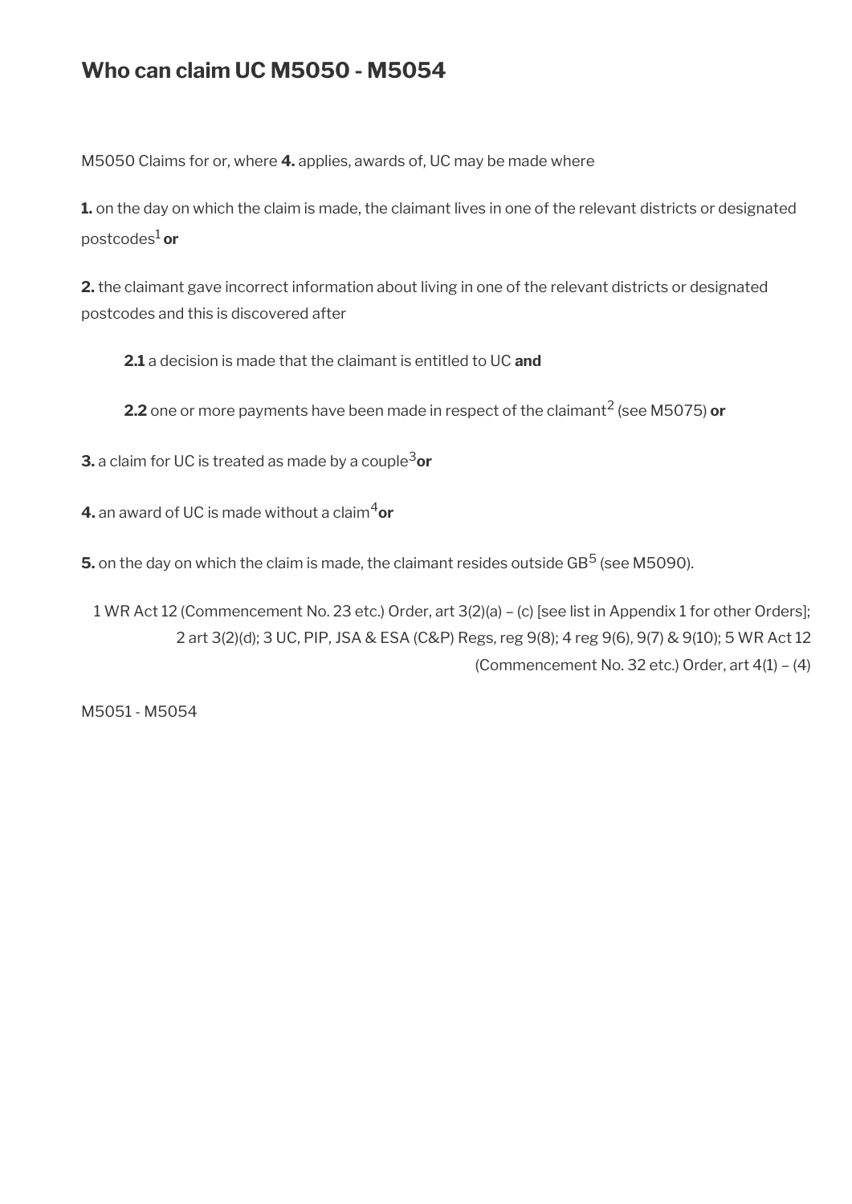## Who can claim UC M5050 - M5054

M5050 Claims for or, where **4.** applies, awards of, UC may be made where

**1.** on the day on which the claim is made, the claimant lives in one of the relevant districts or designated postcodes[1] **or**

**2.** the claimant gave incorrect information about living in one of the relevant districts or designated postcodes and this is discovered after

> **2.1** a decision is made that the claimant is entitled to UC **and**
>
> **2.2** one or more payments have been made in respect of the claimant[2] (see M5075) **or**

**3.** a claim for UC is treated as made by a couple[3] **or**

**4.** an award of UC is made without a claim[4] **or**

**5.** on the day on which the claim is made, the claimant resides outside GB[5] (see M5090).

1 WR Act 12 (Commencement No. 23 etc.) Order, art 3(2)(a) – (c) [see list in Appendix 1 for other Orders]; 2 art 3(2)(d); 3 UC, PIP, JSA & ESA (C&P) Regs, reg 9(8); 4 reg 9(6), 9(7) & 9(10); 5 WR Act 12 (Commencement No. 32 etc.) Order, art 4(1) – (4)

M5051 - M5054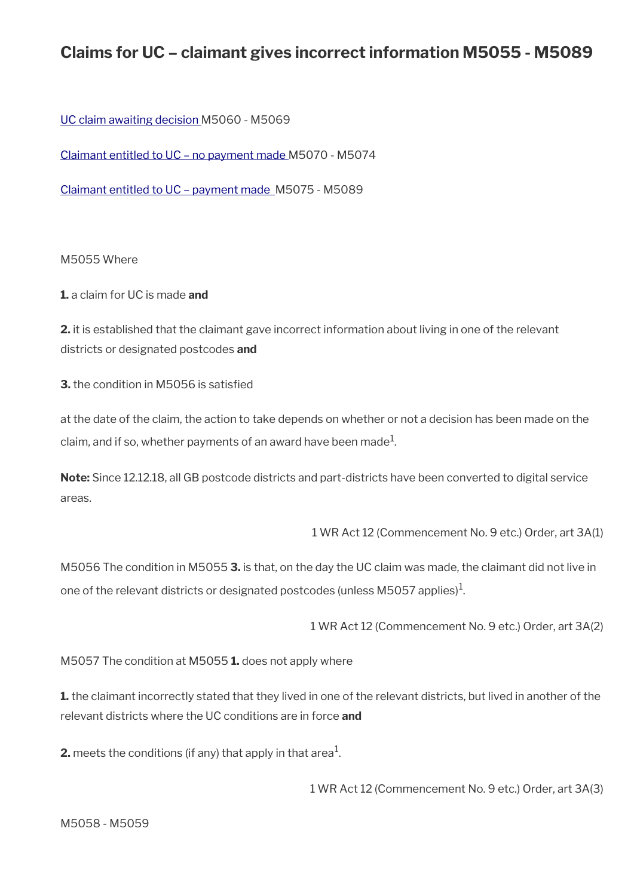## Claims for UC – claimant gives incorrect information M5055 - M5089

UC claim awaiting decision M5060 - M5069

Claimant entitled to UC – no payment made M5070 - M5074

Claimant entitled to UC – payment made M5075 - M5089

M5055 Where

**1.** a claim for UC is made **and**

**2.** it is established that the claimant gave incorrect information about living in one of the relevant districts or designated postcodes **and**

**3.** the condition in M5056 is satisfied

at the date of the claim, the action to take depends on whether or not a decision has been made on the claim, and if so, whether payments of an award have been made[1].

**Note:** Since 12.12.18, all GB postcode districts and part-districts have been converted to digital service areas.

1 WR Act 12 (Commencement No. 9 etc.) Order, art 3A(1)

M5056 The condition in M5055 **3.** is that, on the day the UC claim was made, the claimant did not live in one of the relevant districts or designated postcodes (unless M5057 applies)[1].

1 WR Act 12 (Commencement No. 9 etc.) Order, art 3A(2)

M5057 The condition at M5055 **1.** does not apply where

**1.** the claimant incorrectly stated that they lived in one of the relevant districts, but lived in another of the relevant districts where the UC conditions are in force **and**

**2.** meets the conditions (if any) that apply in that area[1].

1 WR Act 12 (Commencement No. 9 etc.) Order, art 3A(3)

M5058 - M5059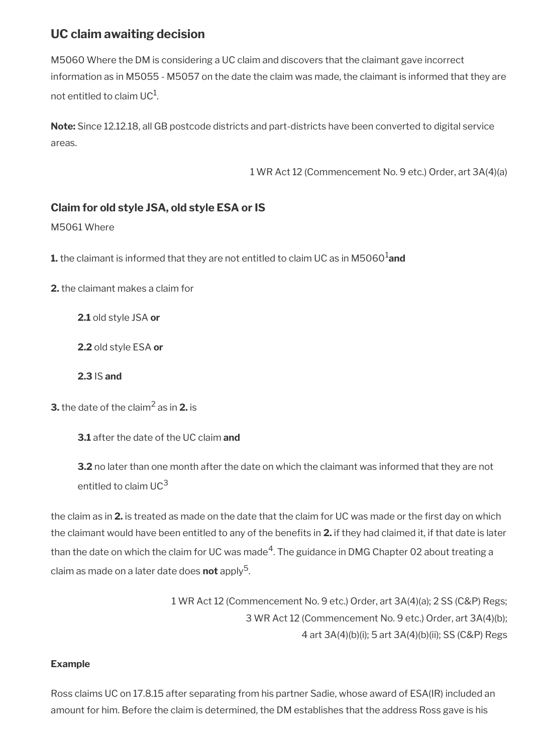## UC claim awaiting decision

M5060 Where the DM is considering a UC claim and discovers that the claimant gave incorrect information as in M5055 - M5057 on the date the claim was made, the claimant is informed that they are not entitled to claim UC[1].

**Note:** Since 12.12.18, all GB postcode districts and part-districts have been converted to digital service areas.

1 WR Act 12 (Commencement No. 9 etc.) Order, art 3A(4)(a)

## Claim for old style JSA, old style ESA or IS

M5061 Where

**1.** the claimant is informed that they are not entitled to claim UC as in M5060[1] **and**

**2.** the claimant makes a claim for

**2.1** old style JSA **or**

**2.2** old style ESA **or**

**2.3** IS **and**

**3.** the date of the claim[2] as in **2.** is

**3.1** after the date of the UC claim **and**

**3.2** no later than one month after the date on which the claimant was informed that they are not entitled to claim UC[3]

the claim as in **2.** is treated as made on the date that the claim for UC was made or the first day on which the claimant would have been entitled to any of the benefits in **2.** if they had claimed it, if that date is later than the date on which the claim for UC was made[4]. The guidance in DMG Chapter 02 about treating a claim as made on a later date does **not** apply[5].

1 WR Act 12 (Commencement No. 9 etc.) Order, art 3A(4)(a); 2 SS (C&P) Regs;
3 WR Act 12 (Commencement No. 9 etc.) Order, art 3A(4)(b);
4 art 3A(4)(b)(i); 5 art 3A(4)(b)(ii); SS (C&P) Regs

**Example**

Ross claims UC on 17.8.15 after separating from his partner Sadie, whose award of ESA(IR) included an amount for him. Before the claim is determined, the DM establishes that the address Ross gave is his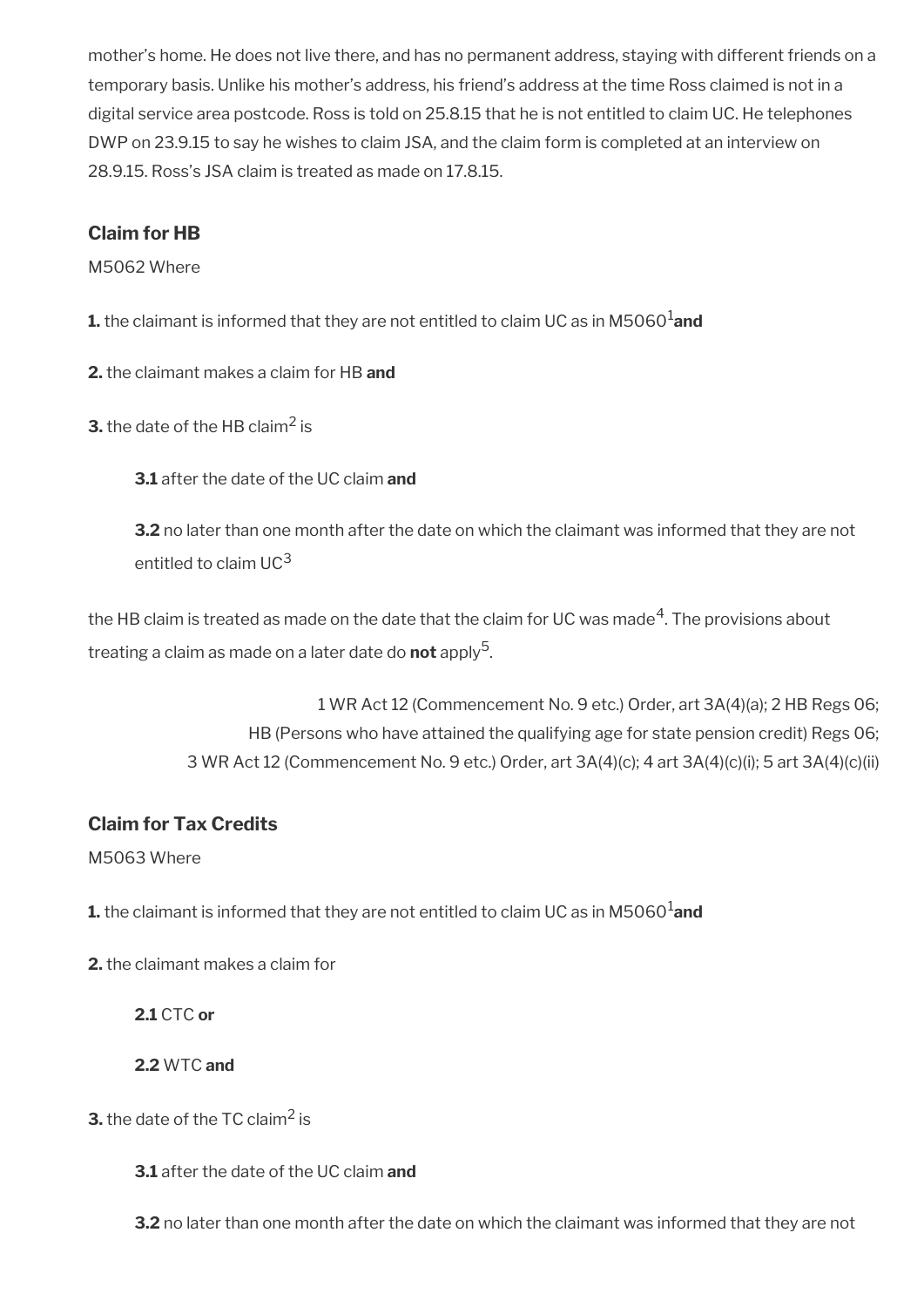mother's home. He does not live there, and has no permanent address, staying with different friends on a temporary basis. Unlike his mother's address, his friend's address at the time Ross claimed is not in a digital service area postcode. Ross is told on 25.8.15 that he is not entitled to claim UC. He telephones DWP on 23.9.15 to say he wishes to claim JSA, and the claim form is completed at an interview on 28.9.15. Ross's JSA claim is treated as made on 17.8.15.

### Claim for HB

M5062 Where

**1.** the claimant is informed that they are not entitled to claim UC as in M5060[1] **and**

**2.** the claimant makes a claim for HB **and**

**3.** the date of the HB claim[2] is

> **3.1** after the date of the UC claim **and**
>
> **3.2** no later than one month after the date on which the claimant was informed that they are not entitled to claim UC[3]

the HB claim is treated as made on the date that the claim for UC was made[4]. The provisions about treating a claim as made on a later date do **not** apply[5].

1 WR Act 12 (Commencement No. 9 etc.) Order, art 3A(4)(a); 2 HB Regs 06; HB (Persons who have attained the qualifying age for state pension credit) Regs 06; 3 WR Act 12 (Commencement No. 9 etc.) Order, art 3A(4)(c); 4 art 3A(4)(c)(i); 5 art 3A(4)(c)(ii)

### Claim for Tax Credits

M5063 Where

**1.** the claimant is informed that they are not entitled to claim UC as in M5060[1] **and**

**2.** the claimant makes a claim for

> **2.1** CTC **or**
>
> **2.2** WTC **and**

**3.** the date of the TC claim[2] is

> **3.1** after the date of the UC claim **and**
>
> **3.2** no later than one month after the date on which the claimant was informed that they are not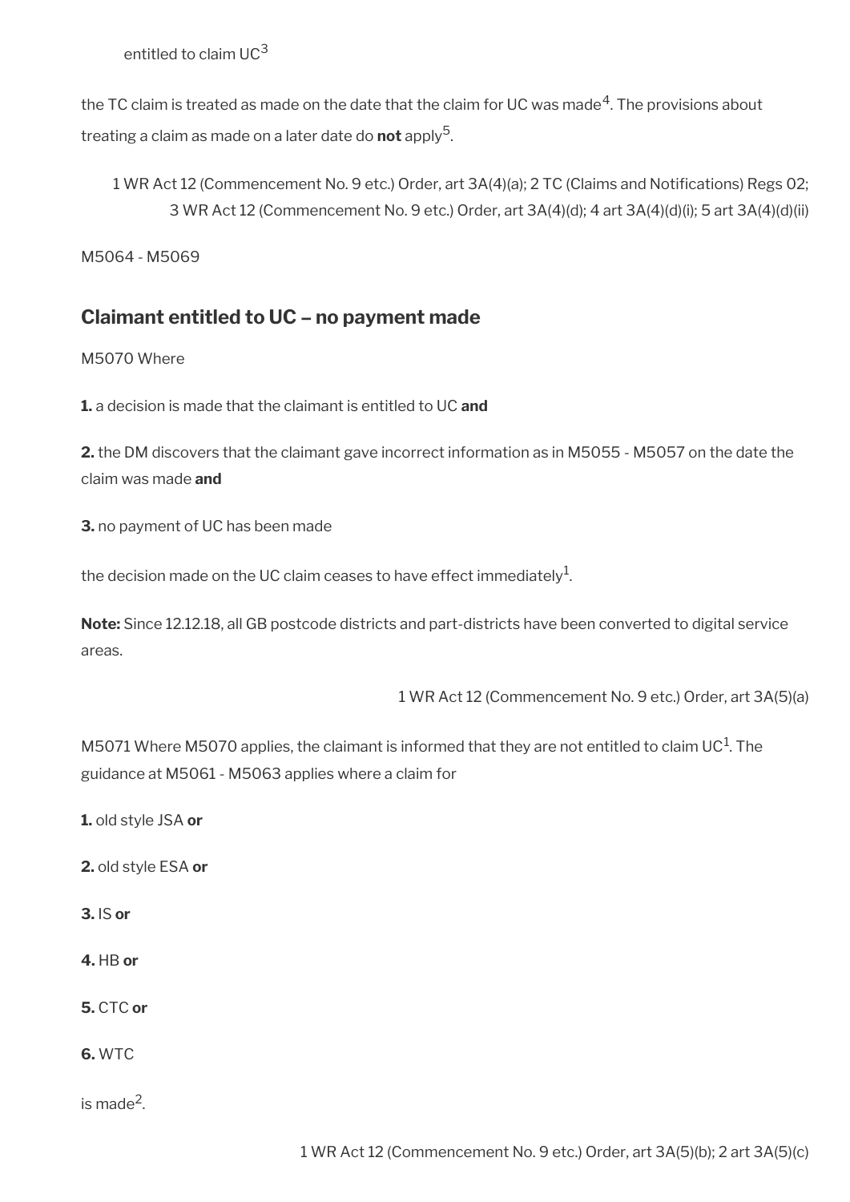entitled to claim UC[3]

the TC claim is treated as made on the date that the claim for UC was made[4]. The provisions about treating a claim as made on a later date do **not** apply[5].

1 WR Act 12 (Commencement No. 9 etc.) Order, art 3A(4)(a); 2 TC (Claims and Notifications) Regs 02; 3 WR Act 12 (Commencement No. 9 etc.) Order, art 3A(4)(d); 4 art 3A(4)(d)(i); 5 art 3A(4)(d)(ii)

M5064 - M5069

## Claimant entitled to UC – no payment made

M5070 Where

**1.** a decision is made that the claimant is entitled to UC **and**

**2.** the DM discovers that the claimant gave incorrect information as in M5055 - M5057 on the date the claim was made **and**

**3.** no payment of UC has been made

the decision made on the UC claim ceases to have effect immediately[1].

**Note:** Since 12.12.18, all GB postcode districts and part-districts have been converted to digital service areas.

1 WR Act 12 (Commencement No. 9 etc.) Order, art 3A(5)(a)

M5071 Where M5070 applies, the claimant is informed that they are not entitled to claim UC[1]. The guidance at M5061 - M5063 applies where a claim for

**1.** old style JSA **or**

**2.** old style ESA **or**

**3.** IS **or**

**4.** HB **or**

**5.** CTC **or**

**6.** WTC

is made[2].

1 WR Act 12 (Commencement No. 9 etc.) Order, art 3A(5)(b); 2 art 3A(5)(c)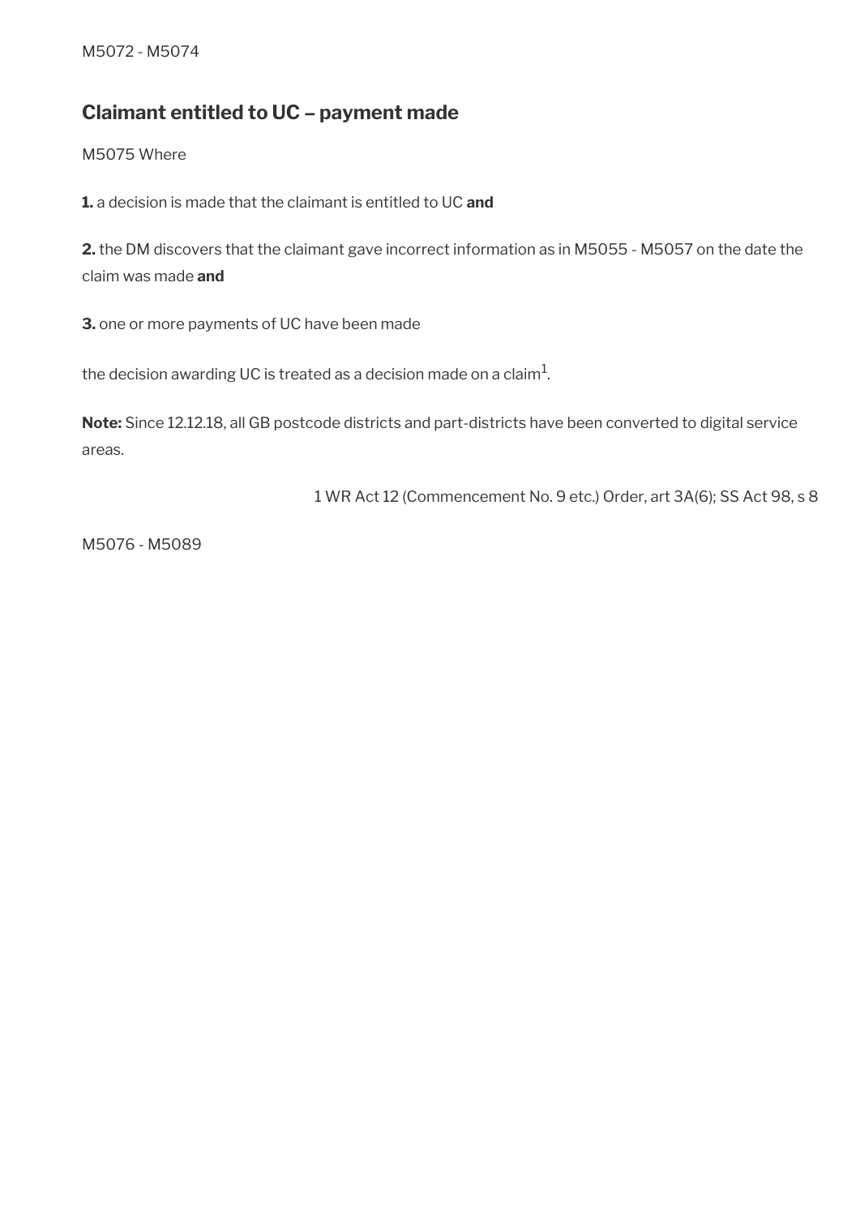M5072 - M5074

## Claimant entitled to UC – payment made

M5075 Where

**1.** a decision is made that the claimant is entitled to UC **and**

**2.** the DM discovers that the claimant gave incorrect information as in M5055 - M5057 on the date the claim was made **and**

**3.** one or more payments of UC have been made

the decision awarding UC is treated as a decision made on a claim[1].

**Note:** Since 12.12.18, all GB postcode districts and part-districts have been converted to digital service areas.

1 WR Act 12 (Commencement No. 9 etc.) Order, art 3A(6); SS Act 98, s 8

M5076 - M5089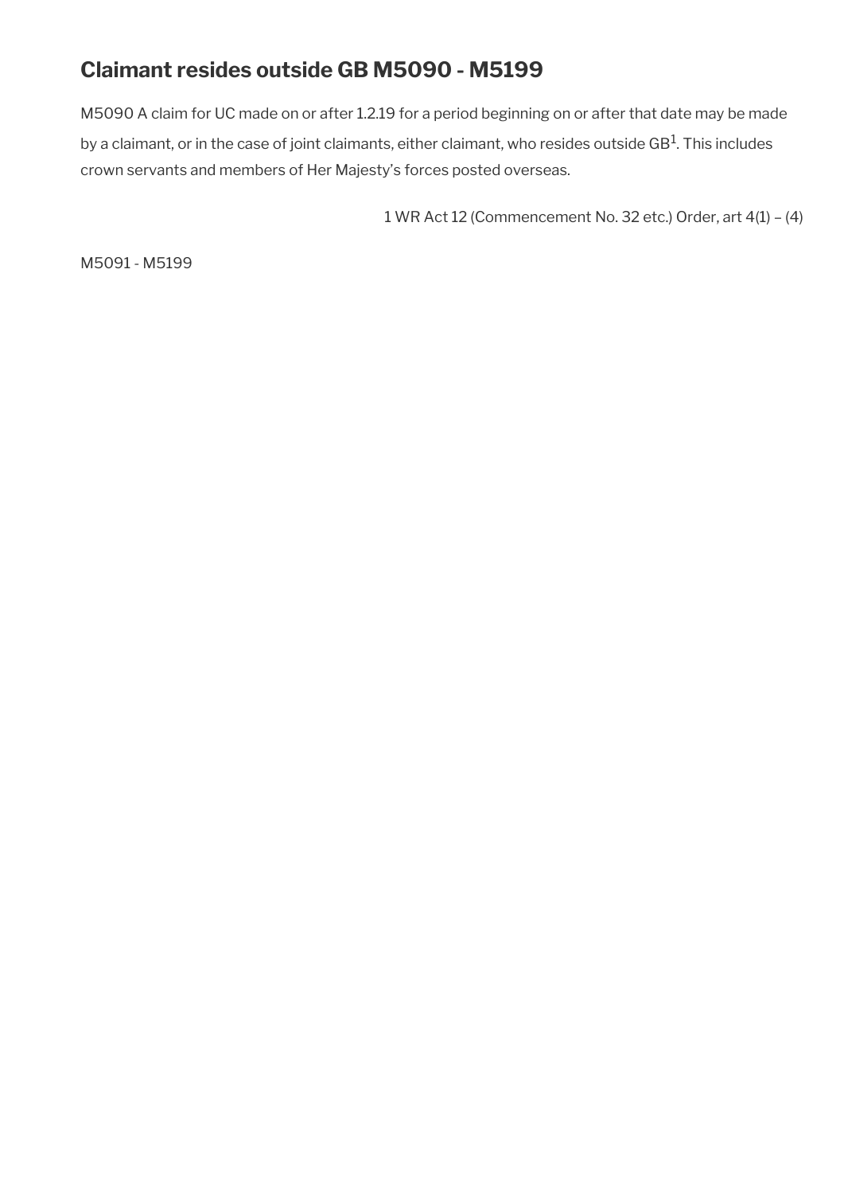## Claimant resides outside GB M5090 - M5199

M5090 A claim for UC made on or after 1.2.19 for a period beginning on or after that date may be made by a claimant, or in the case of joint claimants, either claimant, who resides outside GB[1]. This includes crown servants and members of Her Majesty's forces posted overseas.

1 WR Act 12 (Commencement No. 32 etc.) Order, art 4(1) – (4)

M5091 - M5199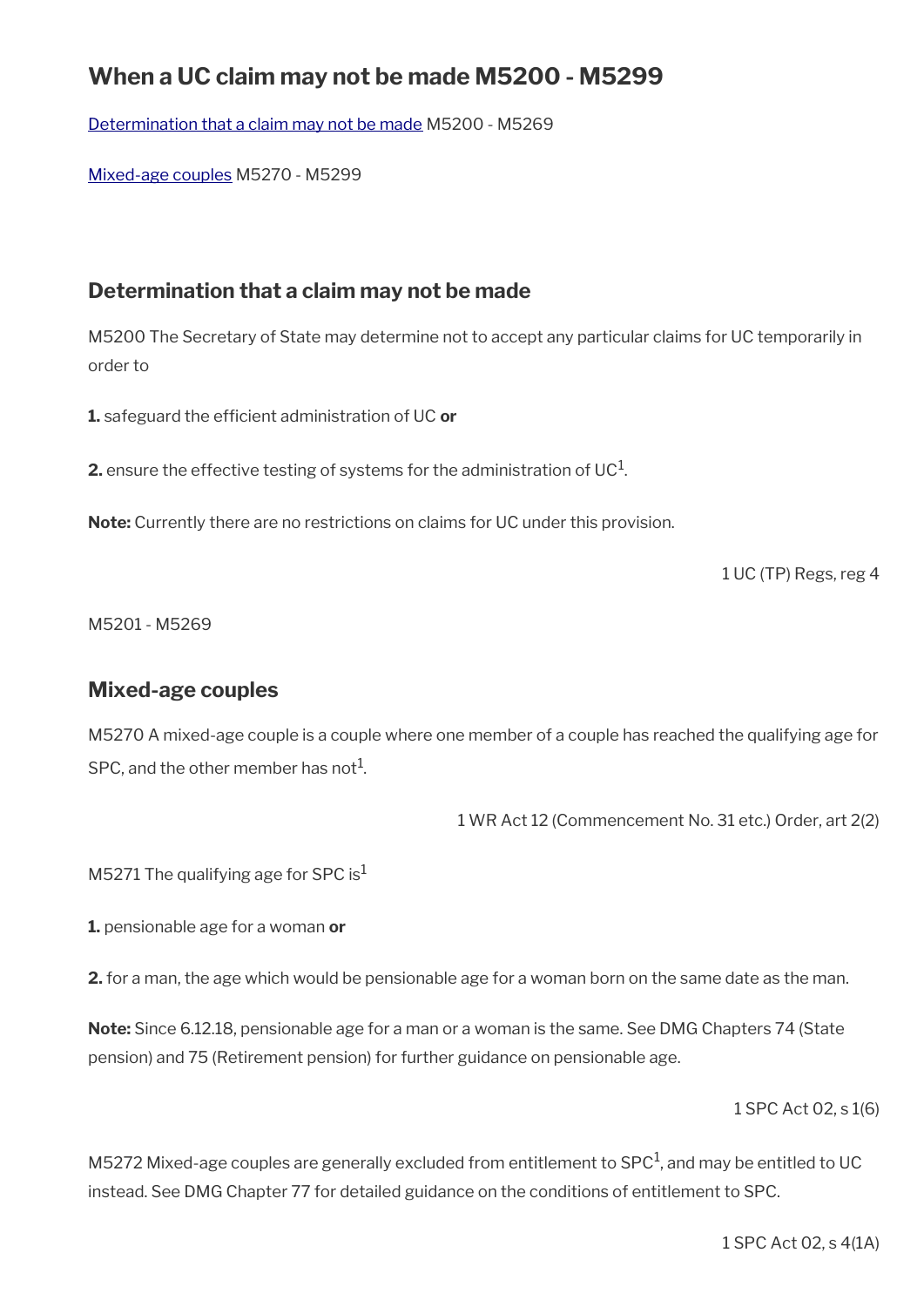## When a UC claim may not be made M5200 - M5299

Determination that a claim may not be made M5200 - M5269

Mixed-age couples M5270 - M5299

### Determination that a claim may not be made

M5200 The Secretary of State may determine not to accept any particular claims for UC temporarily in order to

**1.** safeguard the efficient administration of UC **or**

**2.** ensure the effective testing of systems for the administration of UC[1].

**Note:** Currently there are no restrictions on claims for UC under this provision.

1 UC (TP) Regs, reg 4

M5201 - M5269

### Mixed-age couples

M5270 A mixed-age couple is a couple where one member of a couple has reached the qualifying age for SPC, and the other member has not[1].

1 WR Act 12 (Commencement No. 31 etc.) Order, art 2(2)

M5271 The qualifying age for SPC is[1]

**1.** pensionable age for a woman **or**

**2.** for a man, the age which would be pensionable age for a woman born on the same date as the man.

**Note:** Since 6.12.18, pensionable age for a man or a woman is the same. See DMG Chapters 74 (State pension) and 75 (Retirement pension) for further guidance on pensionable age.

1 SPC Act 02, s 1(6)

M5272 Mixed-age couples are generally excluded from entitlement to SPC[1], and may be entitled to UC instead. See DMG Chapter 77 for detailed guidance on the conditions of entitlement to SPC.

1 SPC Act 02, s 4(1A)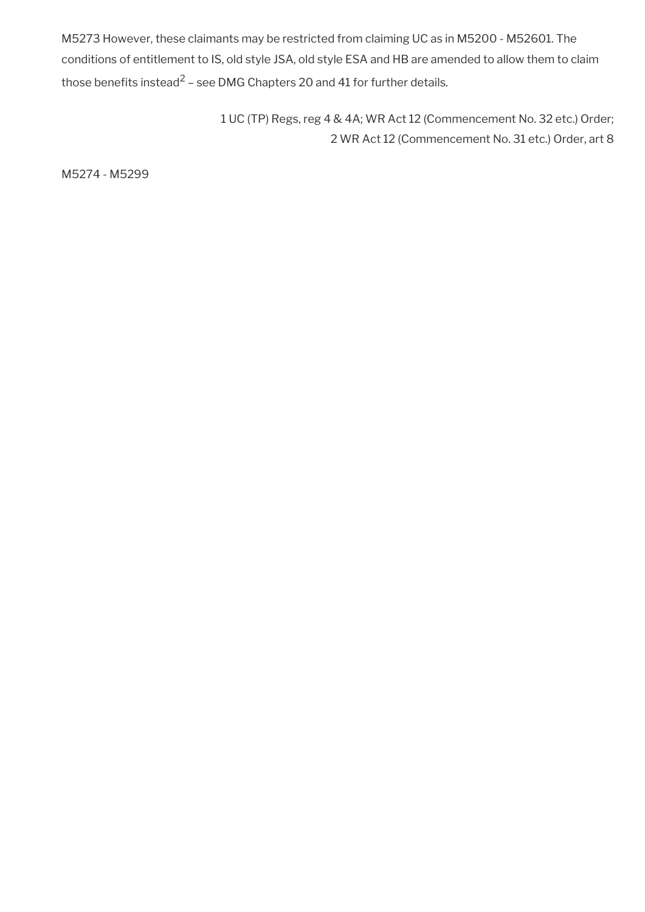M5273 However, these claimants may be restricted from claiming UC as in M5200 - M5260[1]. The conditions of entitlement to IS, old style JSA, old style ESA and HB are amended to allow them to claim those benefits instead[2] – see DMG Chapters 20 and 41 for further details.

1 UC (TP) Regs, reg 4 & 4A; WR Act 12 (Commencement No. 32 etc.) Order;
2 WR Act 12 (Commencement No. 31 etc.) Order, art 8

M5274 - M5299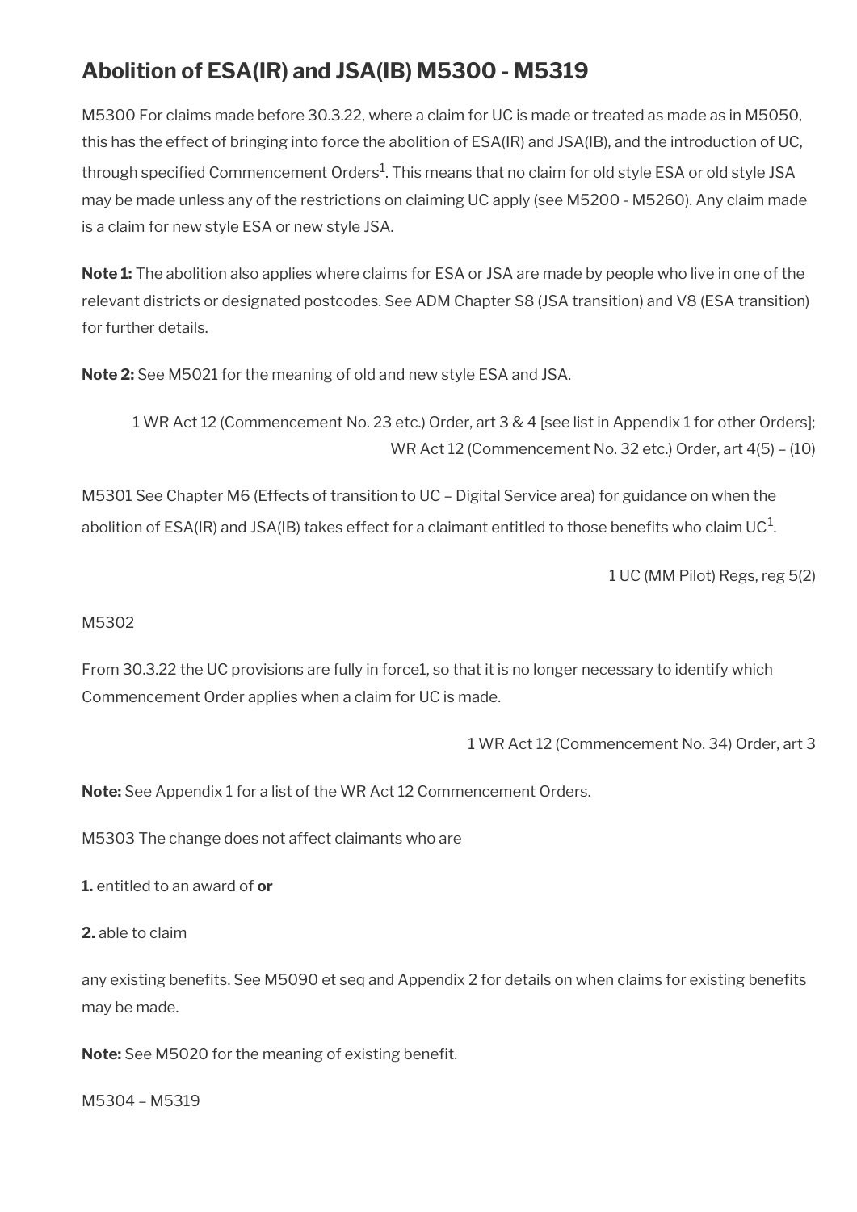## Abolition of ESA(IR) and JSA(IB) M5300 - M5319

M5300 For claims made before 30.3.22, where a claim for UC is made or treated as made as in M5050, this has the effect of bringing into force the abolition of ESA(IR) and JSA(IB), and the introduction of UC, through specified Commencement Orders[1]. This means that no claim for old style ESA or old style JSA may be made unless any of the restrictions on claiming UC apply (see M5200 - M5260). Any claim made is a claim for new style ESA or new style JSA.

**Note 1:** The abolition also applies where claims for ESA or JSA are made by people who live in one of the relevant districts or designated postcodes. See ADM Chapter S8 (JSA transition) and V8 (ESA transition) for further details.

**Note 2:** See M5021 for the meaning of old and new style ESA and JSA.

1 WR Act 12 (Commencement No. 23 etc.) Order, art 3 & 4 [see list in Appendix 1 for other Orders]; WR Act 12 (Commencement No. 32 etc.) Order, art 4(5) – (10)

M5301 See Chapter M6 (Effects of transition to UC – Digital Service area) for guidance on when the abolition of ESA(IR) and JSA(IB) takes effect for a claimant entitled to those benefits who claim UC[1].

1 UC (MM Pilot) Regs, reg 5(2)

M5302

From 30.3.22 the UC provisions are fully in force1, so that it is no longer necessary to identify which Commencement Order applies when a claim for UC is made.

1 WR Act 12 (Commencement No. 34) Order, art 3

**Note:** See Appendix 1 for a list of the WR Act 12 Commencement Orders.

M5303 The change does not affect claimants who are

**1.** entitled to an award of **or**

**2.** able to claim

any existing benefits. See M5090 et seq and Appendix 2 for details on when claims for existing benefits may be made.

**Note:** See M5020 for the meaning of existing benefit.

M5304 – M5319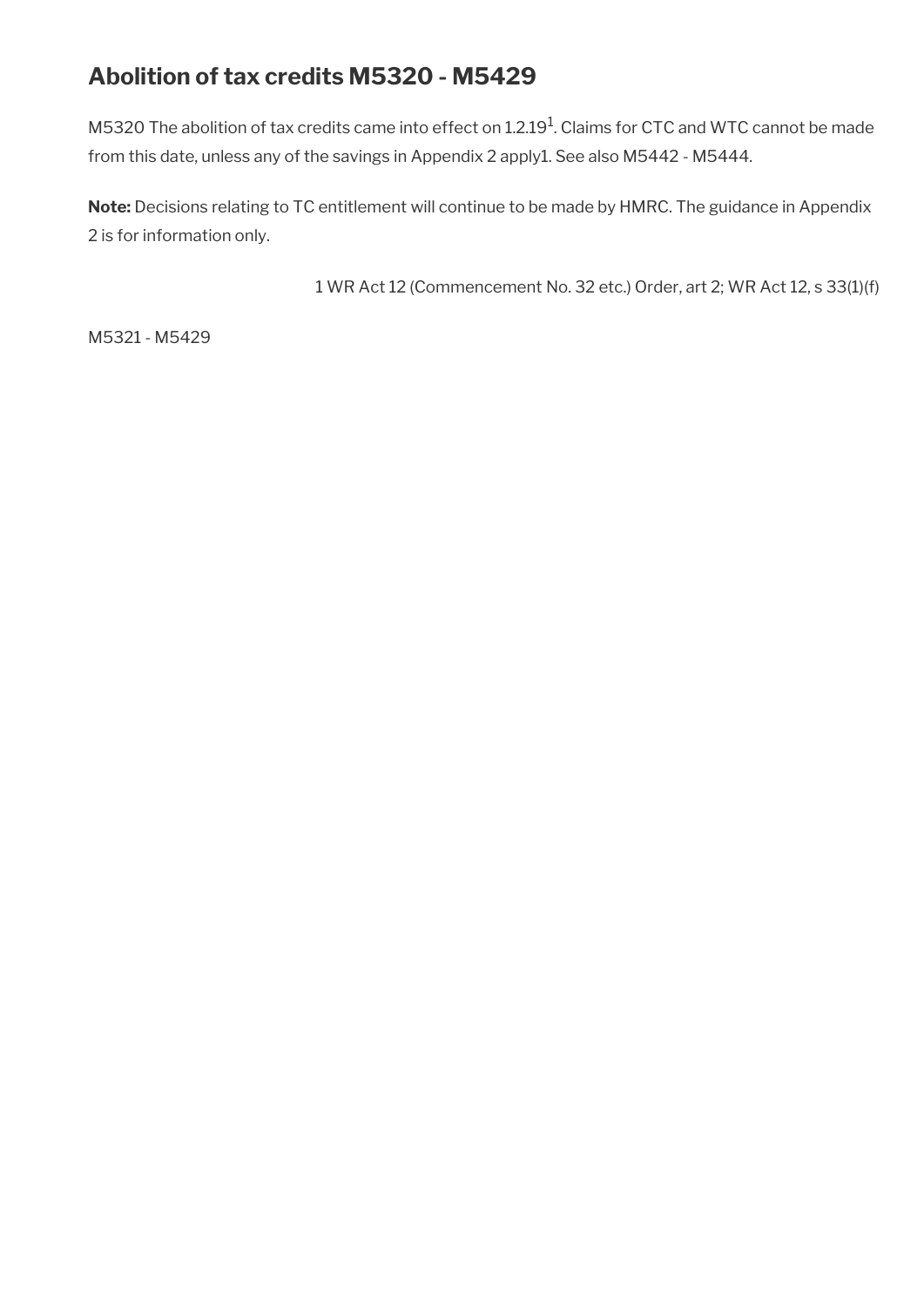## Abolition of tax credits M5320 - M5429

M5320 The abolition of tax credits came into effect on 1.2.19[1]. Claims for CTC and WTC cannot be made from this date, unless any of the savings in Appendix 2 apply1. See also M5442 - M5444.

**Note:** Decisions relating to TC entitlement will continue to be made by HMRC. The guidance in Appendix 2 is for information only.

1 WR Act 12 (Commencement No. 32 etc.) Order, art 2; WR Act 12, s 33(1)(f)

M5321 - M5429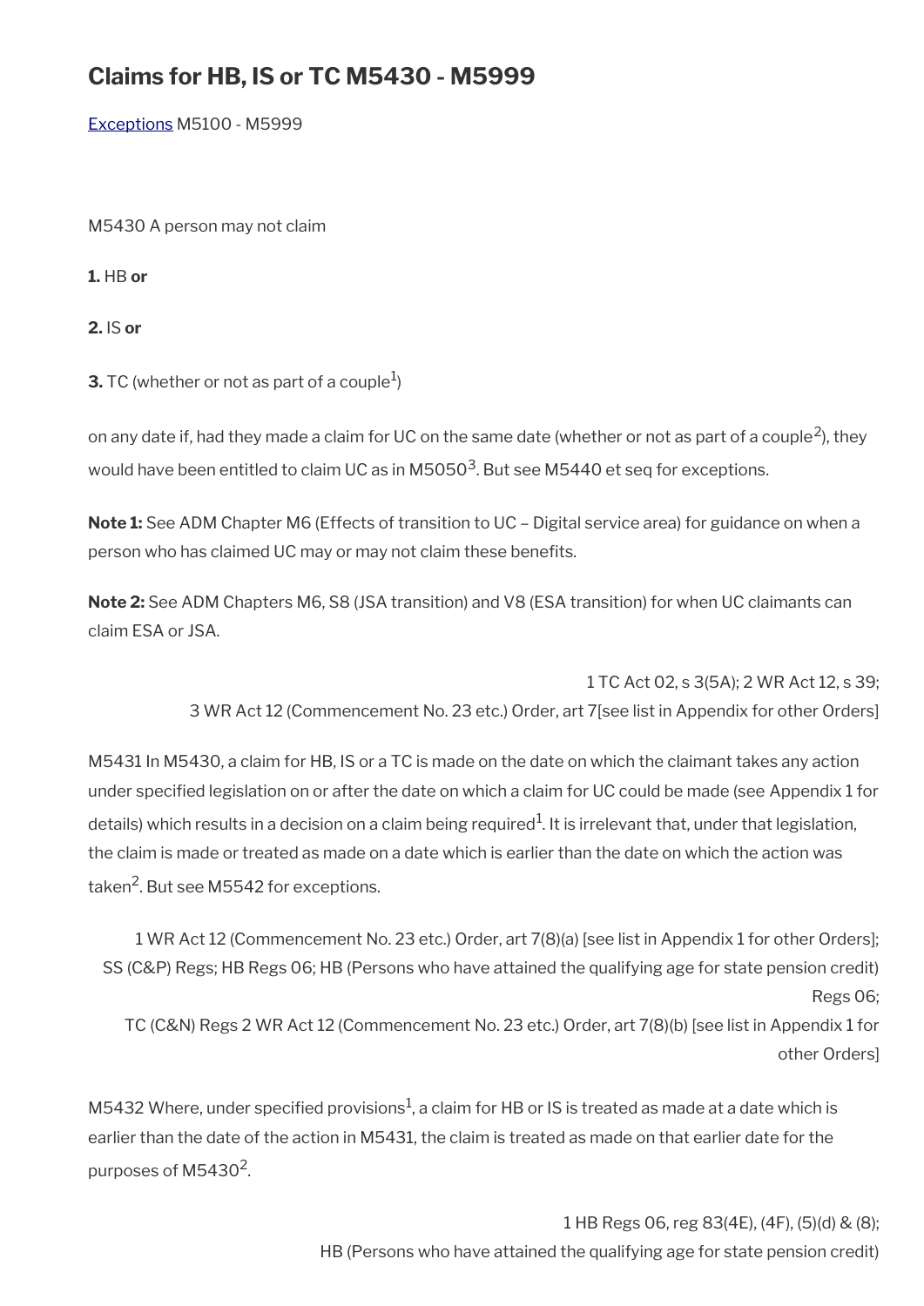## Claims for HB, IS or TC M5430 - M5999

Exceptions M5100 - M5999

M5430 A person may not claim

**1.** HB **or**

**2.** IS **or**

**3.** TC (whether or not as part of a couple[1])

on any date if, had they made a claim for UC on the same date (whether or not as part of a couple[2]), they would have been entitled to claim UC as in M5050[3]. But see M5440 et seq for exceptions.

**Note 1:** See ADM Chapter M6 (Effects of transition to UC – Digital service area) for guidance on when a person who has claimed UC may or may not claim these benefits.

**Note 2:** See ADM Chapters M6, S8 (JSA transition) and V8 (ESA transition) for when UC claimants can claim ESA or JSA.

1 TC Act 02, s 3(5A); 2 WR Act 12, s 39;
3 WR Act 12 (Commencement No. 23 etc.) Order, art 7[see list in Appendix for other Orders]

M5431 In M5430, a claim for HB, IS or a TC is made on the date on which the claimant takes any action under specified legislation on or after the date on which a claim for UC could be made (see Appendix 1 for details) which results in a decision on a claim being required[1]. It is irrelevant that, under that legislation, the claim is made or treated as made on a date which is earlier than the date on which the action was taken[2]. But see M5542 for exceptions.

1 WR Act 12 (Commencement No. 23 etc.) Order, art 7(8)(a) [see list in Appendix 1 for other Orders]; SS (C&P) Regs; HB Regs 06; HB (Persons who have attained the qualifying age for state pension credit) Regs 06;
TC (C&N) Regs 2 WR Act 12 (Commencement No. 23 etc.) Order, art 7(8)(b) [see list in Appendix 1 for other Orders]

M5432 Where, under specified provisions[1], a claim for HB or IS is treated as made at a date which is earlier than the date of the action in M5431, the claim is treated as made on that earlier date for the purposes of M5430[2].

1 HB Regs 06, reg 83(4E), (4F), (5)(d) & (8);
HB (Persons who have attained the qualifying age for state pension credit)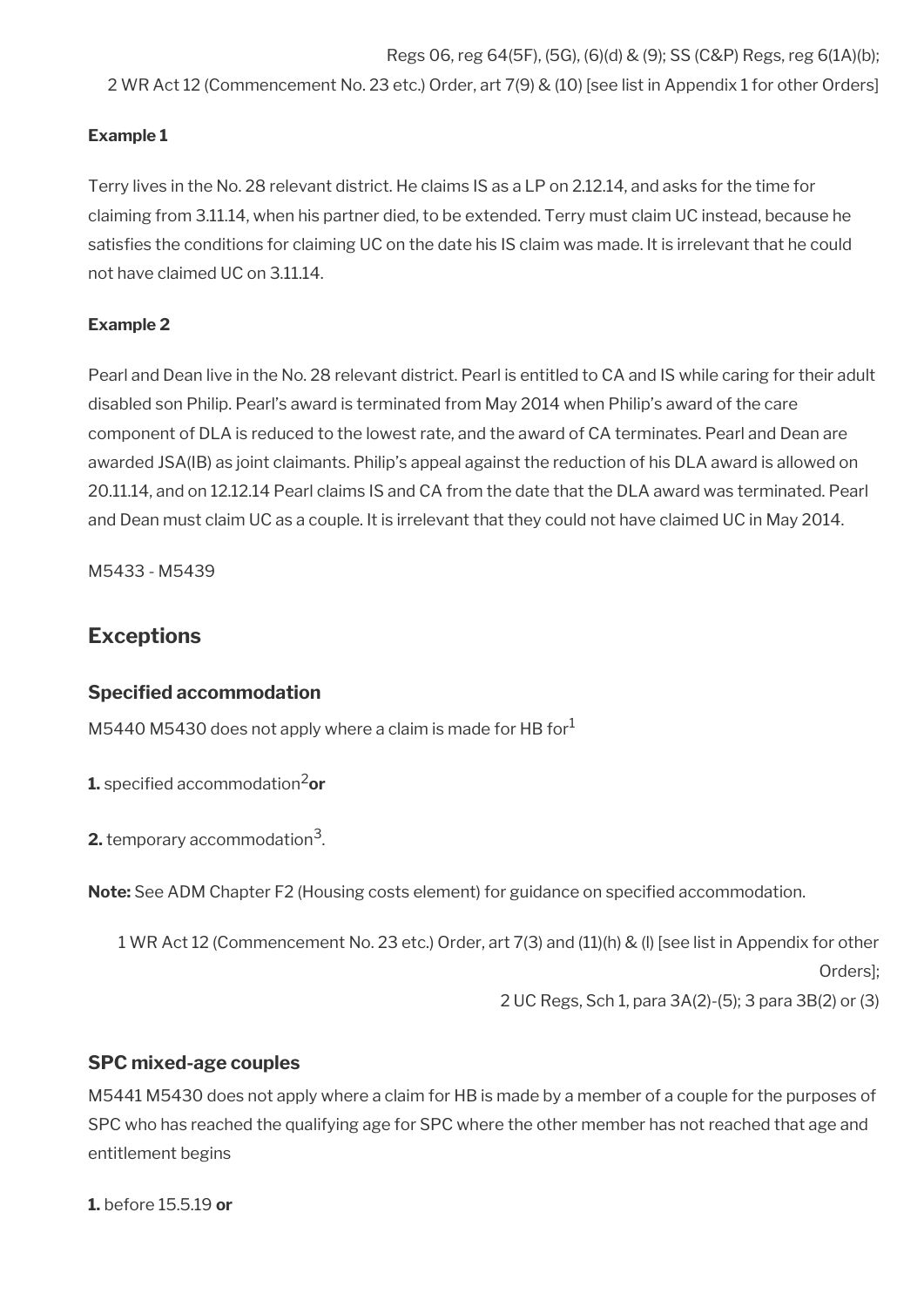Regs 06, reg 64(5F), (5G), (6)(d) & (9); SS (C&P) Regs, reg 6(1A)(b);
2 WR Act 12 (Commencement No. 23 etc.) Order, art 7(9) & (10) [see list in Appendix 1 for other Orders]

**Example 1**

Terry lives in the No. 28 relevant district. He claims IS as a LP on 2.12.14, and asks for the time for claiming from 3.11.14, when his partner died, to be extended. Terry must claim UC instead, because he satisfies the conditions for claiming UC on the date his IS claim was made. It is irrelevant that he could not have claimed UC on 3.11.14.

**Example 2**

Pearl and Dean live in the No. 28 relevant district. Pearl is entitled to CA and IS while caring for their adult disabled son Philip. Pearl's award is terminated from May 2014 when Philip's award of the care component of DLA is reduced to the lowest rate, and the award of CA terminates. Pearl and Dean are awarded JSA(IB) as joint claimants. Philip's appeal against the reduction of his DLA award is allowed on 20.11.14, and on 12.12.14 Pearl claims IS and CA from the date that the DLA award was terminated. Pearl and Dean must claim UC as a couple. It is irrelevant that they could not have claimed UC in May 2014.

M5433 - M5439

## Exceptions

### Specified accommodation

M5440 M5430 does not apply where a claim is made for HB for[1]

**1.** specified accommodation[2] **or**

**2.** temporary accommodation[3].

**Note:** See ADM Chapter F2 (Housing costs element) for guidance on specified accommodation.

1 WR Act 12 (Commencement No. 23 etc.) Order, art 7(3) and (11)(h) & (l) [see list in Appendix for other Orders];
2 UC Regs, Sch 1, para 3A(2)-(5); 3 para 3B(2) or (3)

### SPC mixed-age couples

M5441 M5430 does not apply where a claim for HB is made by a member of a couple for the purposes of SPC who has reached the qualifying age for SPC where the other member has not reached that age and entitlement begins

**1.** before 15.5.19 **or**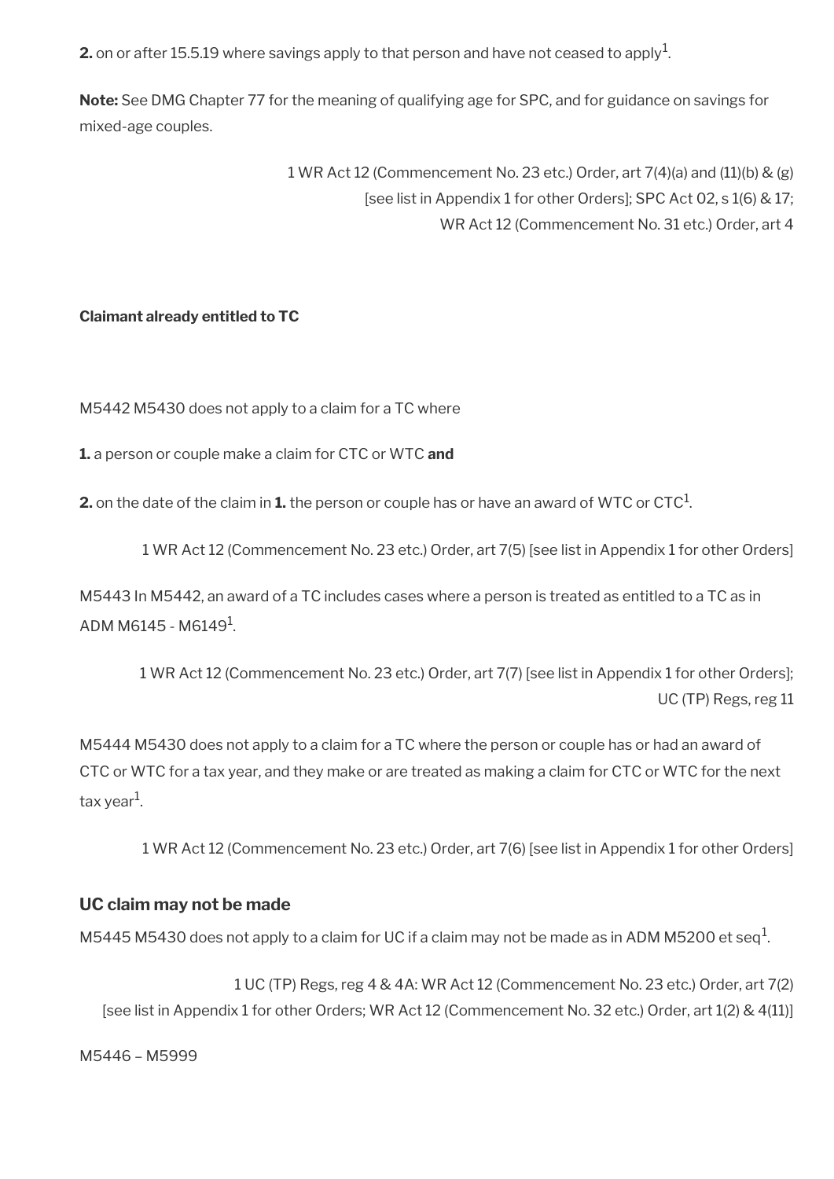**2.** on or after 15.5.19 where savings apply to that person and have not ceased to apply[1].

**Note:** See DMG Chapter 77 for the meaning of qualifying age for SPC, and for guidance on savings for mixed-age couples.

1 WR Act 12 (Commencement No. 23 etc.) Order, art 7(4)(a) and (11)(b) & (g) [see list in Appendix 1 for other Orders]; SPC Act 02, s 1(6) & 17; WR Act 12 (Commencement No. 31 etc.) Order, art 4

**Claimant already entitled to TC**

M5442 M5430 does not apply to a claim for a TC where

**1.** a person or couple make a claim for CTC or WTC **and**

**2.** on the date of the claim in **1.** the person or couple has or have an award of WTC or CTC[1].

1 WR Act 12 (Commencement No. 23 etc.) Order, art 7(5) [see list in Appendix 1 for other Orders]

M5443 In M5442, an award of a TC includes cases where a person is treated as entitled to a TC as in ADM M6145 - M6149[1].

1 WR Act 12 (Commencement No. 23 etc.) Order, art 7(7) [see list in Appendix 1 for other Orders]; UC (TP) Regs, reg 11

M5444 M5430 does not apply to a claim for a TC where the person or couple has or had an award of CTC or WTC for a tax year, and they make or are treated as making a claim for CTC or WTC for the next tax year[1].

1 WR Act 12 (Commencement No. 23 etc.) Order, art 7(6) [see list in Appendix 1 for other Orders]

## UC claim may not be made

M5445 M5430 does not apply to a claim for UC if a claim may not be made as in ADM M5200 et seq[1].

1 UC (TP) Regs, reg 4 & 4A: WR Act 12 (Commencement No. 23 etc.) Order, art 7(2) [see list in Appendix 1 for other Orders; WR Act 12 (Commencement No. 32 etc.) Order, art 1(2) & 4(11)]

M5446 – M5999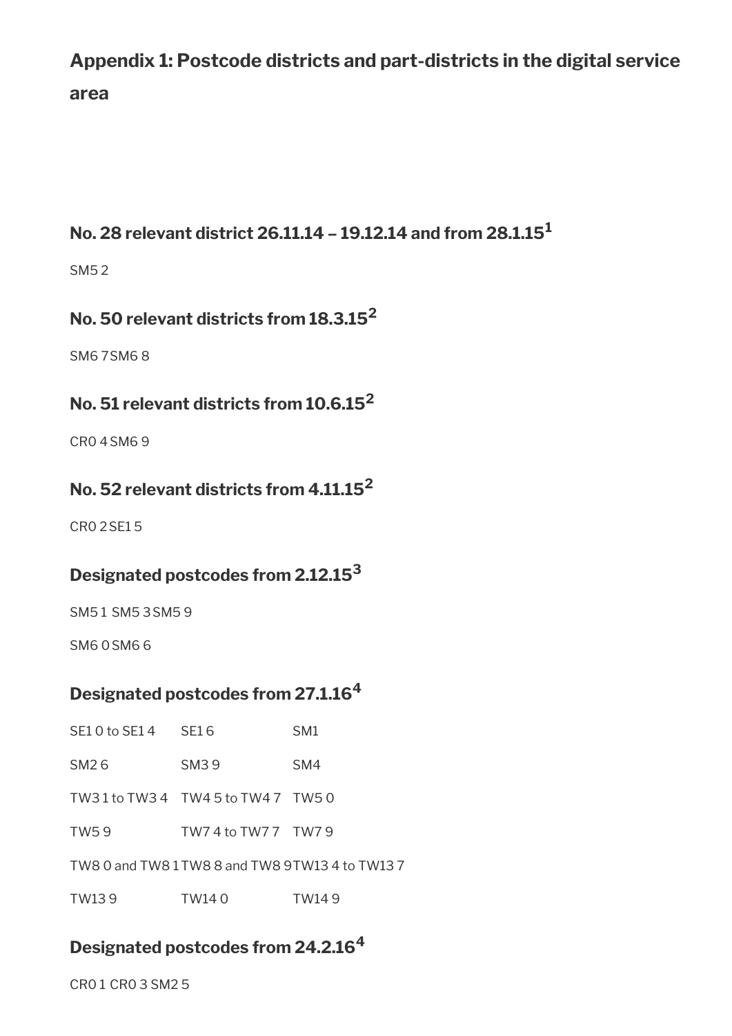## Appendix 1: Postcode districts and part-districts in the digital service area

### No. 28 relevant district 26.11.14 – 19.12.14 and from 28.1.15[1]

SM5 2

### No. 50 relevant districts from 18.3.15[2]

SM6 7 SM6 8

### No. 51 relevant districts from 10.6.15[2]

CR0 4 SM6 9

### No. 52 relevant districts from 4.11.15[2]

CR0 2 SE1 5

### Designated postcodes from 2.12.15[3]

SM5 1 SM5 3 SM5 9

SM6 0 SM6 6

### Designated postcodes from 27.1.16[4]

| | | |
|---|---|---|
| SE1 0 to SE1 4 | SE1 6 | SM1 |
| SM2 6 | SM3 9 | SM4 |
| TW3 1 to TW3 4 | TW4 5 to TW4 7 | TW5 0 |
| TW5 9 | TW7 4 to TW7 7 | TW7 9 |
| TW8 0 and TW8 1 | TW8 8 and TW8 9 | TW13 4 to TW13 7 |
| TW13 9 | TW14 0 | TW14 9 |

### Designated postcodes from 24.2.16[4]

CR0 1 CR0 3 SM2 5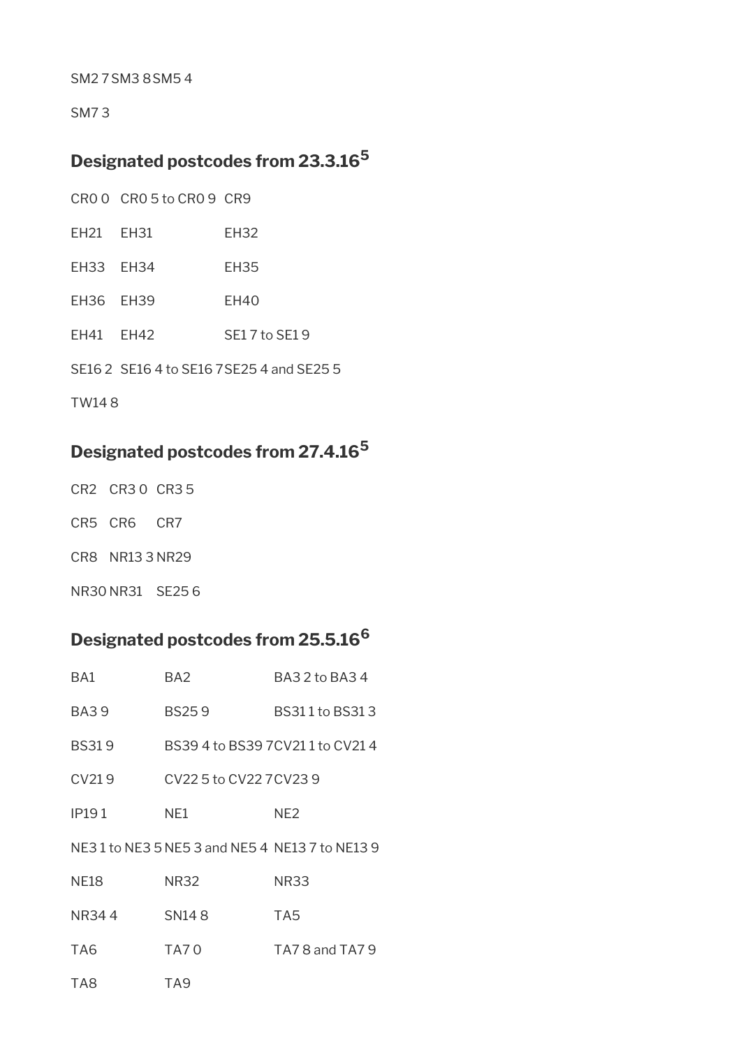SM2 7 SM3 8 SM5 4

SM7 3

## Designated postcodes from 23.3.16[5]

| | | |
|---|---|---|
| CR0 0 | CR0 5 to CR0 9 | CR9 |
| EH21 | EH31 | EH32 |
| EH33 | EH34 | EH35 |
| EH36 | EH39 | EH40 |
| EH41 | EH42 | SE1 7 to SE1 9 |
| SE16 2 | SE16 4 to SE16 7 | SE25 4 and SE25 5 |
| TW14 8 | | |

## Designated postcodes from 27.4.16[5]

| | | |
|---|---|---|
| CR2 | CR3 0 | CR3 5 |
| CR5 | CR6 | CR7 |
| CR8 | NR13 3 | NR29 |
| NR30 | NR31 | SE25 6 |

## Designated postcodes from 25.5.16[6]

| | | |
|---|---|---|
| BA1 | BA2 | BA3 2 to BA3 4 |
| BA3 9 | BS25 9 | BS31 1 to BS31 3 |
| BS31 9 | BS39 4 to BS39 7 | CV21 1 to CV21 4 |
| CV21 9 | CV22 5 to CV22 7 | CV23 9 |
| IP19 1 | NE1 | NE2 |
| NE3 1 to NE3 5 | NE5 3 and NE5 4 | NE13 7 to NE13 9 |
| NE18 | NR32 | NR33 |
| NR34 4 | SN14 8 | TA5 |
| TA6 | TA7 0 | TA7 8 and TA7 9 |
| TA8 | TA9 | |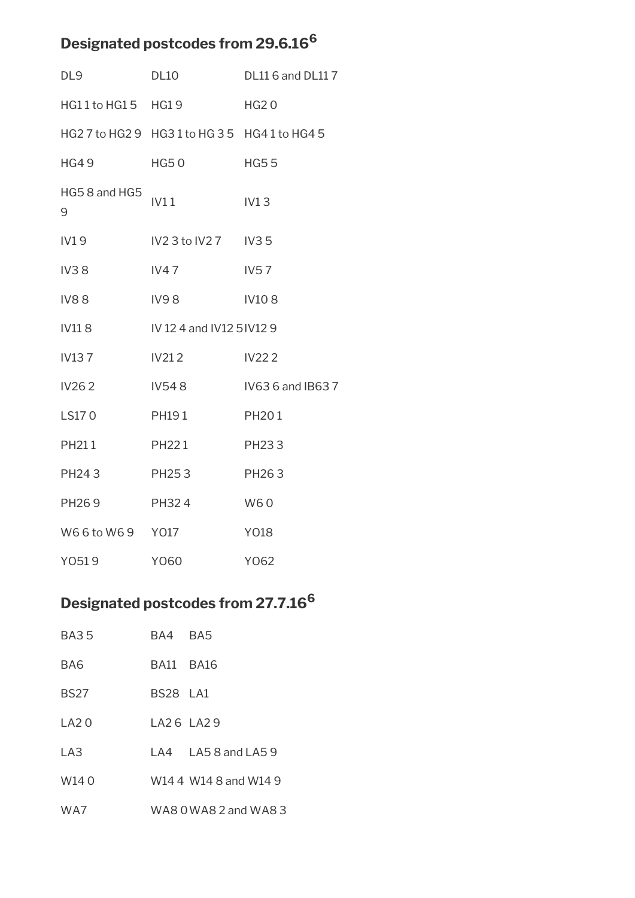## Designated postcodes from 29.6.16[6]

| | | |
|---|---|---|
| DL9 | DL10 | DL11 6 and DL11 7 |
| HG1 1 to HG1 5 | HG1 9 | HG2 0 |
| HG2 7 to HG2 9 | HG3 1 to HG 3 5 | HG4 1 to HG4 5 |
| HG4 9 | HG5 0 | HG5 5 |
| HG5 8 and HG5 9 | IV1 1 | IV1 3 |
| IV1 9 | IV2 3 to IV2 7 | IV3 5 |
| IV3 8 | IV4 7 | IV5 7 |
| IV8 8 | IV9 8 | IV10 8 |
| IV11 8 | IV 12 4 and IV12 5 | IV12 9 |
| IV13 7 | IV21 2 | IV22 2 |
| IV26 2 | IV54 8 | IV63 6 and IB63 7 |
| LS17 0 | PH19 1 | PH20 1 |
| PH21 1 | PH22 1 | PH23 3 |
| PH24 3 | PH25 3 | PH26 3 |
| PH26 9 | PH32 4 | W6 0 |
| W6 6 to W6 9 | YO17 | YO18 |
| YO51 9 | YO60 | YO62 |

## Designated postcodes from 27.7.16[6]

| | | |
|---|---|---|
| BA3 5 | BA4 | BA5 |
| BA6 | BA11 | BA16 |
| BS27 | BS28 | LA1 |
| LA2 0 | LA2 6 | LA2 9 |
| LA3 | LA4 | LA5 8 and LA5 9 |
| W14 0 | W14 4 | W14 8 and W14 9 |
| WA7 | WA8 0 | WA8 2 and WA8 3 |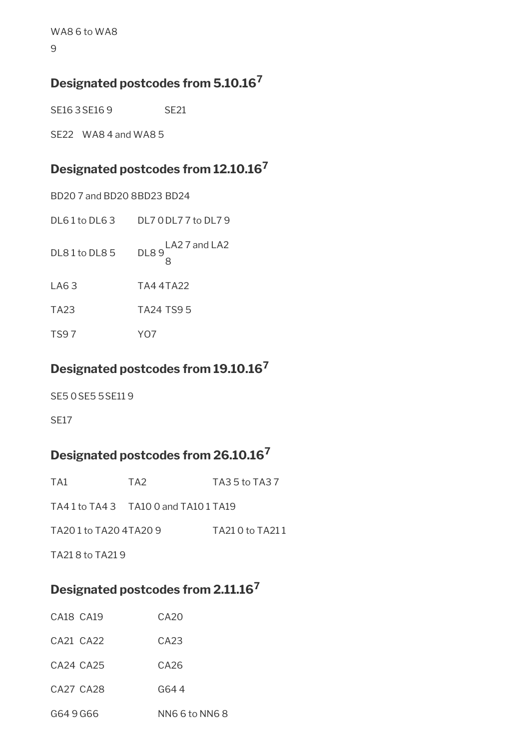WA8 6 to WA8 9

## Designated postcodes from 5.10.16[7]

SE16 3 SE16 9 SE21

SE22 WA8 4 and WA8 5

## Designated postcodes from 12.10.16[7]

BD20 7 and BD20 8 BD23 BD24

DL6 1 to DL6 3 DL7 0 DL7 7 to DL7 9

DL8 1 to DL8 5 DL8 9 LA2 7 and LA2 8

LA6 3 TA4 4 TA22

TA23 TA24 TS9 5

TS9 7 YO7

## Designated postcodes from 19.10.16[7]

SE5 0 SE5 5 SE11 9

SE17

## Designated postcodes from 26.10.16[7]

TA1 TA2 TA3 5 to TA3 7

TA4 1 to TA4 3 TA10 0 and TA10 1 TA19

TA20 1 to TA20 4 TA20 9 TA21 0 to TA21 1

TA21 8 to TA21 9

## Designated postcodes from 2.11.16[7]

CA18 CA19 CA20

CA21 CA22 CA23

CA24 CA25 CA26

CA27 CA28 G64 4

G64 9 G66 NN6 6 to NN6 8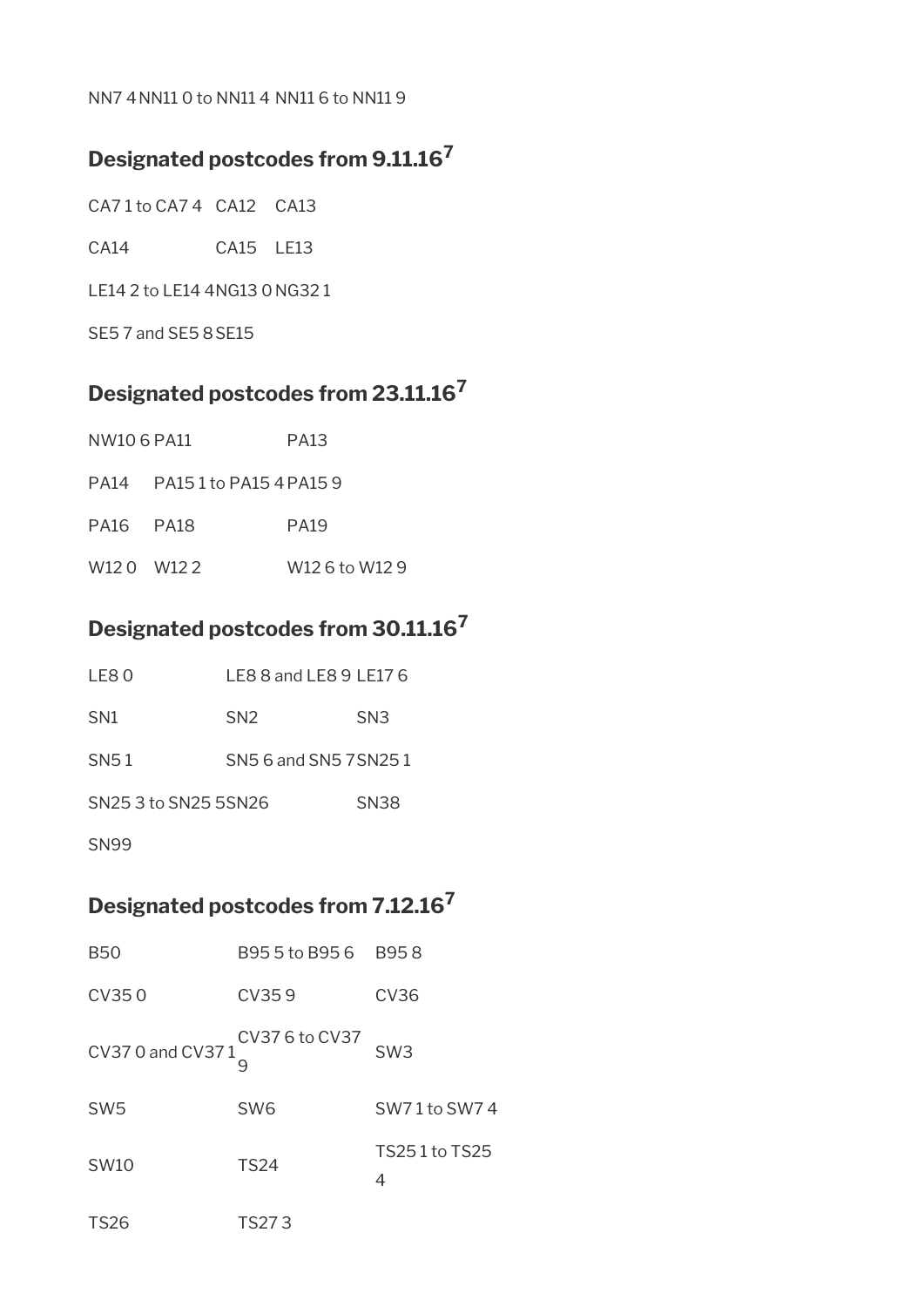NN7 4 NN11 0 to NN11 4 NN11 6 to NN11 9

## Designated postcodes from 9.11.16[7]

| | | |
|---|---|---|
| CA7 1 to CA7 4 | CA12 | CA13 |
| CA14 | CA15 | LE13 |
| LE14 2 to LE14 4 | NG13 0 | NG32 1 |
| SE5 7 and SE5 8 | SE15 | |

## Designated postcodes from 23.11.16[7]

| | | |
|---|---|---|
| NW10 6 | PA11 | PA13 |
| PA14 | PA15 1 to PA15 4 | PA15 9 |
| PA16 | PA18 | PA19 |
| W12 0 | W12 2 | W12 6 to W12 9 |

## Designated postcodes from 30.11.16[7]

| | | |
|---|---|---|
| LE8 0 | LE8 8 and LE8 9 | LE17 6 |
| SN1 | SN2 | SN3 |
| SN5 1 | SN5 6 and SN5 7 | SN25 1 |
| SN25 3 to SN25 5 | SN26 | SN38 |
| SN99 | | |

## Designated postcodes from 7.12.16[7]

| | | |
|---|---|---|
| B50 | B95 5 to B95 6 | B95 8 |
| CV35 0 | CV35 9 | CV36 |
| CV37 0 and CV37 1 | CV37 6 to CV37 9 | SW3 |
| SW5 | SW6 | SW7 1 to SW7 4 |
| SW10 | TS24 | TS25 1 to TS25 4 |
| TS26 | TS27 3 | |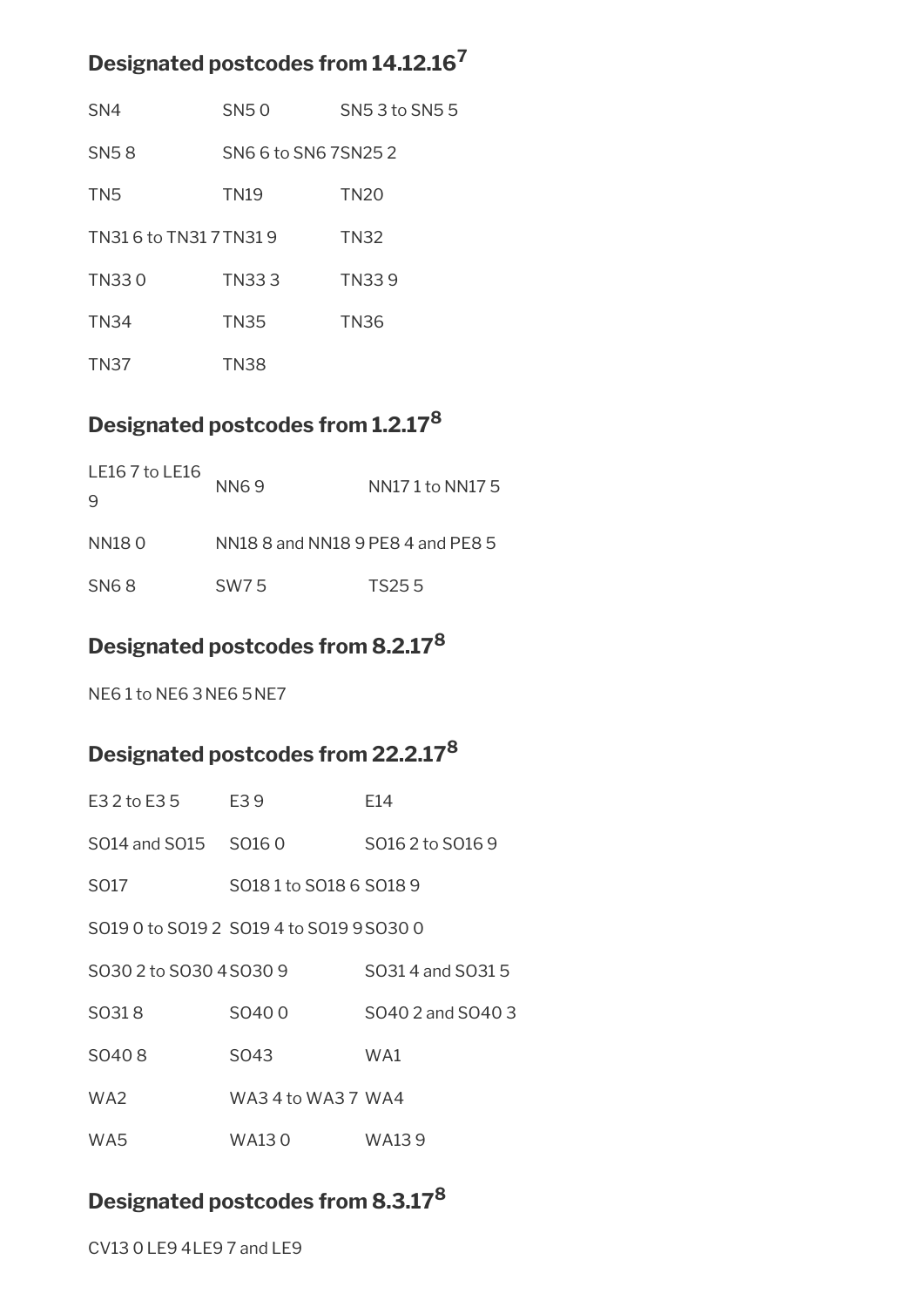## Designated postcodes from 14.12.16[7]

| | | |
|---|---|---|
| SN4 | SN5 0 | SN5 3 to SN5 5 |
| SN5 8 | SN6 6 to SN6 7 | SN25 2 |
| TN5 | TN19 | TN20 |
| TN31 6 to TN31 7 | TN31 9 | TN32 |
| TN33 0 | TN33 3 | TN33 9 |
| TN34 | TN35 | TN36 |
| TN37 | TN38 | |

## Designated postcodes from 1.2.17[8]

| | | |
|---|---|---|
| LE16 7 to LE16 9 | NN6 9 | NN17 1 to NN17 5 |
| NN18 0 | NN18 8 and NN18 9 | PE8 4 and PE8 5 |
| SN6 8 | SW7 5 | TS25 5 |

## Designated postcodes from 8.2.17[8]

| | | |
|---|---|---|
| NE6 1 to NE6 3 | NE6 5 | NE7 |

## Designated postcodes from 22.2.17[8]

| | | |
|---|---|---|
| E3 2 to E3 5 | E3 9 | E14 |
| SO14 and SO15 | SO16 0 | SO16 2 to SO16 9 |
| SO17 | SO18 1 to SO18 6 | SO18 9 |
| SO19 0 to SO19 2 | SO19 4 to SO19 9 | SO30 0 |
| SO30 2 to SO30 4 | SO30 9 | SO31 4 and SO31 5 |
| SO31 8 | SO40 0 | SO40 2 and SO40 3 |
| SO40 8 | SO43 | WA1 |
| WA2 | WA3 4 to WA3 7 | WA4 |
| WA5 | WA13 0 | WA13 9 |

## Designated postcodes from 8.3.17[8]

| | | |
|---|---|---|
| CV13 0 | LE9 4 | LE9 7 and LE9 |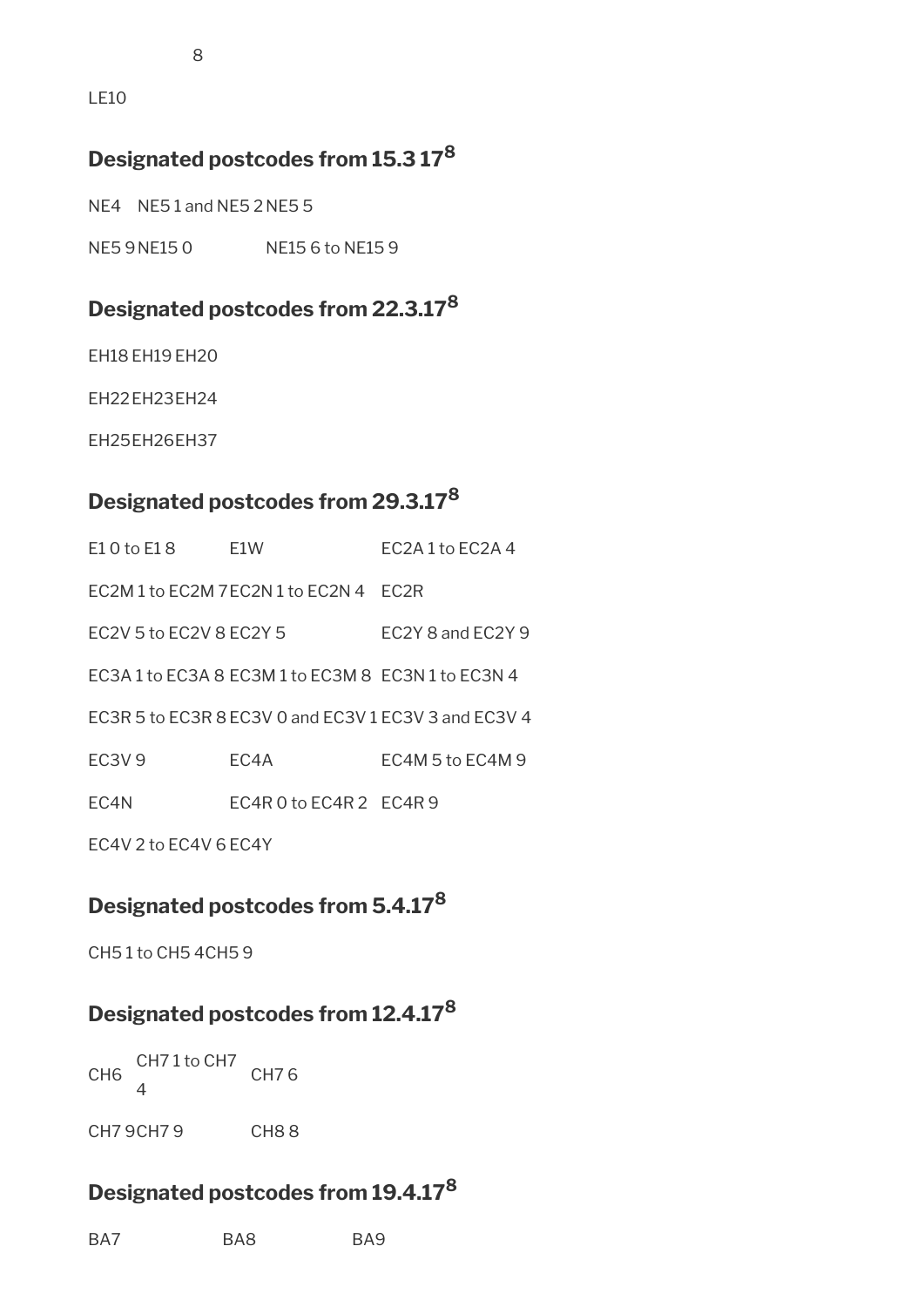8

LE10

## Designated postcodes from 15.3 17[8]

NE4 NE5 1 and NE5 2 NE5 5

NE5 9 NE15 0 NE15 6 to NE15 9

## Designated postcodes from 22.3.17[8]

EH18 EH19 EH20

EH22 EH23 EH24

EH25 EH26 EH37

## Designated postcodes from 29.3.17[8]

| | | |
|---|---|---|
| E1 0 to E1 8 | E1W | EC2A 1 to EC2A 4 |
| EC2M 1 to EC2M 7 | EC2N 1 to EC2N 4 | EC2R |
| EC2V 5 to EC2V 8 | EC2Y 5 | EC2Y 8 and EC2Y 9 |
| EC3A 1 to EC3A 8 | EC3M 1 to EC3M 8 | EC3N 1 to EC3N 4 |
| EC3R 5 to EC3R 8 | EC3V 0 and EC3V 1 | EC3V 3 and EC3V 4 |
| EC3V 9 | EC4A | EC4M 5 to EC4M 9 |
| EC4N | EC4R 0 to EC4R 2 | EC4R 9 |
| EC4V 2 to EC4V 6 | EC4Y | |

## Designated postcodes from 5.4.17[8]

CH5 1 to CH5 4 CH5 9

## Designated postcodes from 12.4.17[8]

| | | |
|---|---|---|
| CH6 | CH7 1 to CH7 4 | CH7 6 |
| CH7 9 | CH7 9 | CH8 8 |

## Designated postcodes from 19.4.17[8]

| | | |
|---|---|---|
| BA7 | BA8 | BA9 |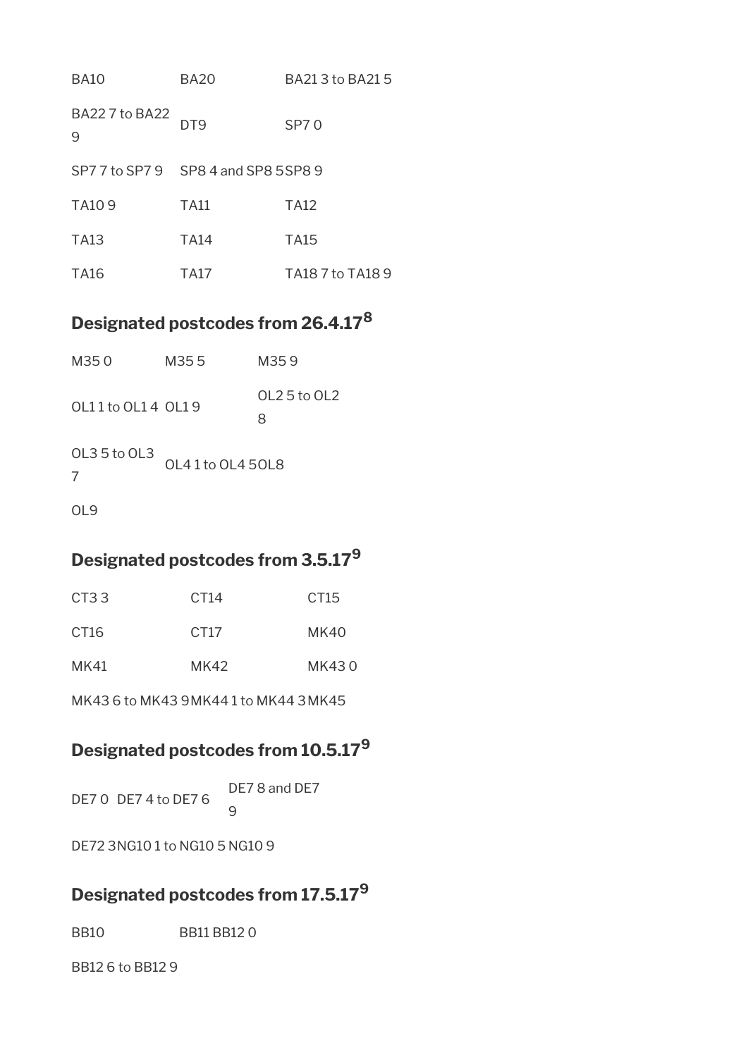| | | |
|---|---|---|
| BA10 | BA20 | BA21 3 to BA21 5 |
| BA22 7 to BA22 9 | DT9 | SP7 0 |
| SP7 7 to SP7 9 | SP8 4 and SP8 5 | SP8 9 |
| TA10 9 | TA11 | TA12 |
| TA13 | TA14 | TA15 |
| TA16 | TA17 | TA18 7 to TA18 9 |

## Designated postcodes from 26.4.17[8]

| | | |
|---|---|---|
| M35 0 | M35 5 | M35 9 |
| OL1 1 to OL1 4 | OL1 9 | OL2 5 to OL2 8 |
| OL3 5 to OL3 7 | OL4 1 to OL4 5 | OL8 |
| OL9 | | |

## Designated postcodes from 3.5.17[9]

| | | |
|---|---|---|
| CT3 3 | CT14 | CT15 |
| CT16 | CT17 | MK40 |
| MK41 | MK42 | MK43 0 |
| MK43 6 to MK43 9 | MK44 1 to MK44 3 | MK45 |

## Designated postcodes from 10.5.17[9]

| | | |
|---|---|---|
| DE7 0 | DE7 4 to DE7 6 | DE7 8 and DE7 9 |
| DE72 3 | NG10 1 to NG10 5 | NG10 9 |

## Designated postcodes from 17.5.17[9]

| | | |
|---|---|---|
| BB10 | BB11 | BB12 0 |
| BB12 6 to BB12 9 | | |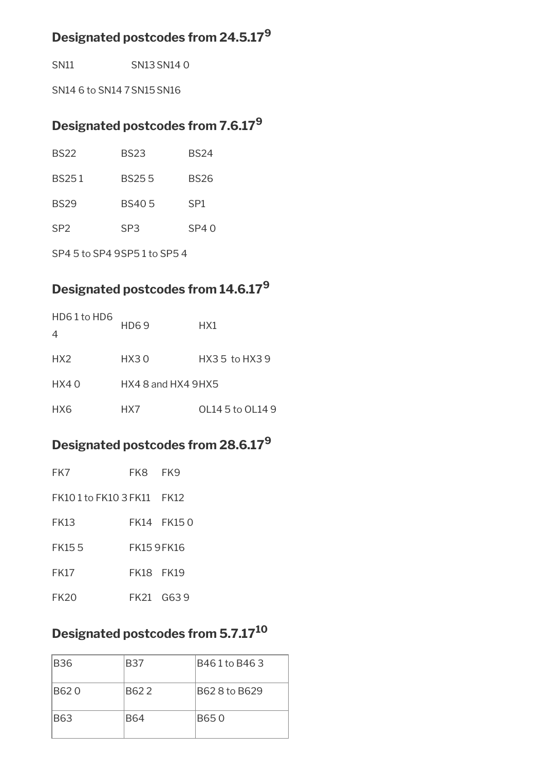## Designated postcodes from 24.5.17[9]

| | | |
|---|---|---|
| SN11 | SN13 | SN14 0 |
| SN14 6 to SN14 7 | SN15 | SN16 |

## Designated postcodes from 7.6.17[9]

| | | |
|---|---|---|
| BS22 | BS23 | BS24 |
| BS25 1 | BS25 5 | BS26 |
| BS29 | BS40 5 | SP1 |
| SP2 | SP3 | SP4 0 |
| SP4 5 to SP4 9 | SP5 1 to SP5 4 | |

## Designated postcodes from 14.6.17[9]

| | | |
|---|---|---|
| HD6 1 to HD6 4 | HD6 9 | HX1 |
| HX2 | HX3 0 | HX3 5 to HX3 9 |
| HX4 0 | HX4 8 and HX4 9 | HX5 |
| HX6 | HX7 | OL14 5 to OL14 9 |

## Designated postcodes from 28.6.17[9]

| | | |
|---|---|---|
| FK7 | FK8 | FK9 |
| FK10 1 to FK10 3 | FK11 | FK12 |
| FK13 | FK14 | FK15 0 |
| FK15 5 | FK15 9 | FK16 |
| FK17 | FK18 | FK19 |
| FK20 | FK21 | G63 9 |

## Designated postcodes from 5.7.17[10]

| | | |
|---|---|---|
| B36 | B37 | B46 1 to B46 3 |
| B62 0 | B62 2 | B62 8 to B629 |
| B63 | B64 | B65 0 |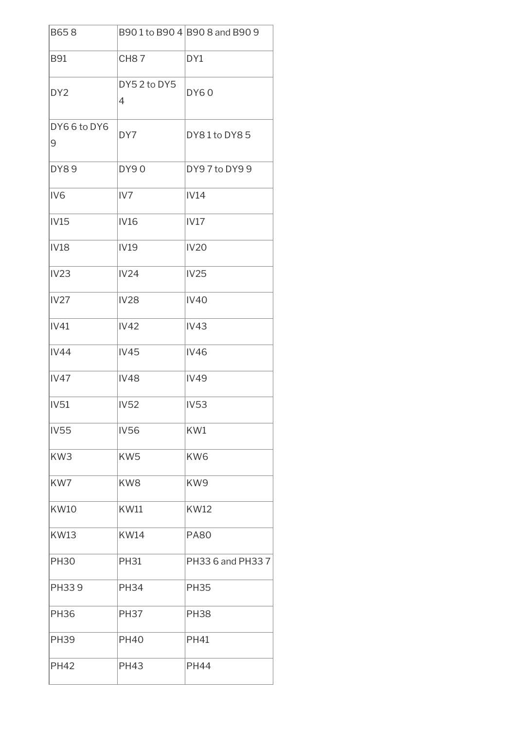| B65 8 | B90 1 to B90 4 | B90 8 and B90 9 |
| --- | --- | --- |
| B91 | CH8 7 | DY1 |
| DY2 | DY5 2 to DY5 4 | DY6 0 |
| DY6 6 to DY6 9 | DY7 | DY8 1 to DY8 5 |
| DY8 9 | DY9 0 | DY9 7 to DY9 9 |
| IV6 | IV7 | IV14 |
| IV15 | IV16 | IV17 |
| IV18 | IV19 | IV20 |
| IV23 | IV24 | IV25 |
| IV27 | IV28 | IV40 |
| IV41 | IV42 | IV43 |
| IV44 | IV45 | IV46 |
| IV47 | IV48 | IV49 |
| IV51 | IV52 | IV53 |
| IV55 | IV56 | KW1 |
| KW3 | KW5 | KW6 |
| KW7 | KW8 | KW9 |
| KW10 | KW11 | KW12 |
| KW13 | KW14 | PA80 |
| PH30 | PH31 | PH33 6 and PH33 7 |
| PH33 9 | PH34 | PH35 |
| PH36 | PH37 | PH38 |
| PH39 | PH40 | PH41 |
| PH42 | PH43 | PH44 |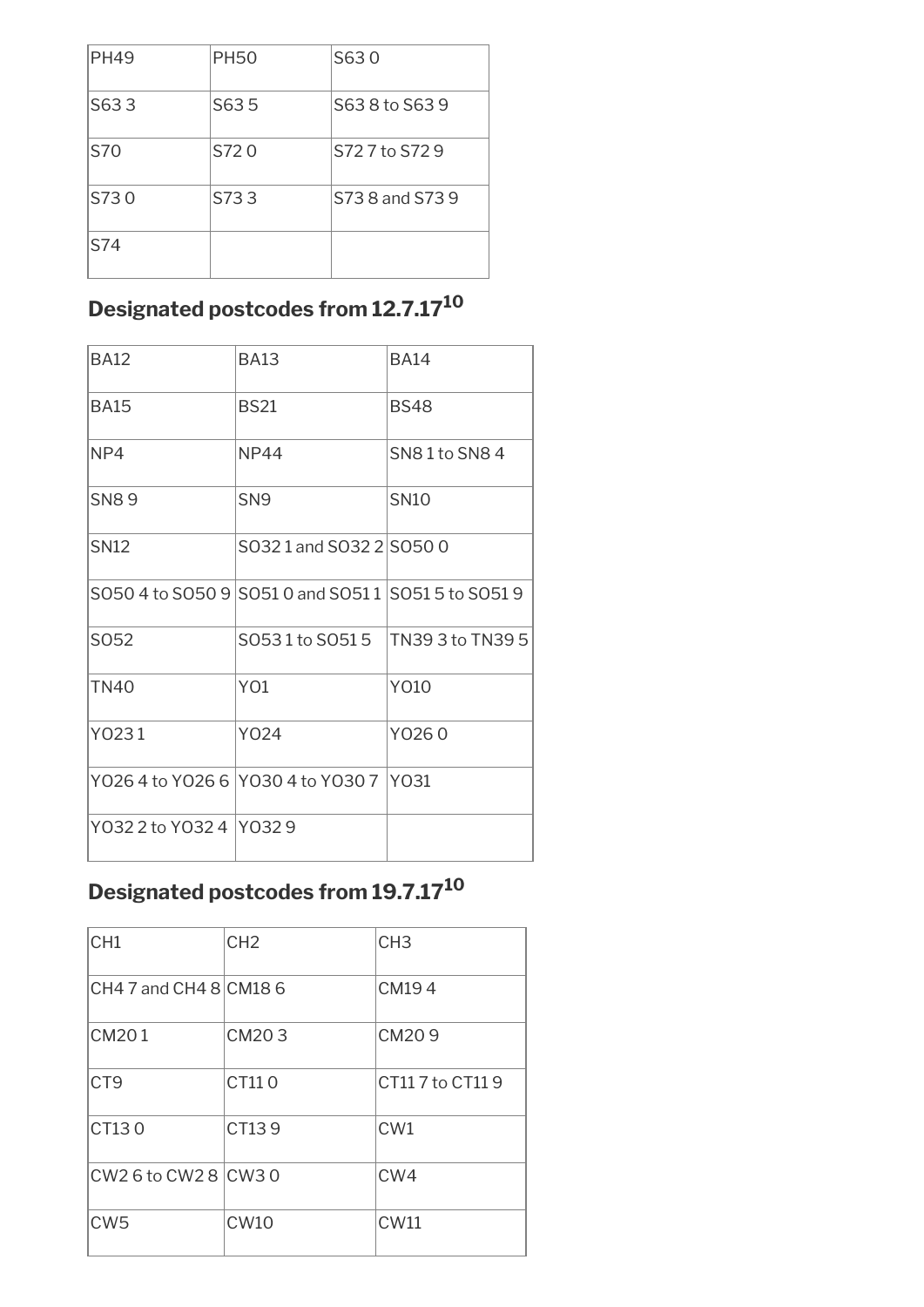| PH49 | PH50 | S63 0 |
|---|---|---|
| S63 3 | S63 5 | S63 8 to S63 9 |
| S70 | S72 0 | S72 7 to S72 9 |
| S73 0 | S73 3 | S73 8 and S73 9 |
| S74 | | |

## Designated postcodes from 12.7.17[10]

| BA12 | BA13 | BA14 |
|---|---|---|
| BA15 | BS21 | BS48 |
| NP4 | NP44 | SN8 1 to SN8 4 |
| SN8 9 | SN9 | SN10 |
| SN12 | SO32 1 and SO32 2 | SO50 0 |
| SO50 4 to SO50 9 | SO51 0 and SO51 1 | SO51 5 to SO51 9 |
| SO52 | SO53 1 to SO51 5 | TN39 3 to TN39 5 |
| TN40 | YO1 | YO10 |
| YO23 1 | YO24 | YO26 0 |
| YO26 4 to YO26 6 | YO30 4 to YO30 7 | YO31 |
| YO32 2 to YO32 4 | YO32 9 | |

## Designated postcodes from 19.7.17[10]

| CH1 | CH2 | CH3 |
|---|---|---|
| CH4 7 and CH4 8 | CM18 6 | CM19 4 |
| CM20 1 | CM20 3 | CM20 9 |
| CT9 | CT11 0 | CT11 7 to CT11 9 |
| CT13 0 | CT13 9 | CW1 |
| CW2 6 to CW2 8 | CW3 0 | CW4 |
| CW5 | CW10 | CW11 |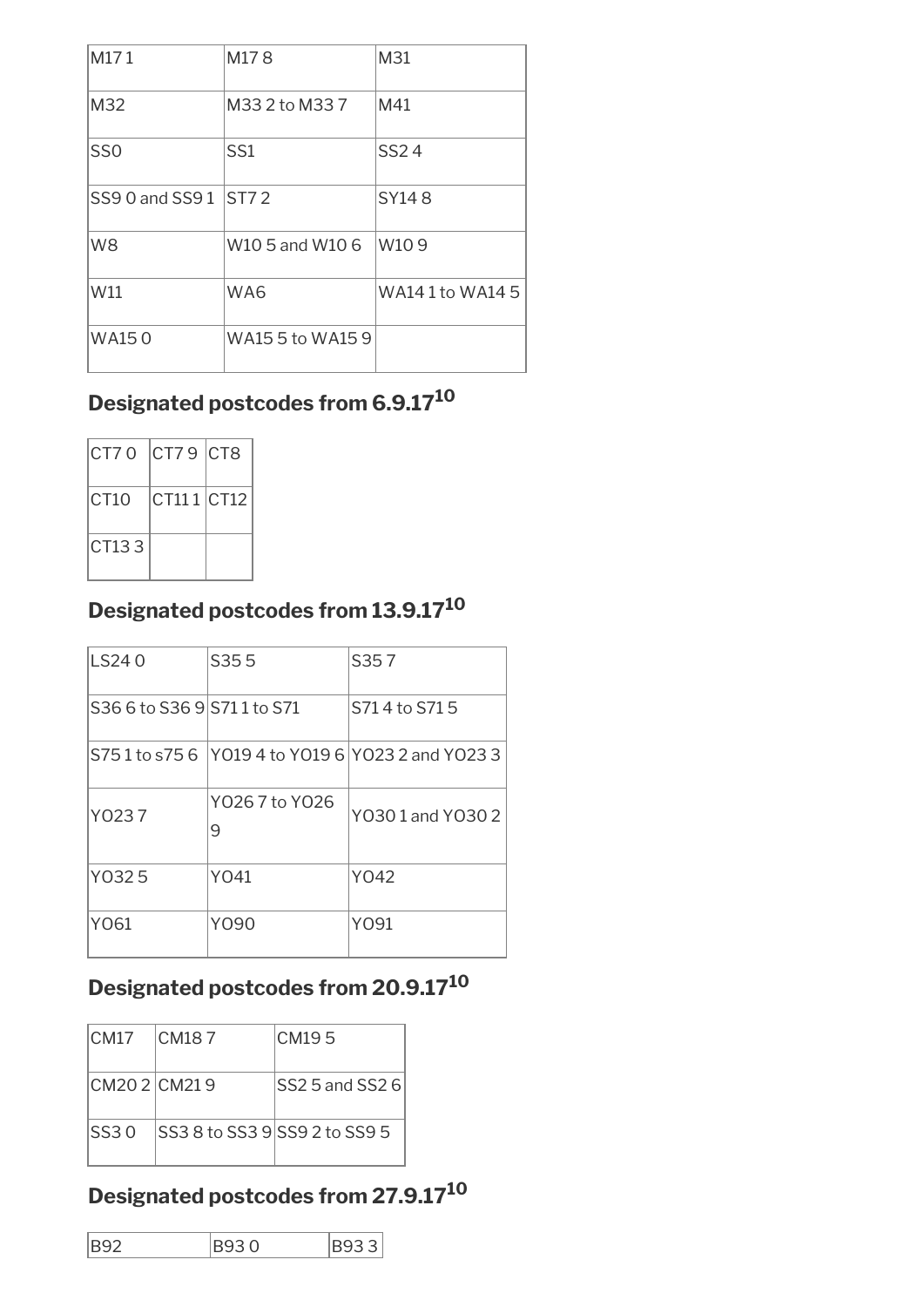| M17 1 | M17 8 | M31 |
|---|---|---|
| M32 | M33 2 to M33 7 | M41 |
| SS0 | SS1 | SS2 4 |
| SS9 0 and SS9 1 | ST7 2 | SY14 8 |
| W8 | W10 5 and W10 6 | W10 9 |
| W11 | WA6 | WA14 1 to WA14 5 |
| WA15 0 | WA15 5 to WA15 9 | |

## Designated postcodes from 6.9.17[10]

| CT7 0 | CT7 9 | CT8 |
|---|---|---|
| CT10 | CT11 1 | CT12 |
| CT13 3 | | |

## Designated postcodes from 13.9.17[10]

| LS24 0 | S35 5 | S35 7 |
|---|---|---|
| S36 6 to S36 9 | S71 1 to S71 | S71 4 to S71 5 |
| S75 1 to s75 6 | YO19 4 to YO19 6 | YO23 2 and YO23 3 |
| YO23 7 | YO26 7 to YO26 9 | YO30 1 and YO30 2 |
| YO32 5 | YO41 | YO42 |
| YO61 | YO90 | YO91 |

## Designated postcodes from 20.9.17[10]

| CM17 | CM18 7 | CM19 5 |
|---|---|---|
| CM20 2 | CM21 9 | SS2 5 and SS2 6 |
| SS3 0 | SS3 8 to SS3 9 | SS9 2 to SS9 5 |

## Designated postcodes from 27.9.17[10]

| B92 | B93 0 | B93 3 |
|---|---|---|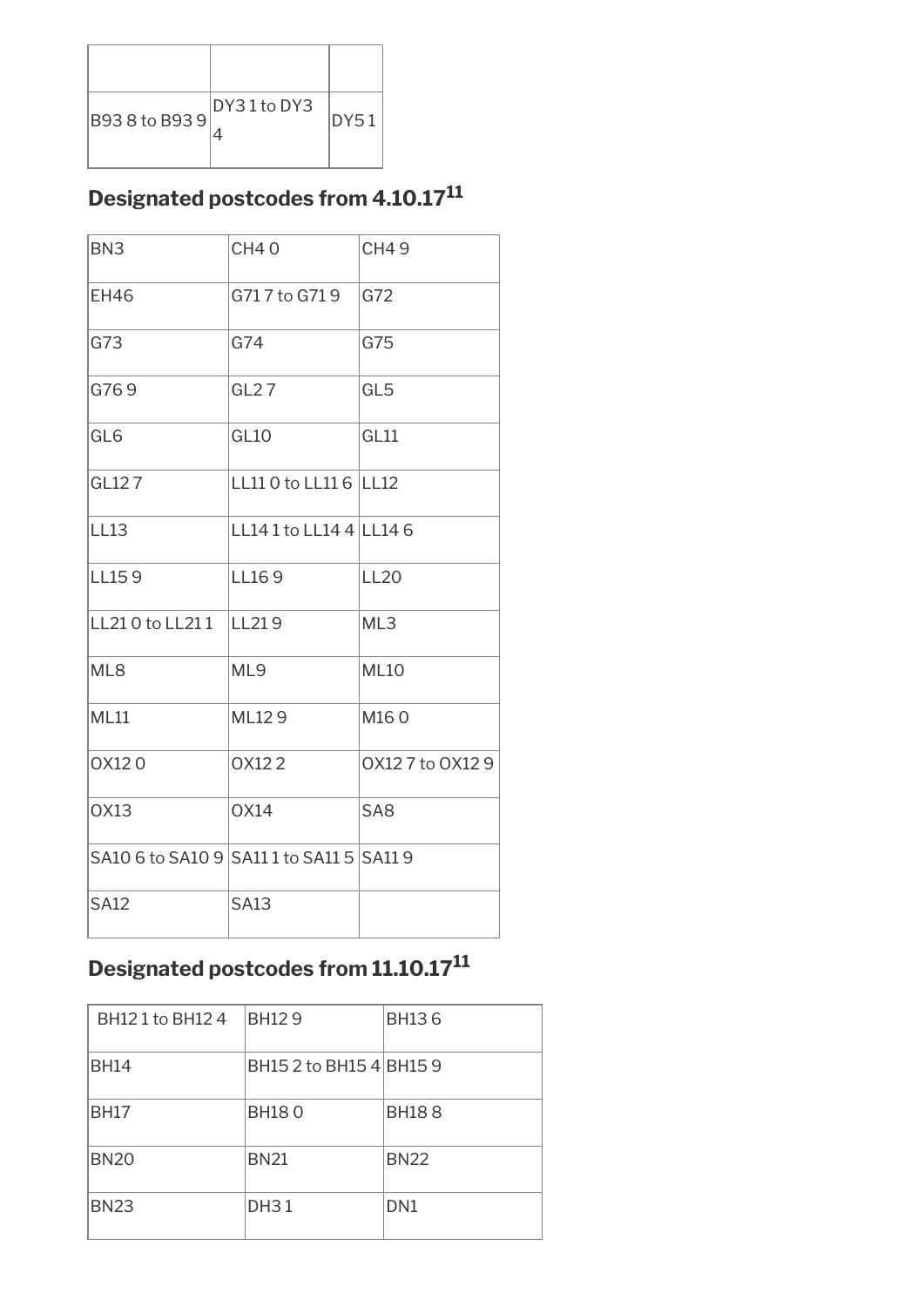| | | |
|---|---|---|
| B93 8 to B93 9 | DY3 1 to DY3 4 | DY5 1 |

## Designated postcodes from 4.10.17[11]

| | | |
|---|---|---|
| BN3 | CH4 0 | CH4 9 |
| EH46 | G71 7 to G71 9 | G72 |
| G73 | G74 | G75 |
| G76 9 | GL2 7 | GL5 |
| GL6 | GL10 | GL11 |
| GL12 7 | LL11 0 to LL11 6 | LL12 |
| LL13 | LL14 1 to LL14 4 | LL14 6 |
| LL15 9 | LL16 9 | LL20 |
| LL21 0 to LL21 1 | LL21 9 | ML3 |
| ML8 | ML9 | ML10 |
| ML11 | ML12 9 | M16 0 |
| OX12 0 | OX12 2 | OX12 7 to OX12 9 |
| OX13 | OX14 | SA8 |
| SA10 6 to SA10 9 | SA11 1 to SA11 5 | SA11 9 |
| SA12 | SA13 | |

## Designated postcodes from 11.10.17[11]

| | | |
|---|---|---|
| BH12 1 to BH12 4 | BH12 9 | BH13 6 |
| BH14 | BH15 2 to BH15 4 | BH15 9 |
| BH17 | BH18 0 | BH18 8 |
| BN20 | BN21 | BN22 |
| BN23 | DH3 1 | DN1 |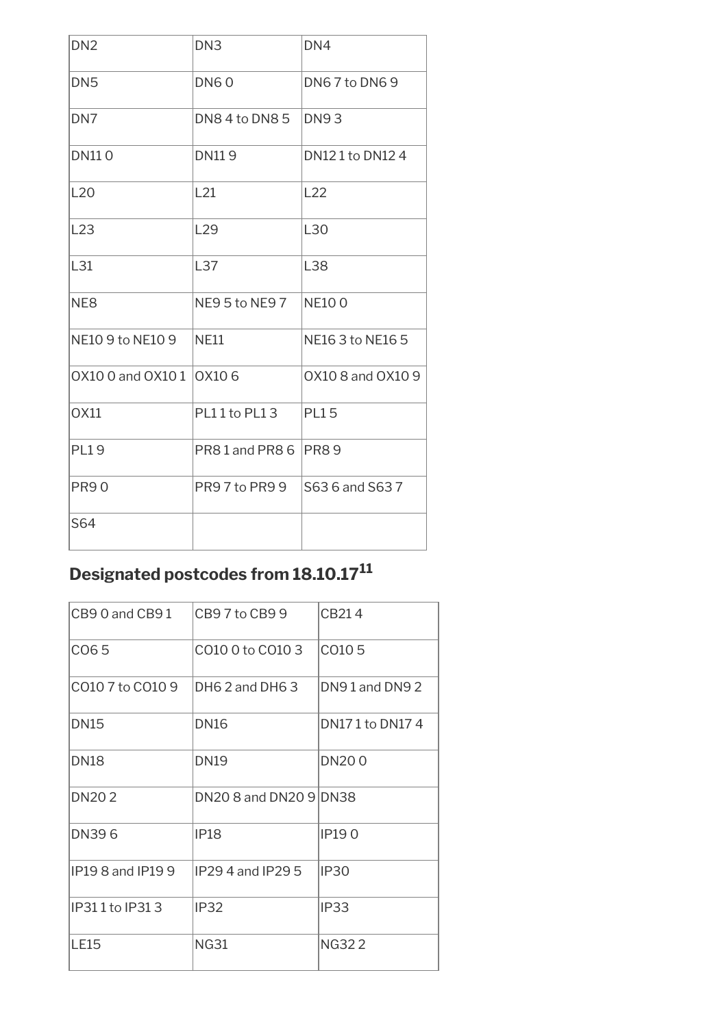| DN2 | DN3 | DN4 |
|---|---|---|
| DN5 | DN6 0 | DN6 7 to DN6 9 |
| DN7 | DN8 4 to DN8 5 | DN9 3 |
| DN11 0 | DN11 9 | DN12 1 to DN12 4 |
| L20 | L21 | L22 |
| L23 | L29 | L30 |
| L31 | L37 | L38 |
| NE8 | NE9 5 to NE9 7 | NE10 0 |
| NE10 9 to NE10 9 | NE11 | NE16 3 to NE16 5 |
| OX10 0 and OX10 1 | OX10 6 | OX10 8 and OX10 9 |
| OX11 | PL1 1 to PL1 3 | PL1 5 |
| PL1 9 | PR8 1 and PR8 6 | PR8 9 |
| PR9 0 | PR9 7 to PR9 9 | S63 6 and S63 7 |
| S64 | | |

## Designated postcodes from 18.10.17[11]

| CB9 0 and CB9 1 | CB9 7 to CB9 9 | CB21 4 |
|---|---|---|
| CO6 5 | CO10 0 to CO10 3 | CO10 5 |
| CO10 7 to CO10 9 | DH6 2 and DH6 3 | DN9 1 and DN9 2 |
| DN15 | DN16 | DN17 1 to DN17 4 |
| DN18 | DN19 | DN20 0 |
| DN20 2 | DN20 8 and DN20 9 | DN38 |
| DN39 6 | IP18 | IP19 0 |
| IP19 8 and IP19 9 | IP29 4 and IP29 5 | IP30 |
| IP31 1 to IP31 3 | IP32 | IP33 |
| LE15 | NG31 | NG32 2 |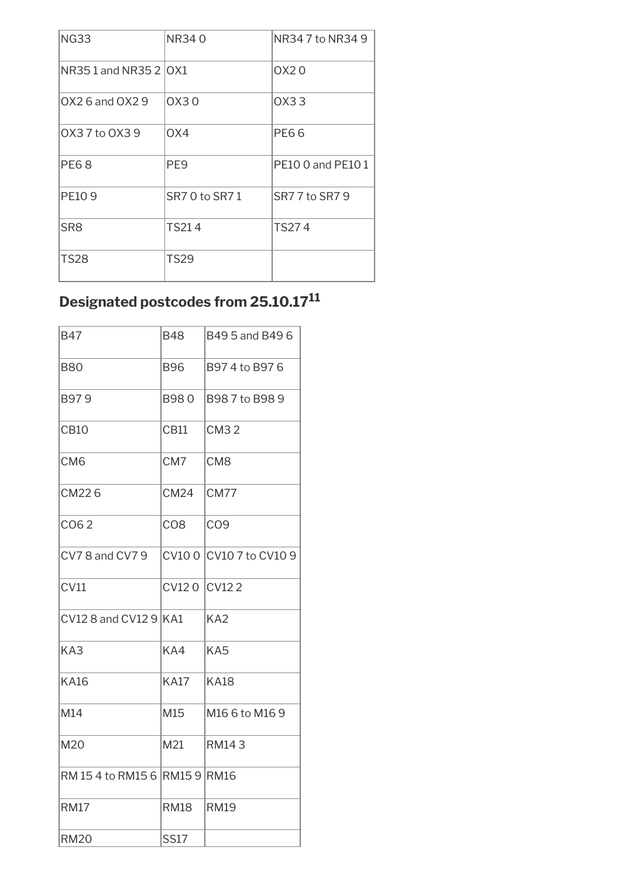| NG33 | NR34 0 | NR34 7 to NR34 9 |
|---|---|---|
| NR35 1 and NR35 2 | OX1 | OX2 0 |
| OX2 6 and OX2 9 | OX3 0 | OX3 3 |
| OX3 7 to OX3 9 | OX4 | PE6 6 |
| PE6 8 | PE9 | PE10 0 and PE10 1 |
| PE10 9 | SR7 0 to SR7 1 | SR7 7 to SR7 9 |
| SR8 | TS21 4 | TS27 4 |
| TS28 | TS29 | |

## Designated postcodes from 25.10.17[11]

| B47 | B48 | B49 5 and B49 6 |
|---|---|---|
| B80 | B96 | B97 4 to B97 6 |
| B97 9 | B98 0 | B98 7 to B98 9 |
| CB10 | CB11 | CM3 2 |
| CM6 | CM7 | CM8 |
| CM22 6 | CM24 | CM77 |
| CO6 2 | CO8 | CO9 |
| CV7 8 and CV7 9 | CV10 0 | CV10 7 to CV10 9 |
| CV11 | CV12 0 | CV12 2 |
| CV12 8 and CV12 9 | KA1 | KA2 |
| KA3 | KA4 | KA5 |
| KA16 | KA17 | KA18 |
| M14 | M15 | M16 6 to M16 9 |
| M20 | M21 | RM14 3 |
| RM 15 4 to RM15 6 | RM15 9 | RM16 |
| RM17 | RM18 | RM19 |
| RM20 | SS17 | |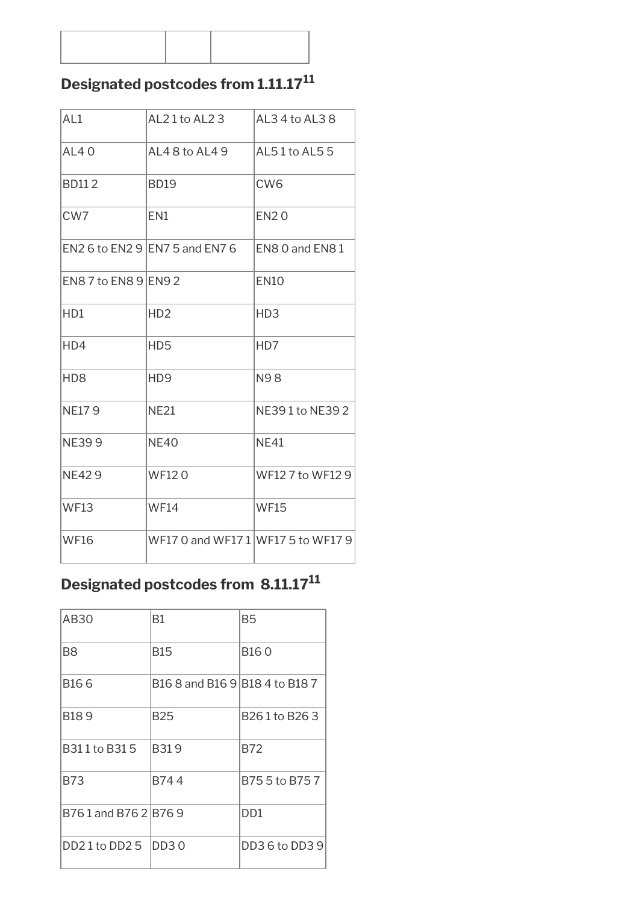| | | |
|---|---|---|

## Designated postcodes from 1.11.17[11]

| | | |
|---|---|---|
| AL1 | AL2 1 to AL2 3 | AL3 4 to AL3 8 |
| AL4 0 | AL4 8 to AL4 9 | AL5 1 to AL5 5 |
| BD11 2 | BD19 | CW6 |
| CW7 | EN1 | EN2 0 |
| EN2 6 to EN2 9 | EN7 5 and EN7 6 | EN8 0 and EN8 1 |
| EN8 7 to EN8 9 | EN9 2 | EN10 |
| HD1 | HD2 | HD3 |
| HD4 | HD5 | HD7 |
| HD8 | HD9 | N9 8 |
| NE17 9 | NE21 | NE39 1 to NE39 2 |
| NE39 9 | NE40 | NE41 |
| NE42 9 | WF12 0 | WF12 7 to WF12 9 |
| WF13 | WF14 | WF15 |
| WF16 | WF17 0 and WF17 1 | WF17 5 to WF17 9 |

## Designated postcodes from 8.11.17[11]

| | | |
|---|---|---|
| AB30 | B1 | B5 |
| B8 | B15 | B16 0 |
| B16 6 | B16 8 and B16 9 | B18 4 to B18 7 |
| B18 9 | B25 | B26 1 to B26 3 |
| B31 1 to B31 5 | B31 9 | B72 |
| B73 | B74 4 | B75 5 to B75 7 |
| B76 1 and B76 2 | B76 9 | DD1 |
| DD2 1 to DD2 5 | DD3 0 | DD3 6 to DD3 9 |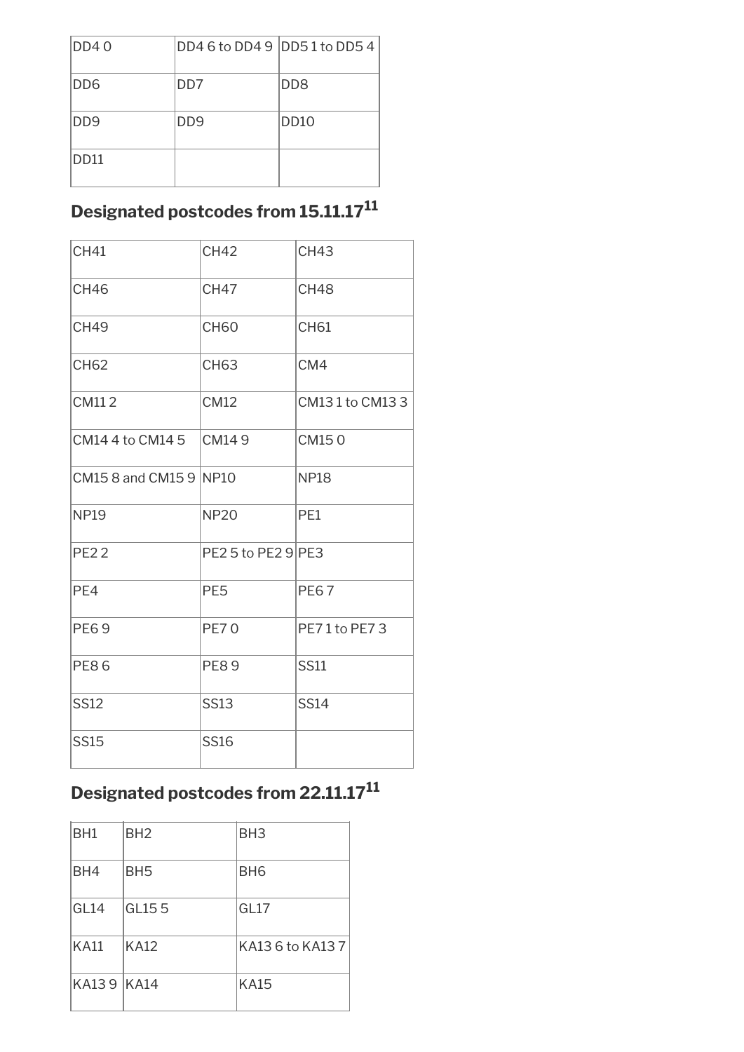| DD4 0 | DD4 6 to DD4 9 | DD5 1 to DD5 4 |
|---|---|---|
| DD6 | DD7 | DD8 |
| DD9 | DD9 | DD10 |
| DD11 | | |

## Designated postcodes from 15.11.17[11]

| CH41 | CH42 | CH43 |
|---|---|---|
| CH46 | CH47 | CH48 |
| CH49 | CH60 | CH61 |
| CH62 | CH63 | CM4 |
| CM11 2 | CM12 | CM13 1 to CM13 3 |
| CM14 4 to CM14 5 | CM14 9 | CM15 0 |
| CM15 8 and CM15 9 | NP10 | NP18 |
| NP19 | NP20 | PE1 |
| PE2 2 | PE2 5 to PE2 9 | PE3 |
| PE4 | PE5 | PE6 7 |
| PE6 9 | PE7 0 | PE7 1 to PE7 3 |
| PE8 6 | PE8 9 | SS11 |
| SS12 | SS13 | SS14 |
| SS15 | SS16 | |

## Designated postcodes from 22.11.17[11]

| BH1 | BH2 | BH3 |
|---|---|---|
| BH4 | BH5 | BH6 |
| GL14 | GL15 5 | GL17 |
| KA11 | KA12 | KA13 6 to KA13 7 |
| KA13 9 | KA14 | KA15 |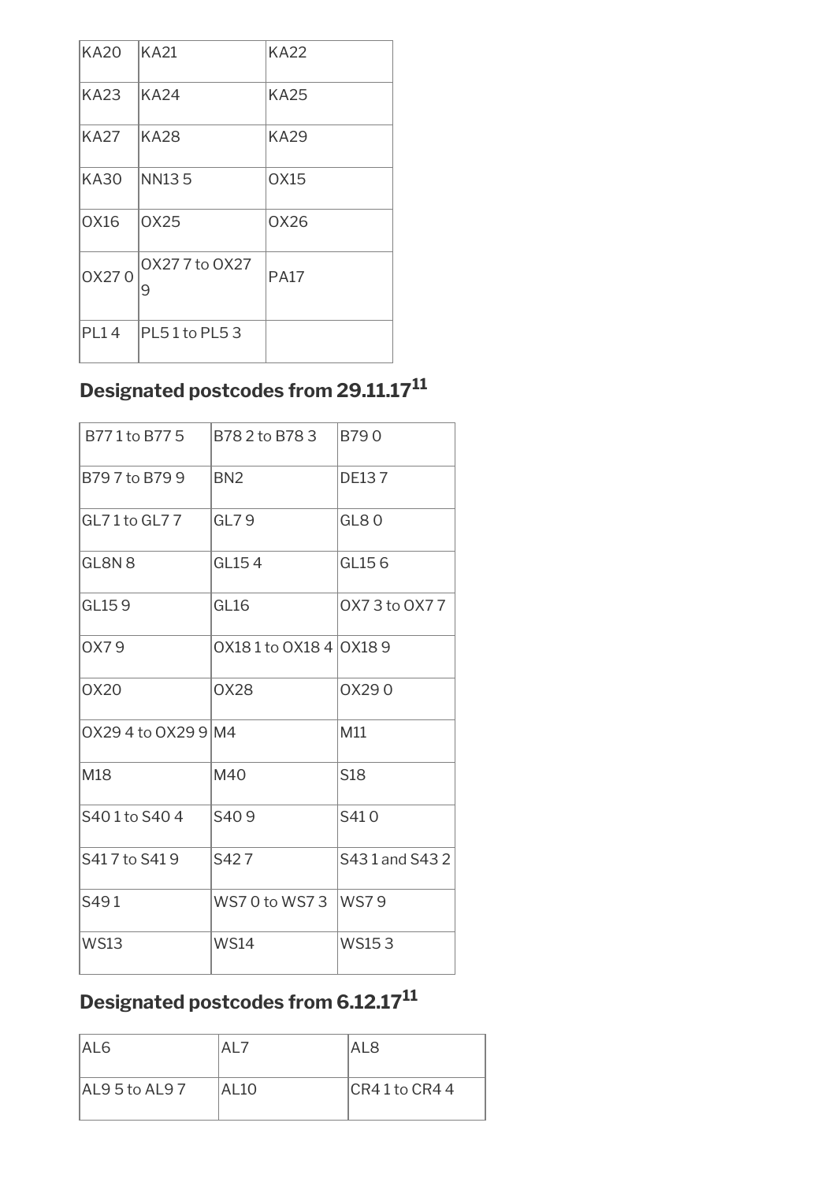| KA20 | KA21 | KA22 |
|---|---|---|
| KA23 | KA24 | KA25 |
| KA27 | KA28 | KA29 |
| KA30 | NN13 5 | OX15 |
| OX16 | OX25 | OX26 |
| OX27 0 | OX27 7 to OX27 9 | PA17 |
| PL1 4 | PL5 1 to PL5 3 | |

## Designated postcodes from 29.11.17[11]

| B77 1 to B77 5 | B78 2 to B78 3 | B79 0 |
|---|---|---|
| B79 7 to B79 9 | BN2 | DE13 7 |
| GL7 1 to GL7 7 | GL7 9 | GL8 0 |
| GL8N 8 | GL15 4 | GL15 6 |
| GL15 9 | GL16 | OX7 3 to OX7 7 |
| OX7 9 | OX18 1 to OX18 4 | OX18 9 |
| OX20 | OX28 | OX29 0 |
| OX29 4 to OX29 9 | M4 | M11 |
| M18 | M40 | S18 |
| S40 1 to S40 4 | S40 9 | S41 0 |
| S41 7 to S41 9 | S42 7 | S43 1 and S43 2 |
| S49 1 | WS7 0 to WS7 3 | WS7 9 |
| WS13 | WS14 | WS15 3 |

## Designated postcodes from 6.12.17[11]

| AL6 | AL7 | AL8 |
|---|---|---|
| AL9 5 to AL9 7 | AL10 | CR4 1 to CR4 4 |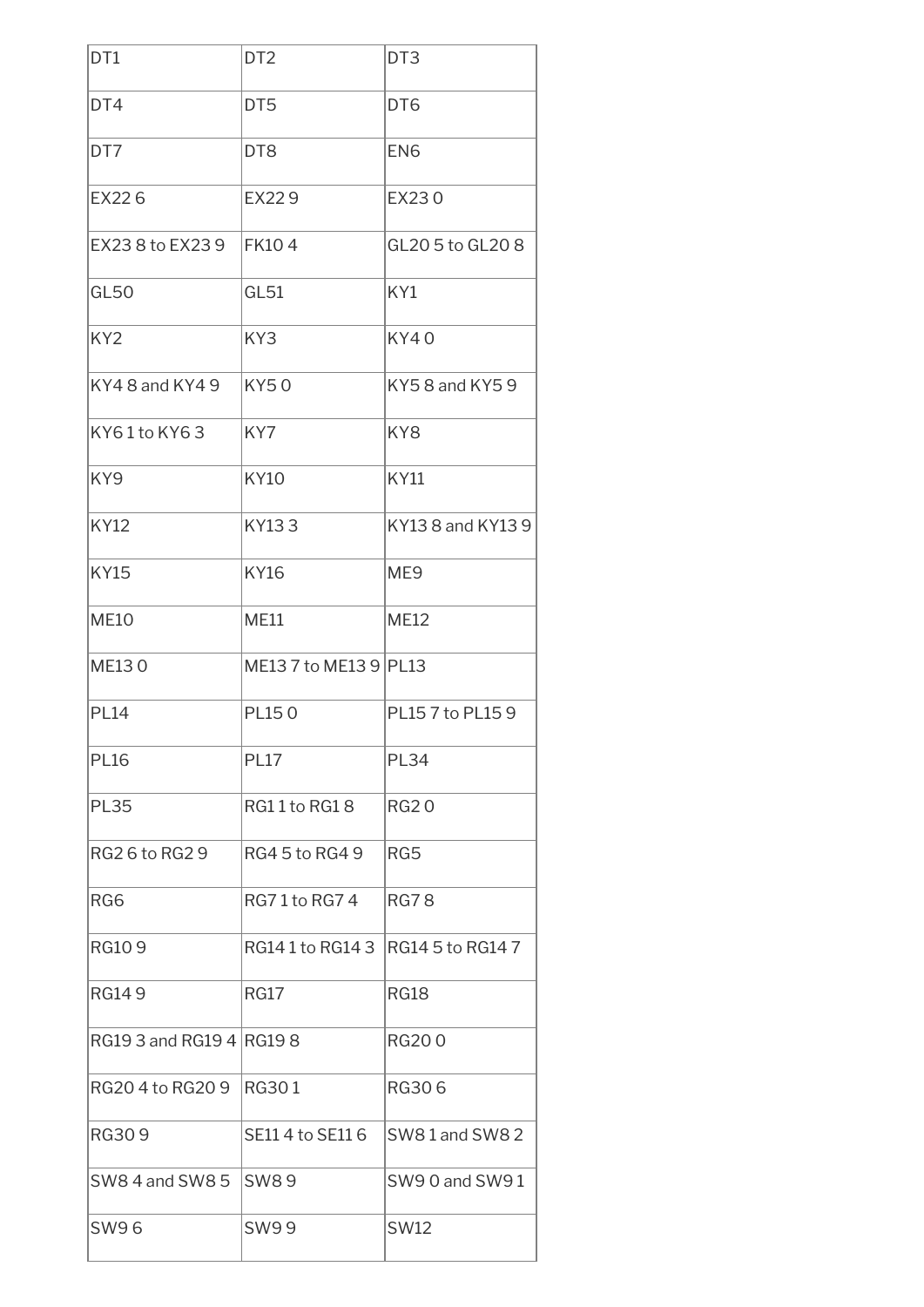| DT1 | DT2 | DT3 |
|---|---|---|
| DT4 | DT5 | DT6 |
| DT7 | DT8 | EN6 |
| EX22 6 | EX22 9 | EX23 0 |
| EX23 8 to EX23 9 | FK10 4 | GL20 5 to GL20 8 |
| GL50 | GL51 | KY1 |
| KY2 | KY3 | KY4 0 |
| KY4 8 and KY4 9 | KY5 0 | KY5 8 and KY5 9 |
| KY6 1 to KY6 3 | KY7 | KY8 |
| KY9 | KY10 | KY11 |
| KY12 | KY13 3 | KY13 8 and KY13 9 |
| KY15 | KY16 | ME9 |
| ME10 | ME11 | ME12 |
| ME13 0 | ME13 7 to ME13 9 | PL13 |
| PL14 | PL15 0 | PL15 7 to PL15 9 |
| PL16 | PL17 | PL34 |
| PL35 | RG1 1 to RG1 8 | RG2 0 |
| RG2 6 to RG2 9 | RG4 5 to RG4 9 | RG5 |
| RG6 | RG7 1 to RG7 4 | RG7 8 |
| RG10 9 | RG14 1 to RG14 3 | RG14 5 to RG14 7 |
| RG14 9 | RG17 | RG18 |
| RG19 3 and RG19 4 | RG19 8 | RG20 0 |
| RG20 4 to RG20 9 | RG30 1 | RG30 6 |
| RG30 9 | SE11 4 to SE11 6 | SW8 1 and SW8 2 |
| SW8 4 and SW8 5 | SW8 9 | SW9 0 and SW9 1 |
| SW9 6 | SW9 9 | SW12 |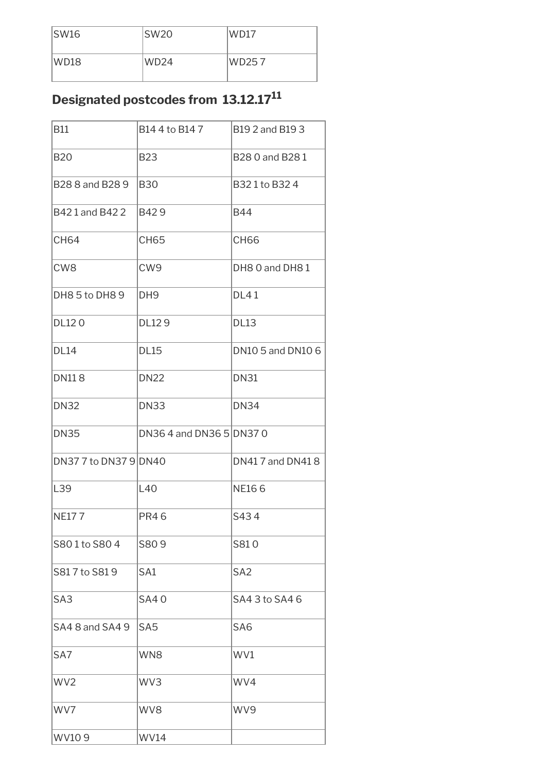| SW16 | SW20 | WD17 |
|---|---|---|
| WD18 | WD24 | WD25 7 |

## Designated postcodes from 13.12.17[11]

| B11 | B14 4 to B14 7 | B19 2 and B19 3 |
|---|---|---|
| B20 | B23 | B28 0 and B28 1 |
| B28 8 and B28 9 | B30 | B32 1 to B32 4 |
| B42 1 and B42 2 | B42 9 | B44 |
| CH64 | CH65 | CH66 |
| CW8 | CW9 | DH8 0 and DH8 1 |
| DH8 5 to DH8 9 | DH9 | DL4 1 |
| DL12 0 | DL12 9 | DL13 |
| DL14 | DL15 | DN10 5 and DN10 6 |
| DN11 8 | DN22 | DN31 |
| DN32 | DN33 | DN34 |
| DN35 | DN36 4 and DN36 5 | DN37 0 |
| DN37 7 to DN37 9 | DN40 | DN41 7 and DN41 8 |
| L39 | L40 | NE16 6 |
| NE17 7 | PR4 6 | S43 4 |
| S80 1 to S80 4 | S80 9 | S81 0 |
| S81 7 to S81 9 | SA1 | SA2 |
| SA3 | SA4 0 | SA4 3 to SA4 6 |
| SA4 8 and SA4 9 | SA5 | SA6 |
| SA7 | WN8 | WV1 |
| WV2 | WV3 | WV4 |
| WV7 | WV8 | WV9 |
| WV10 9 | WV14 | |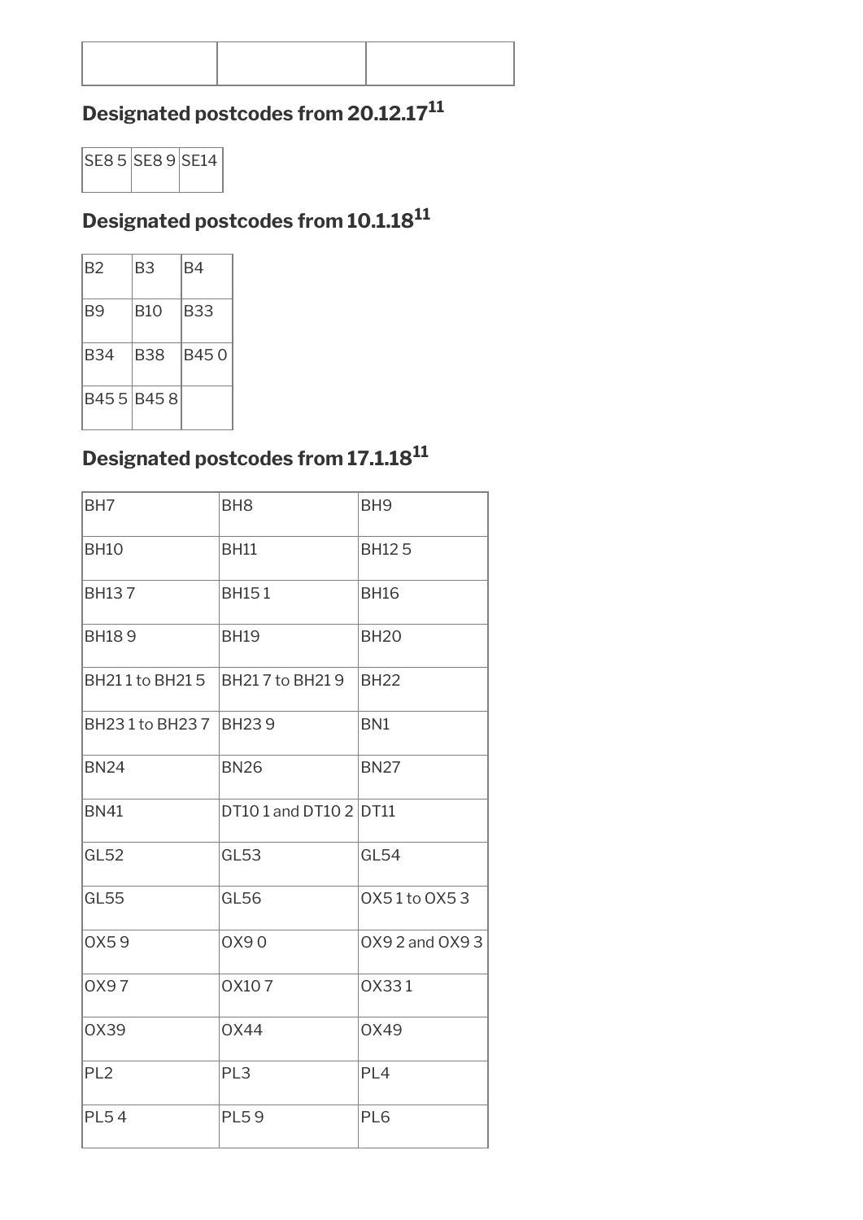| | | |
|---|---|---|
| | | |

## Designated postcodes from 20.12.17[11]

| | | |
|---|---|---|
| SE8 5 | SE8 9 | SE14 |

## Designated postcodes from 10.1.18[11]

| | | |
|---|---|---|
| B2 | B3 | B4 |
| B9 | B10 | B33 |
| B34 | B38 | B45 0 |
| B45 5 | B45 8 | |

## Designated postcodes from 17.1.18[11]

| | | |
|---|---|---|
| BH7 | BH8 | BH9 |
| BH10 | BH11 | BH12 5 |
| BH13 7 | BH15 1 | BH16 |
| BH18 9 | BH19 | BH20 |
| BH21 1 to BH21 5 | BH21 7 to BH21 9 | BH22 |
| BH23 1 to BH23 7 | BH23 9 | BN1 |
| BN24 | BN26 | BN27 |
| BN41 | DT10 1 and DT10 2 | DT11 |
| GL52 | GL53 | GL54 |
| GL55 | GL56 | OX5 1 to OX5 3 |
| OX5 9 | OX9 0 | OX9 2 and OX9 3 |
| OX9 7 | OX10 7 | OX33 1 |
| OX39 | OX44 | OX49 |
| PL2 | PL3 | PL4 |
| PL5 4 | PL5 9 | PL6 |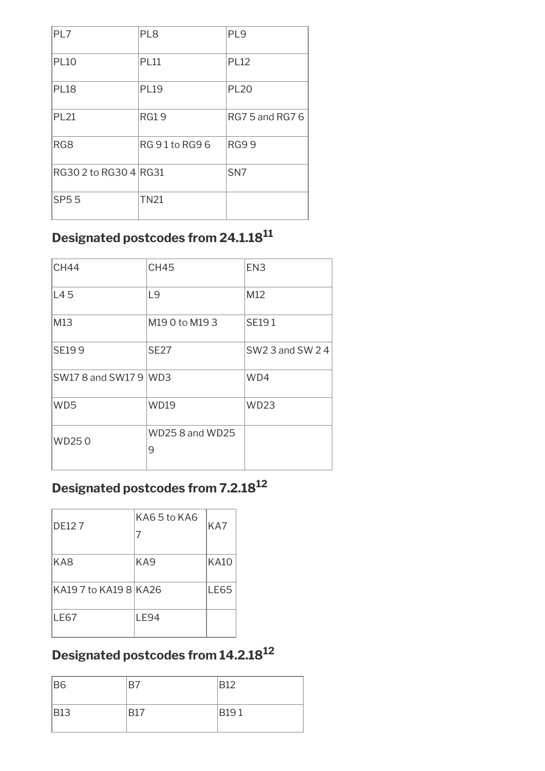| PL7 | PL8 | PL9 |
|---|---|---|
| PL10 | PL11 | PL12 |
| PL18 | PL19 | PL20 |
| PL21 | RG1 9 | RG7 5 and RG7 6 |
| RG8 | RG 9 1 to RG9 6 | RG9 9 |
| RG30 2 to RG30 4 | RG31 | SN7 |
| SP5 5 | TN21 | |

## Designated postcodes from 24.1.18[11]

| CH44 | CH45 | EN3 |
|---|---|---|
| L4 5 | L9 | M12 |
| M13 | M19 0 to M19 3 | SE19 1 |
| SE19 9 | SE27 | SW2 3 and SW 2 4 |
| SW17 8 and SW17 9 | WD3 | WD4 |
| WD5 | WD19 | WD23 |
| WD25 0 | WD25 8 and WD25 9 | |

## Designated postcodes from 7.2.18[12]

| DE12 7 | KA6 5 to KA6 7 | KA7 |
|---|---|---|
| KA8 | KA9 | KA10 |
| KA19 7 to KA19 8 | KA26 | LE65 |
| LE67 | LE94 | |

## Designated postcodes from 14.2.18[12]

| B6 | B7 | B12 |
|---|---|---|
| B13 | B17 | B19 1 |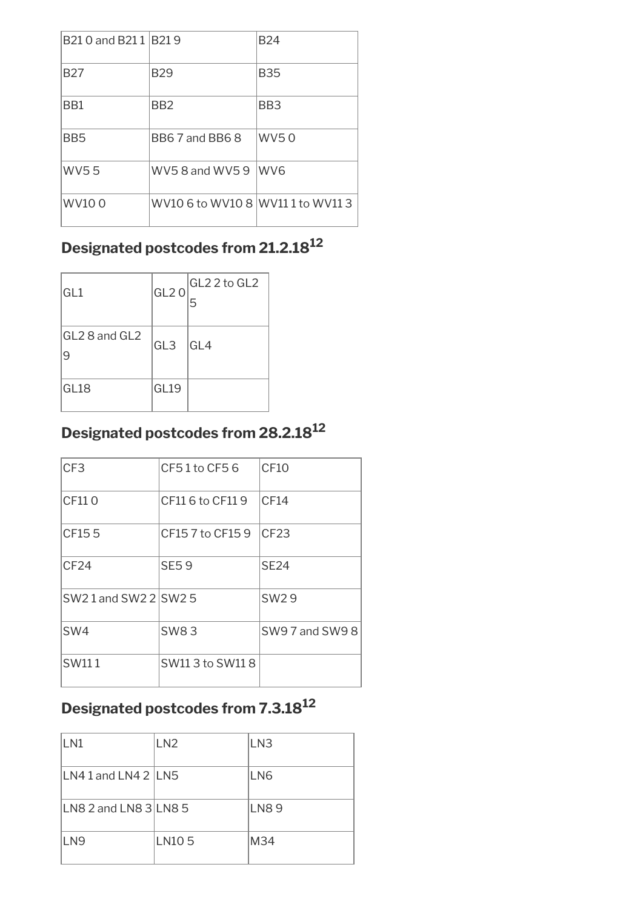| B21 0 and B21 1 | B21 9 | B24 |
|---|---|---|
| B27 | B29 | B35 |
| BB1 | BB2 | BB3 |
| BB5 | BB6 7 and BB6 8 | WV5 0 |
| WV5 5 | WV5 8 and WV5 9 | WV6 |
| WV10 0 | WV10 6 to WV10 8 | WV11 1 to WV11 3 |

## Designated postcodes from 21.2.18[12]

| GL1 | GL2 0 | GL2 2 to GL2 5 |
|---|---|---|
| GL2 8 and GL2 9 | GL3 | GL4 |
| GL18 | GL19 | |

## Designated postcodes from 28.2.18[12]

| CF3 | CF5 1 to CF5 6 | CF10 |
|---|---|---|
| CF11 0 | CF11 6 to CF11 9 | CF14 |
| CF15 5 | CF15 7 to CF15 9 | CF23 |
| CF24 | SE5 9 | SE24 |
| SW2 1 and SW2 2 | SW2 5 | SW2 9 |
| SW4 | SW8 3 | SW9 7 and SW9 8 |
| SW11 1 | SW11 3 to SW11 8 | |

## Designated postcodes from 7.3.18[12]

| LN1 | LN2 | LN3 |
|---|---|---|
| LN4 1 and LN4 2 | LN5 | LN6 |
| LN8 2 and LN8 3 | LN8 5 | LN8 9 |
| LN9 | LN10 5 | M34 |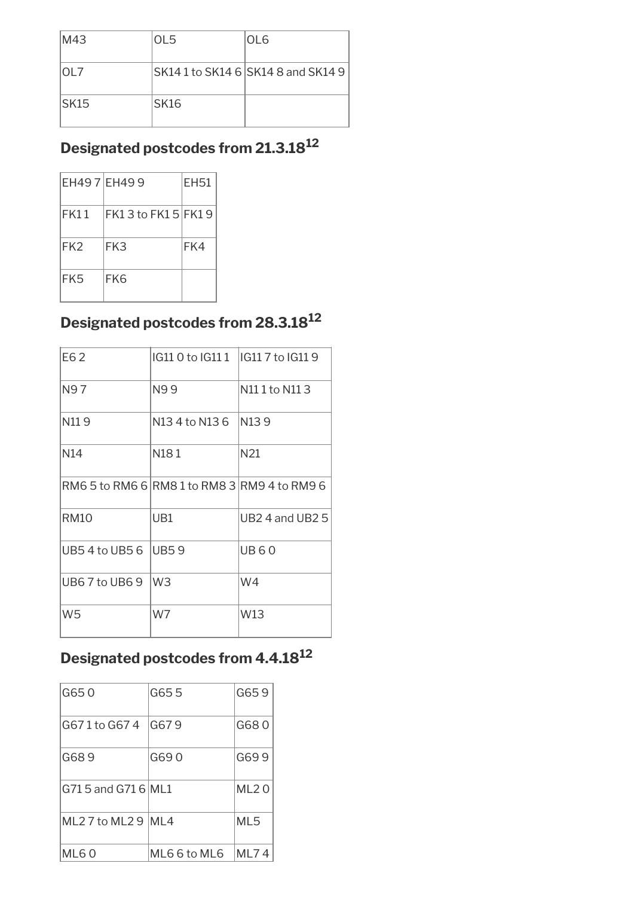| M43 | OL5 | OL6 |
|---|---|---|
| OL7 | SK14 1 to SK14 6 | SK14 8 and SK14 9 |
| SK15 | SK16 | |

## Designated postcodes from 21.3.18[12]

| EH49 7 | EH49 9 | EH51 |
|---|---|---|
| FK1 1 | FK1 3 to FK1 5 | FK1 9 |
| FK2 | FK3 | FK4 |
| FK5 | FK6 | |

## Designated postcodes from 28.3.18[12]

| E6 2 | IG11 0 to IG11 1 | IG11 7 to IG11 9 |
|---|---|---|
| N9 7 | N9 9 | N11 1 to N11 3 |
| N11 9 | N13 4 to N13 6 | N13 9 |
| N14 | N18 1 | N21 |
| RM6 5 to RM6 6 | RM8 1 to RM8 3 | RM9 4 to RM9 6 |
| RM10 | UB1 | UB2 4 and UB2 5 |
| UB5 4 to UB5 6 | UB5 9 | UB 6 0 |
| UB6 7 to UB6 9 | W3 | W4 |
| W5 | W7 | W13 |

## Designated postcodes from 4.4.18[12]

| G65 0 | G65 5 | G65 9 |
|---|---|---|
| G67 1 to G67 4 | G67 9 | G68 0 |
| G68 9 | G69 0 | G69 9 |
| G71 5 and G71 6 | ML1 | ML2 0 |
| ML2 7 to ML2 9 | ML4 | ML5 |
| ML6 0 | ML6 6 to ML6 | ML7 4 |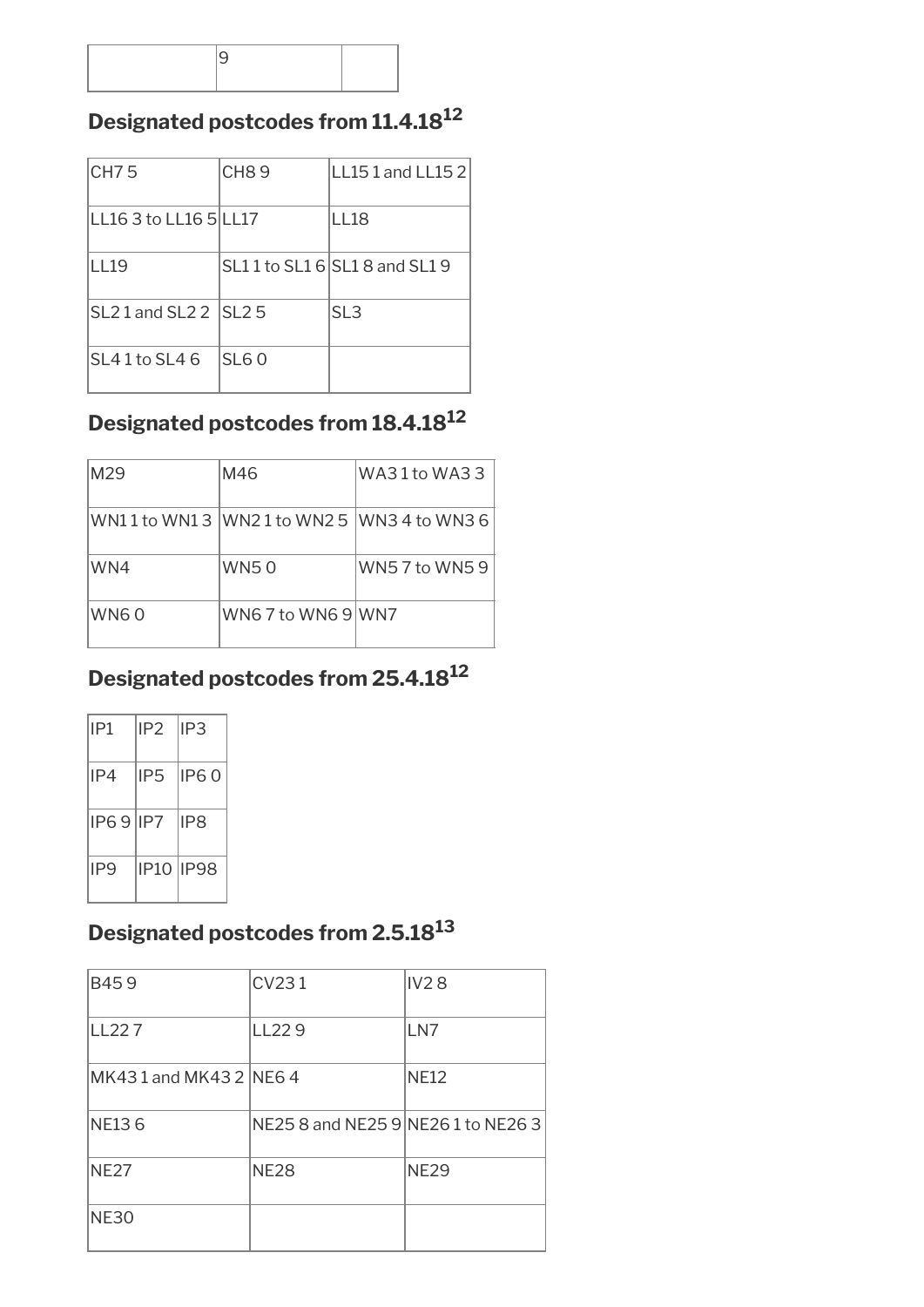| | 9 | |
|---|---|---|

## Designated postcodes from 11.4.18[12]

| | | |
|---|---|---|
| CH7 5 | CH8 9 | LL15 1 and LL15 2 |
| LL16 3 to LL16 5 | LL17 | LL18 |
| LL19 | SL1 1 to SL1 6 | SL1 8 and SL1 9 |
| SL2 1 and SL2 2 | SL2 5 | SL3 |
| SL4 1 to SL4 6 | SL6 0 | |

## Designated postcodes from 18.4.18[12]

| | | |
|---|---|---|
| M29 | M46 | WA3 1 to WA3 3 |
| WN1 1 to WN1 3 | WN2 1 to WN2 5 | WN3 4 to WN3 6 |
| WN4 | WN5 0 | WN5 7 to WN5 9 |
| WN6 0 | WN6 7 to WN6 9 | WN7 |

## Designated postcodes from 25.4.18[12]

| | | |
|---|---|---|
| IP1 | IP2 | IP3 |
| IP4 | IP5 | IP6 0 |
| IP6 9 | IP7 | IP8 |
| IP9 | IP10 | IP98 |

## Designated postcodes from 2.5.18[13]

| | | |
|---|---|---|
| B45 9 | CV23 1 | IV2 8 |
| LL22 7 | LL22 9 | LN7 |
| MK43 1 and MK43 2 | NE6 4 | NE12 |
| NE13 6 | NE25 8 and NE25 9 | NE26 1 to NE26 3 |
| NE27 | NE28 | NE29 |
| NE30 | | |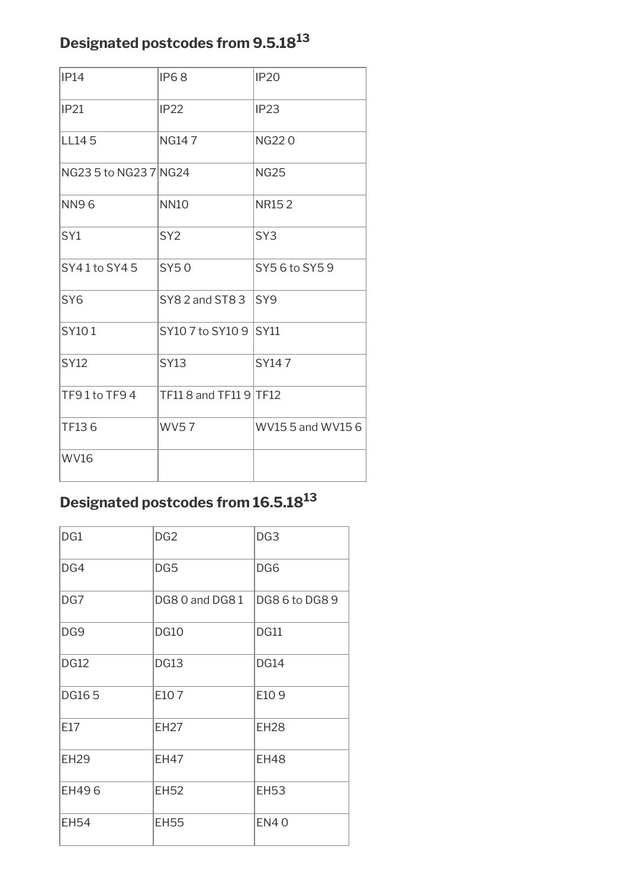## Designated postcodes from 9.5.18[13]

| | | |
|---|---|---|
| IP14 | IP6 8 | IP20 |
| IP21 | IP22 | IP23 |
| LL14 5 | NG14 7 | NG22 0 |
| NG23 5 to NG23 7 | NG24 | NG25 |
| NN9 6 | NN10 | NR15 2 |
| SY1 | SY2 | SY3 |
| SY4 1 to SY4 5 | SY5 0 | SY5 6 to SY5 9 |
| SY6 | SY8 2 and ST8 3 | SY9 |
| SY10 1 | SY10 7 to SY10 9 | SY11 |
| SY12 | SY13 | SY14 7 |
| TF9 1 to TF9 4 | TF11 8 and TF11 9 | TF12 |
| TF13 6 | WV5 7 | WV15 5 and WV15 6 |
| WV16 | | |

## Designated postcodes from 16.5.18[13]

| | | |
|---|---|---|
| DG1 | DG2 | DG3 |
| DG4 | DG5 | DG6 |
| DG7 | DG8 0 and DG8 1 | DG8 6 to DG8 9 |
| DG9 | DG10 | DG11 |
| DG12 | DG13 | DG14 |
| DG16 5 | E10 7 | E10 9 |
| E17 | EH27 | EH28 |
| EH29 | EH47 | EH48 |
| EH49 6 | EH52 | EH53 |
| EH54 | EH55 | EN4 0 |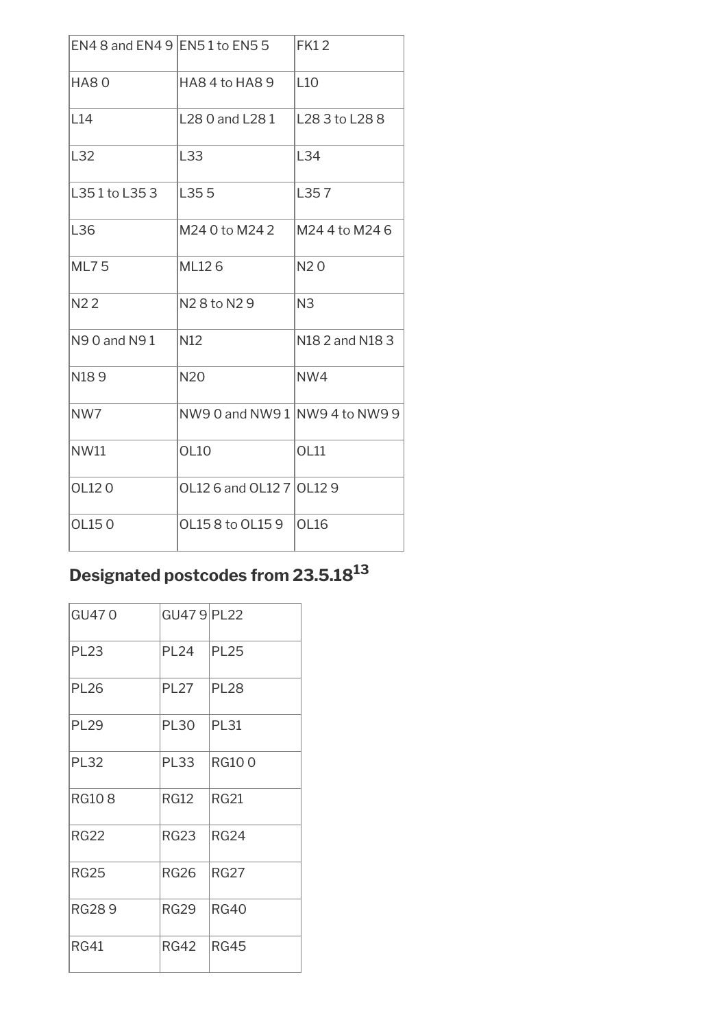| EN4 8 and EN4 9 | EN5 1 to EN5 5 | FK1 2 |
|---|---|---|
| HA8 0 | HA8 4 to HA8 9 | L10 |
| L14 | L28 0 and L28 1 | L28 3 to L28 8 |
| L32 | L33 | L34 |
| L35 1 to L35 3 | L35 5 | L35 7 |
| L36 | M24 0 to M24 2 | M24 4 to M24 6 |
| ML7 5 | ML12 6 | N2 0 |
| N2 2 | N2 8 to N2 9 | N3 |
| N9 0 and N9 1 | N12 | N18 2 and N18 3 |
| N18 9 | N20 | NW4 |
| NW7 | NW9 0 and NW9 1 | NW9 4 to NW9 9 |
| NW11 | OL10 | OL11 |
| OL12 0 | OL12 6 and OL12 7 | OL12 9 |
| OL15 0 | OL15 8 to OL15 9 | OL16 |

## Designated postcodes from 23.5.18[13]

| GU47 0 | GU47 9 | PL22 |
|---|---|---|
| PL23 | PL24 | PL25 |
| PL26 | PL27 | PL28 |
| PL29 | PL30 | PL31 |
| PL32 | PL33 | RG10 0 |
| RG10 8 | RG12 | RG21 |
| RG22 | RG23 | RG24 |
| RG25 | RG26 | RG27 |
| RG28 9 | RG29 | RG40 |
| RG41 | RG42 | RG45 |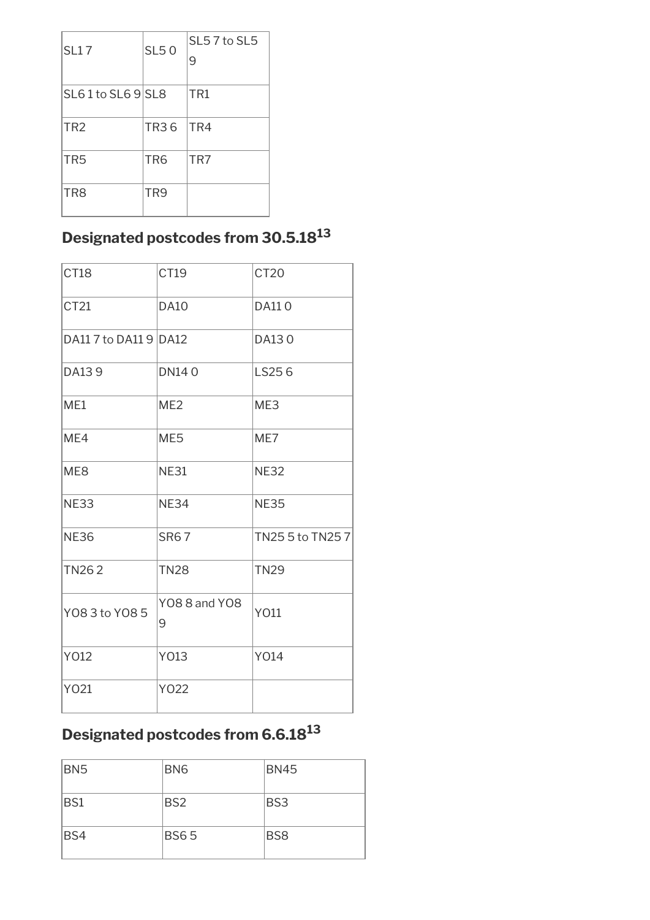| | | |
|---|---|---|
| SL1 7 | SL5 0 | SL5 7 to SL5 9 |
| SL6 1 to SL6 9 | SL8 | TR1 |
| TR2 | TR3 6 | TR4 |
| TR5 | TR6 | TR7 |
| TR8 | TR9 | |

## Designated postcodes from 30.5.18[13]

| | | |
|---|---|---|
| CT18 | CT19 | CT20 |
| CT21 | DA10 | DA11 0 |
| DA11 7 to DA11 9 | DA12 | DA13 0 |
| DA13 9 | DN14 0 | LS25 6 |
| ME1 | ME2 | ME3 |
| ME4 | ME5 | ME7 |
| ME8 | NE31 | NE32 |
| NE33 | NE34 | NE35 |
| NE36 | SR6 7 | TN25 5 to TN25 7 |
| TN26 2 | TN28 | TN29 |
| YO8 3 to YO8 5 | YO8 8 and YO8 9 | YO11 |
| YO12 | YO13 | YO14 |
| YO21 | YO22 | |

## Designated postcodes from 6.6.18[13]

| | | |
|---|---|---|
| BN5 | BN6 | BN45 |
| BS1 | BS2 | BS3 |
| BS4 | BS6 5 | BS8 |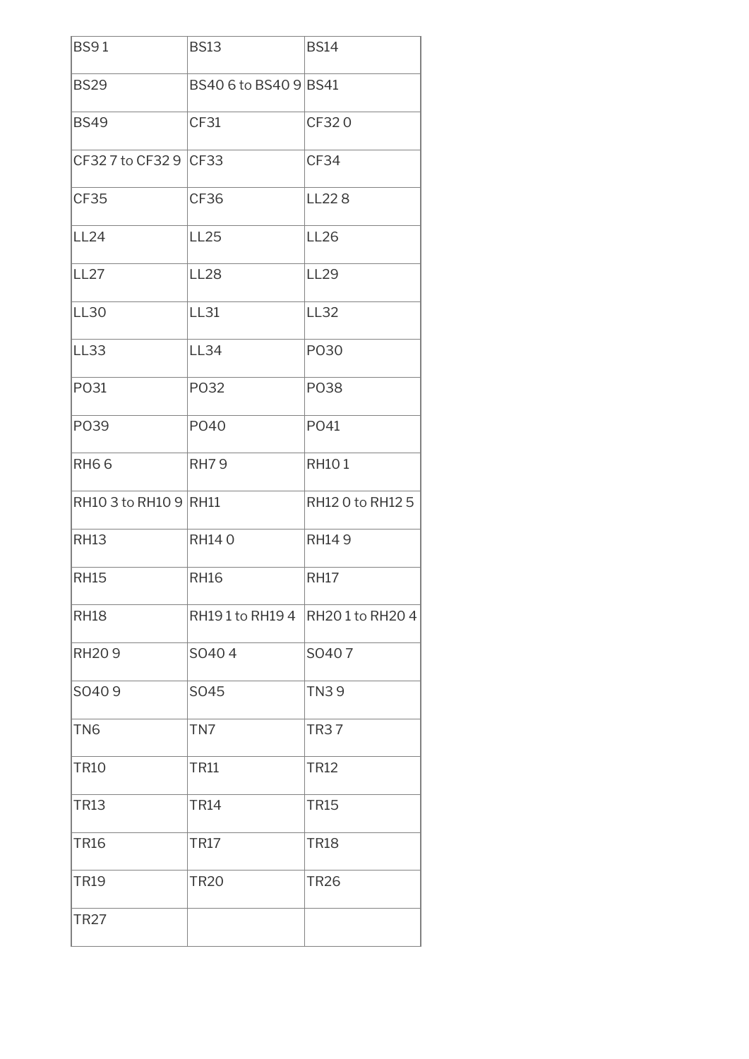| BS9 1 | BS13 | BS14 |
|---|---|---|
| BS29 | BS40 6 to BS40 9 | BS41 |
| BS49 | CF31 | CF32 0 |
| CF32 7 to CF32 9 | CF33 | CF34 |
| CF35 | CF36 | LL22 8 |
| LL24 | LL25 | LL26 |
| LL27 | LL28 | LL29 |
| LL30 | LL31 | LL32 |
| LL33 | LL34 | PO30 |
| PO31 | PO32 | PO38 |
| PO39 | PO40 | PO41 |
| RH6 6 | RH7 9 | RH10 1 |
| RH10 3 to RH10 9 | RH11 | RH12 0 to RH12 5 |
| RH13 | RH14 0 | RH14 9 |
| RH15 | RH16 | RH17 |
| RH18 | RH19 1 to RH19 4 | RH20 1 to RH20 4 |
| RH20 9 | SO40 4 | SO40 7 |
| SO40 9 | SO45 | TN3 9 |
| TN6 | TN7 | TR3 7 |
| TR10 | TR11 | TR12 |
| TR13 | TR14 | TR15 |
| TR16 | TR17 | TR18 |
| TR19 | TR20 | TR26 |
| TR27 | | |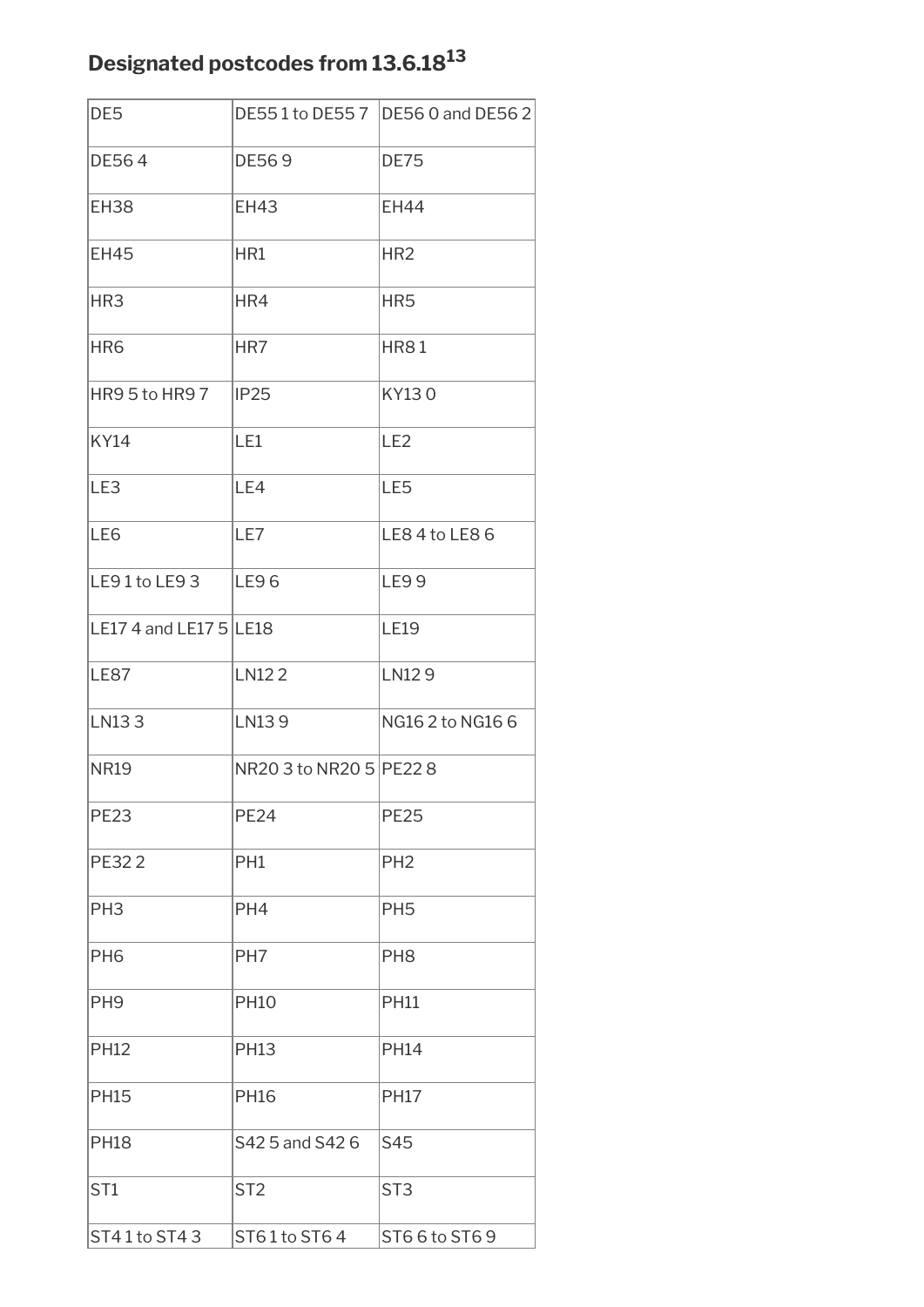## Designated postcodes from 13.6.18[13]

| | | |
|---|---|---|
| DE5 | DE55 1 to DE55 7 | DE56 0 and DE56 2 |
| DE56 4 | DE56 9 | DE75 |
| EH38 | EH43 | EH44 |
| EH45 | HR1 | HR2 |
| HR3 | HR4 | HR5 |
| HR6 | HR7 | HR8 1 |
| HR9 5 to HR9 7 | IP25 | KY13 0 |
| KY14 | LE1 | LE2 |
| LE3 | LE4 | LE5 |
| LE6 | LE7 | LE8 4 to LE8 6 |
| LE9 1 to LE9 3 | LE9 6 | LE9 9 |
| LE17 4 and LE17 5 | LE18 | LE19 |
| LE87 | LN12 2 | LN12 9 |
| LN13 3 | LN13 9 | NG16 2 to NG16 6 |
| NR19 | NR20 3 to NR20 5 | PE22 8 |
| PE23 | PE24 | PE25 |
| PE32 2 | PH1 | PH2 |
| PH3 | PH4 | PH5 |
| PH6 | PH7 | PH8 |
| PH9 | PH10 | PH11 |
| PH12 | PH13 | PH14 |
| PH15 | PH16 | PH17 |
| PH18 | S42 5 and S42 6 | S45 |
| ST1 | ST2 | ST3 |
| ST4 1 to ST4 3 | ST6 1 to ST6 4 | ST6 6 to ST6 9 |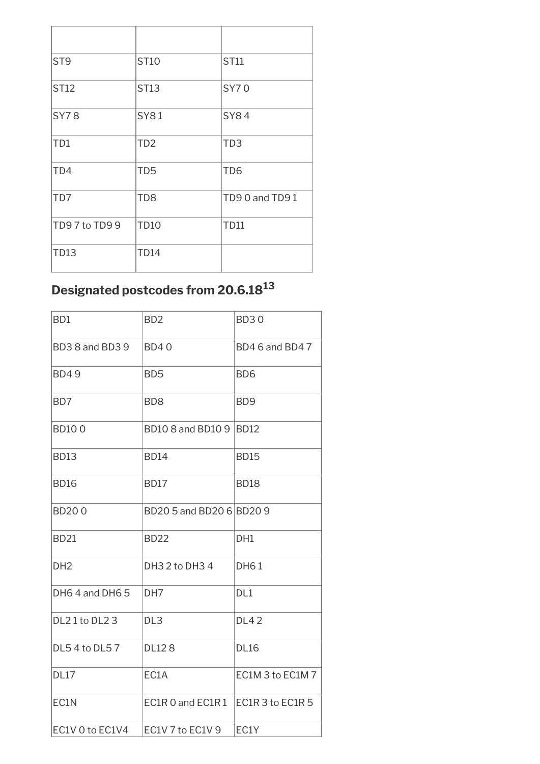| | | |
|---|---|---|
| ST9 | ST10 | ST11 |
| ST12 | ST13 | SY7 0 |
| SY7 8 | SY8 1 | SY8 4 |
| TD1 | TD2 | TD3 |
| TD4 | TD5 | TD6 |
| TD7 | TD8 | TD9 0 and TD9 1 |
| TD9 7 to TD9 9 | TD10 | TD11 |
| TD13 | TD14 | |

## Designated postcodes from 20.6.18[13]

| | | |
|---|---|---|
| BD1 | BD2 | BD3 0 |
| BD3 8 and BD3 9 | BD4 0 | BD4 6 and BD4 7 |
| BD4 9 | BD5 | BD6 |
| BD7 | BD8 | BD9 |
| BD10 0 | BD10 8 and BD10 9 | BD12 |
| BD13 | BD14 | BD15 |
| BD16 | BD17 | BD18 |
| BD20 0 | BD20 5 and BD20 6 | BD20 9 |
| BD21 | BD22 | DH1 |
| DH2 | DH3 2 to DH3 4 | DH6 1 |
| DH6 4 and DH6 5 | DH7 | DL1 |
| DL2 1 to DL2 3 | DL3 | DL4 2 |
| DL5 4 to DL5 7 | DL12 8 | DL16 |
| DL17 | EC1A | EC1M 3 to EC1M 7 |
| EC1N | EC1R 0 and EC1R 1 | EC1R 3 to EC1R 5 |
| EC1V 0 to EC1V4 | EC1V 7 to EC1V 9 | EC1Y |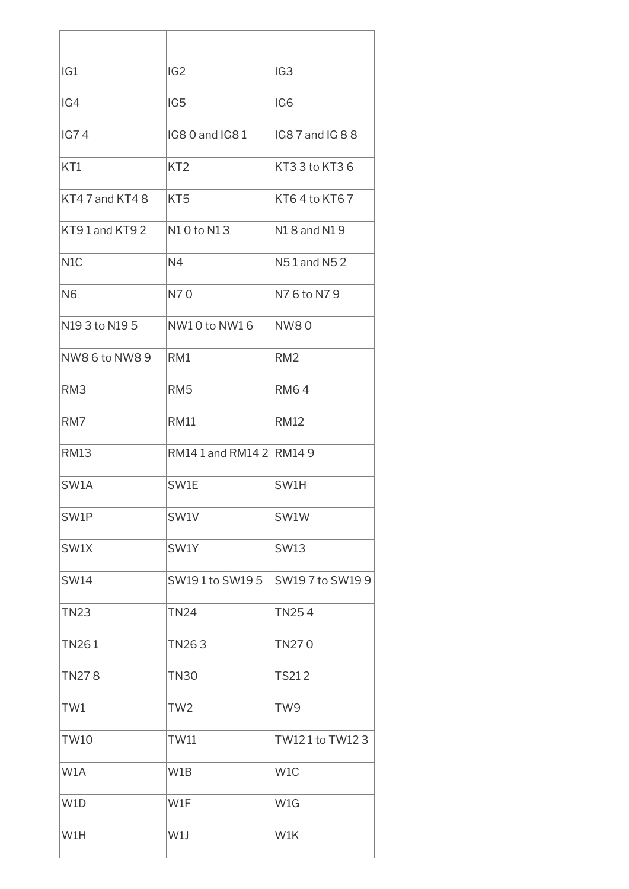| | | |
|---|---|---|
| IG1 | IG2 | IG3 |
| IG4 | IG5 | IG6 |
| IG7 4 | IG8 0 and IG8 1 | IG8 7 and IG 8 8 |
| KT1 | KT2 | KT3 3 to KT3 6 |
| KT4 7 and KT4 8 | KT5 | KT6 4 to KT6 7 |
| KT9 1 and KT9 2 | N1 0 to N1 3 | N1 8 and N1 9 |
| N1C | N4 | N5 1 and N5 2 |
| N6 | N7 0 | N7 6 to N7 9 |
| N19 3 to N19 5 | NW1 0 to NW1 6 | NW8 0 |
| NW8 6 to NW8 9 | RM1 | RM2 |
| RM3 | RM5 | RM6 4 |
| RM7 | RM11 | RM12 |
| RM13 | RM14 1 and RM14 2 | RM14 9 |
| SW1A | SW1E | SW1H |
| SW1P | SW1V | SW1W |
| SW1X | SW1Y | SW13 |
| SW14 | SW19 1 to SW19 5 | SW19 7 to SW19 9 |
| TN23 | TN24 | TN25 4 |
| TN26 1 | TN26 3 | TN27 0 |
| TN27 8 | TN30 | TS21 2 |
| TW1 | TW2 | TW9 |
| TW10 | TW11 | TW12 1 to TW12 3 |
| W1A | W1B | W1C |
| W1D | W1F | W1G |
| W1H | W1J | W1K |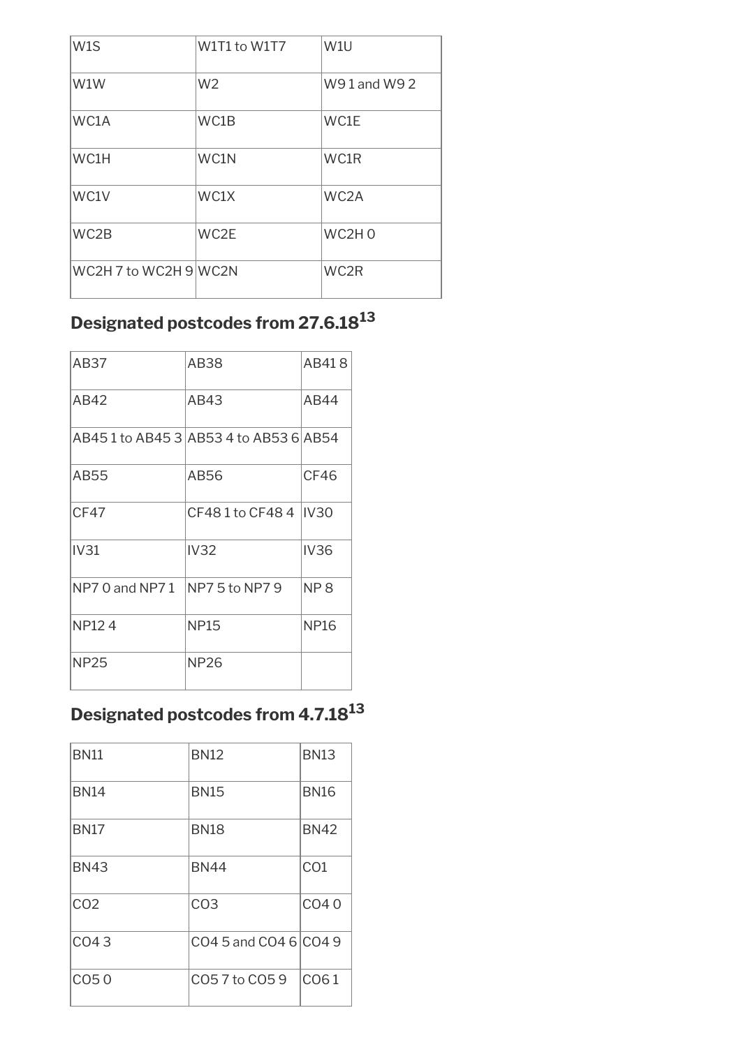| W1S | W1T1 to W1T7 | W1U |
|---|---|---|
| W1W | W2 | W9 1 and W9 2 |
| WC1A | WC1B | WC1E |
| WC1H | WC1N | WC1R |
| WC1V | WC1X | WC2A |
| WC2B | WC2E | WC2H 0 |
| WC2H 7 to WC2H 9 | WC2N | WC2R |

## Designated postcodes from 27.6.18[13]

| AB37 | AB38 | AB41 8 |
|---|---|---|
| AB42 | AB43 | AB44 |
| AB45 1 to AB45 3 | AB53 4 to AB53 6 | AB54 |
| AB55 | AB56 | CF46 |
| CF47 | CF48 1 to CF48 4 | IV30 |
| IV31 | IV32 | IV36 |
| NP7 0 and NP7 1 | NP7 5 to NP7 9 | NP 8 |
| NP12 4 | NP15 | NP16 |
| NP25 | NP26 | |

## Designated postcodes from 4.7.18[13]

| BN11 | BN12 | BN13 |
|---|---|---|
| BN14 | BN15 | BN16 |
| BN17 | BN18 | BN42 |
| BN43 | BN44 | CO1 |
| CO2 | CO3 | CO4 0 |
| CO4 3 | CO4 5 and CO4 6 | CO4 9 |
| CO5 0 | CO5 7 to CO5 9 | CO6 1 |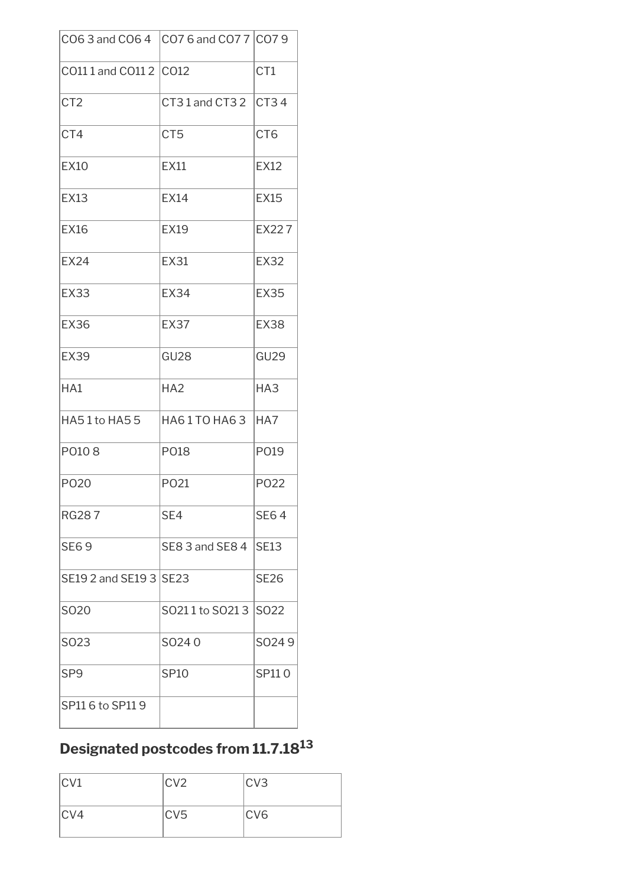| CO6 3 and CO6 4 | CO7 6 and CO7 7 | CO7 9 |
|---|---|---|
| CO11 1 and CO11 2 | CO12 | CT1 |
| CT2 | CT3 1 and CT3 2 | CT3 4 |
| CT4 | CT5 | CT6 |
| EX10 | EX11 | EX12 |
| EX13 | EX14 | EX15 |
| EX16 | EX19 | EX22 7 |
| EX24 | EX31 | EX32 |
| EX33 | EX34 | EX35 |
| EX36 | EX37 | EX38 |
| EX39 | GU28 | GU29 |
| HA1 | HA2 | HA3 |
| HA5 1 to HA5 5 | HA6 1 TO HA6 3 | HA7 |
| PO10 8 | PO18 | PO19 |
| PO20 | PO21 | PO22 |
| RG28 7 | SE4 | SE6 4 |
| SE6 9 | SE8 3 and SE8 4 | SE13 |
| SE19 2 and SE19 3 | SE23 | SE26 |
| SO20 | SO21 1 to SO21 3 | SO22 |
| SO23 | SO24 0 | SO24 9 |
| SP9 | SP10 | SP11 0 |
| SP11 6 to SP11 9 | | |

## Designated postcodes from 11.7.18[13]

| CV1 | CV2 | CV3 |
|---|---|---|
| CV4 | CV5 | CV6 |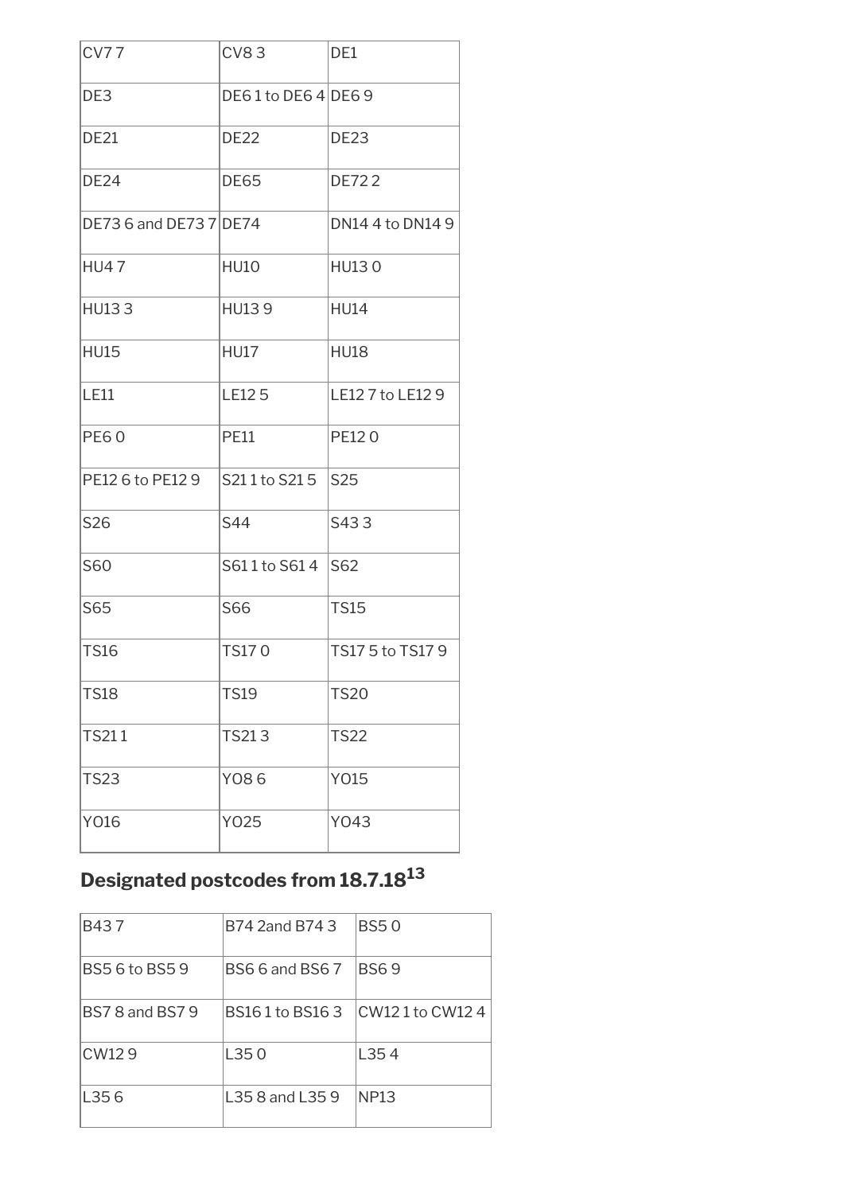| | | |
|---|---|---|
| CV7 7 | CV8 3 | DE1 |
| DE3 | DE6 1 to DE6 4 | DE6 9 |
| DE21 | DE22 | DE23 |
| DE24 | DE65 | DE72 2 |
| DE73 6 and DE73 7 | DE74 | DN14 4 to DN14 9 |
| HU4 7 | HU10 | HU13 0 |
| HU13 3 | HU13 9 | HU14 |
| HU15 | HU17 | HU18 |
| LE11 | LE12 5 | LE12 7 to LE12 9 |
| PE6 0 | PE11 | PE12 0 |
| PE12 6 to PE12 9 | S21 1 to S21 5 | S25 |
| S26 | S44 | S43 3 |
| S60 | S61 1 to S61 4 | S62 |
| S65 | S66 | TS15 |
| TS16 | TS17 0 | TS17 5 to TS17 9 |
| TS18 | TS19 | TS20 |
| TS21 1 | TS21 3 | TS22 |
| TS23 | YO8 6 | YO15 |
| YO16 | YO25 | YO43 |

## Designated postcodes from 18.7.18[13]

| | | |
|---|---|---|
| B43 7 | B74 2and B74 3 | BS5 0 |
| BS5 6 to BS5 9 | BS6 6 and BS6 7 | BS6 9 |
| BS7 8 and BS7 9 | BS16 1 to BS16 3 | CW12 1 to CW12 4 |
| CW12 9 | L35 0 | L35 4 |
| L35 6 | L35 8 and L35 9 | NP13 |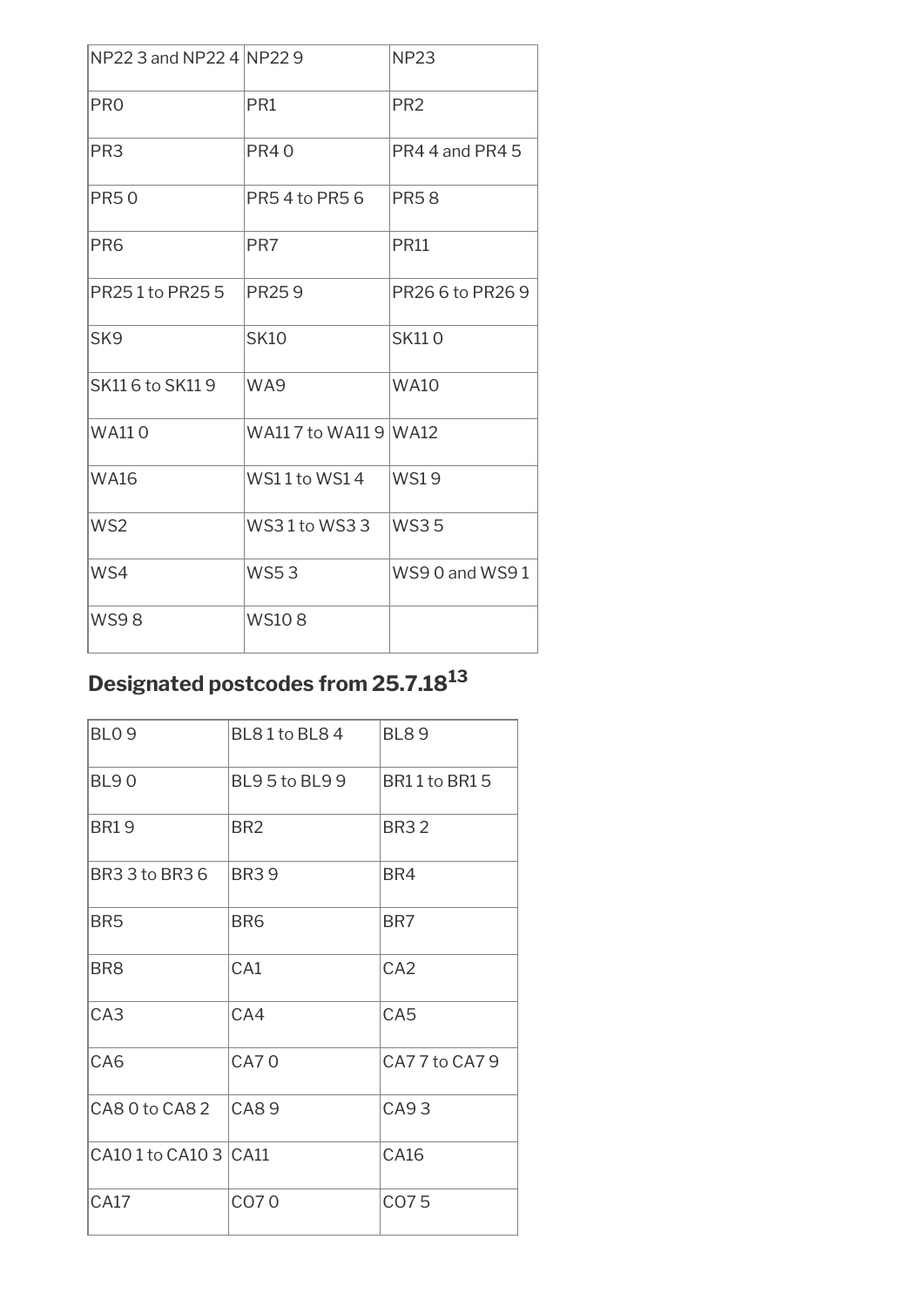| NP22 3 and NP22 4 | NP22 9 | NP23 |
|---|---|---|
| PR0 | PR1 | PR2 |
| PR3 | PR4 0 | PR4 4 and PR4 5 |
| PR5 0 | PR5 4 to PR5 6 | PR5 8 |
| PR6 | PR7 | PR11 |
| PR25 1 to PR25 5 | PR25 9 | PR26 6 to PR26 9 |
| SK9 | SK10 | SK11 0 |
| SK11 6 to SK11 9 | WA9 | WA10 |
| WA11 0 | WA11 7 to WA11 9 | WA12 |
| WA16 | WS1 1 to WS1 4 | WS1 9 |
| WS2 | WS3 1 to WS3 3 | WS3 5 |
| WS4 | WS5 3 | WS9 0 and WS9 1 |
| WS9 8 | WS10 8 | |

## Designated postcodes from 25.7.18[13]

| BL0 9 | BL8 1 to BL8 4 | BL8 9 |
|---|---|---|
| BL9 0 | BL9 5 to BL9 9 | BR1 1 to BR1 5 |
| BR1 9 | BR2 | BR3 2 |
| BR3 3 to BR3 6 | BR3 9 | BR4 |
| BR5 | BR6 | BR7 |
| BR8 | CA1 | CA2 |
| CA3 | CA4 | CA5 |
| CA6 | CA7 0 | CA7 7 to CA7 9 |
| CA8 0 to CA8 2 | CA8 9 | CA9 3 |
| CA10 1 to CA10 3 | CA11 | CA16 |
| CA17 | CO7 0 | CO7 5 |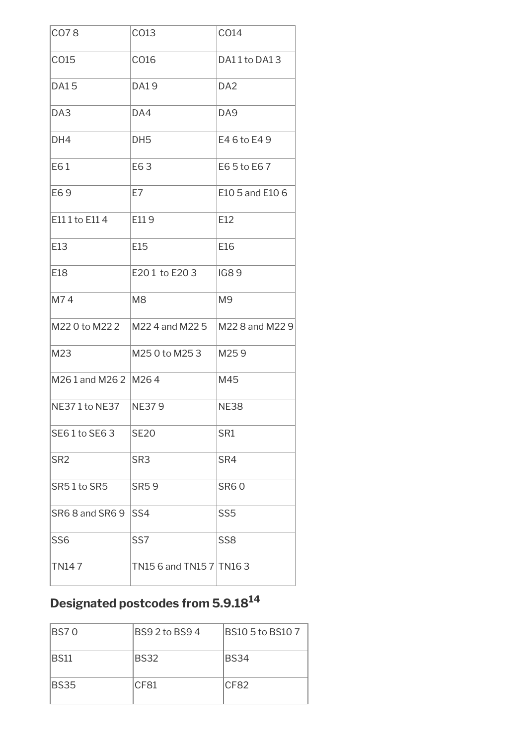| CO7 8 | CO13 | CO14 |
|---|---|---|
| CO15 | CO16 | DA1 1 to DA1 3 |
| DA1 5 | DA1 9 | DA2 |
| DA3 | DA4 | DA9 |
| DH4 | DH5 | E4 6 to E4 9 |
| E6 1 | E6 3 | E6 5 to E6 7 |
| E6 9 | E7 | E10 5 and E10 6 |
| E11 1 to E11 4 | E11 9 | E12 |
| E13 | E15 | E16 |
| E18 | E20 1 to E20 3 | IG8 9 |
| M7 4 | M8 | M9 |
| M22 0 to M22 2 | M22 4 and M22 5 | M22 8 and M22 9 |
| M23 | M25 0 to M25 3 | M25 9 |
| M26 1 and M26 2 | M26 4 | M45 |
| NE37 1 to NE37 | NE37 9 | NE38 |
| SE6 1 to SE6 3 | SE20 | SR1 |
| SR2 | SR3 | SR4 |
| SR5 1 to SR5 | SR5 9 | SR6 0 |
| SR6 8 and SR6 9 | SS4 | SS5 |
| SS6 | SS7 | SS8 |
| TN14 7 | TN15 6 and TN15 7 | TN16 3 |

## Designated postcodes from 5.9.18[14]

| BS7 0 | BS9 2 to BS9 4 | BS10 5 to BS10 7 |
|---|---|---|
| BS11 | BS32 | BS34 |
| BS35 | CF81 | CF82 |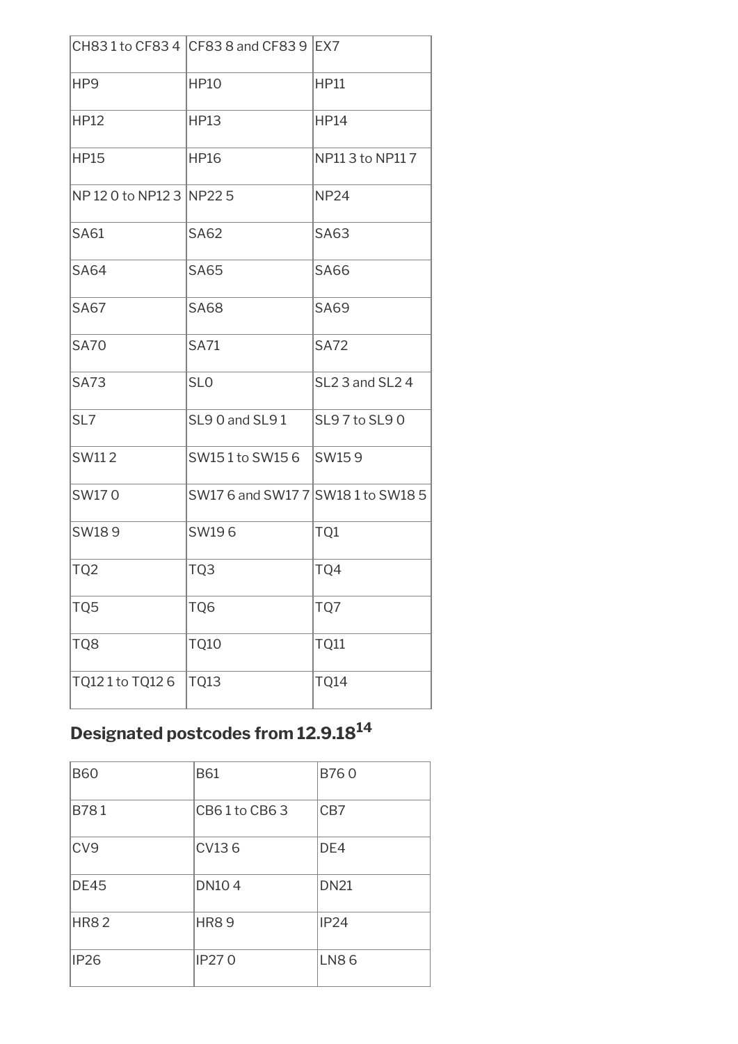| CH83 1 to CF83 4 | CF83 8 and CF83 9 | EX7 |
|---|---|---|
| HP9 | HP10 | HP11 |
| HP12 | HP13 | HP14 |
| HP15 | HP16 | NP11 3 to NP11 7 |
| NP 12 0 to NP12 3 | NP22 5 | NP24 |
| SA61 | SA62 | SA63 |
| SA64 | SA65 | SA66 |
| SA67 | SA68 | SA69 |
| SA70 | SA71 | SA72 |
| SA73 | SL0 | SL2 3 and SL2 4 |
| SL7 | SL9 0 and SL9 1 | SL9 7 to SL9 0 |
| SW11 2 | SW15 1 to SW15 6 | SW15 9 |
| SW17 0 | SW17 6 and SW17 7 | SW18 1 to SW18 5 |
| SW18 9 | SW19 6 | TQ1 |
| TQ2 | TQ3 | TQ4 |
| TQ5 | TQ6 | TQ7 |
| TQ8 | TQ10 | TQ11 |
| TQ12 1 to TQ12 6 | TQ13 | TQ14 |

## Designated postcodes from 12.9.18[14]

| B60 | B61 | B76 0 |
|---|---|---|
| B78 1 | CB6 1 to CB6 3 | CB7 |
| CV9 | CV13 6 | DE4 |
| DE45 | DN10 4 | DN21 |
| HR8 2 | HR8 9 | IP24 |
| IP26 | IP27 0 | LN8 6 |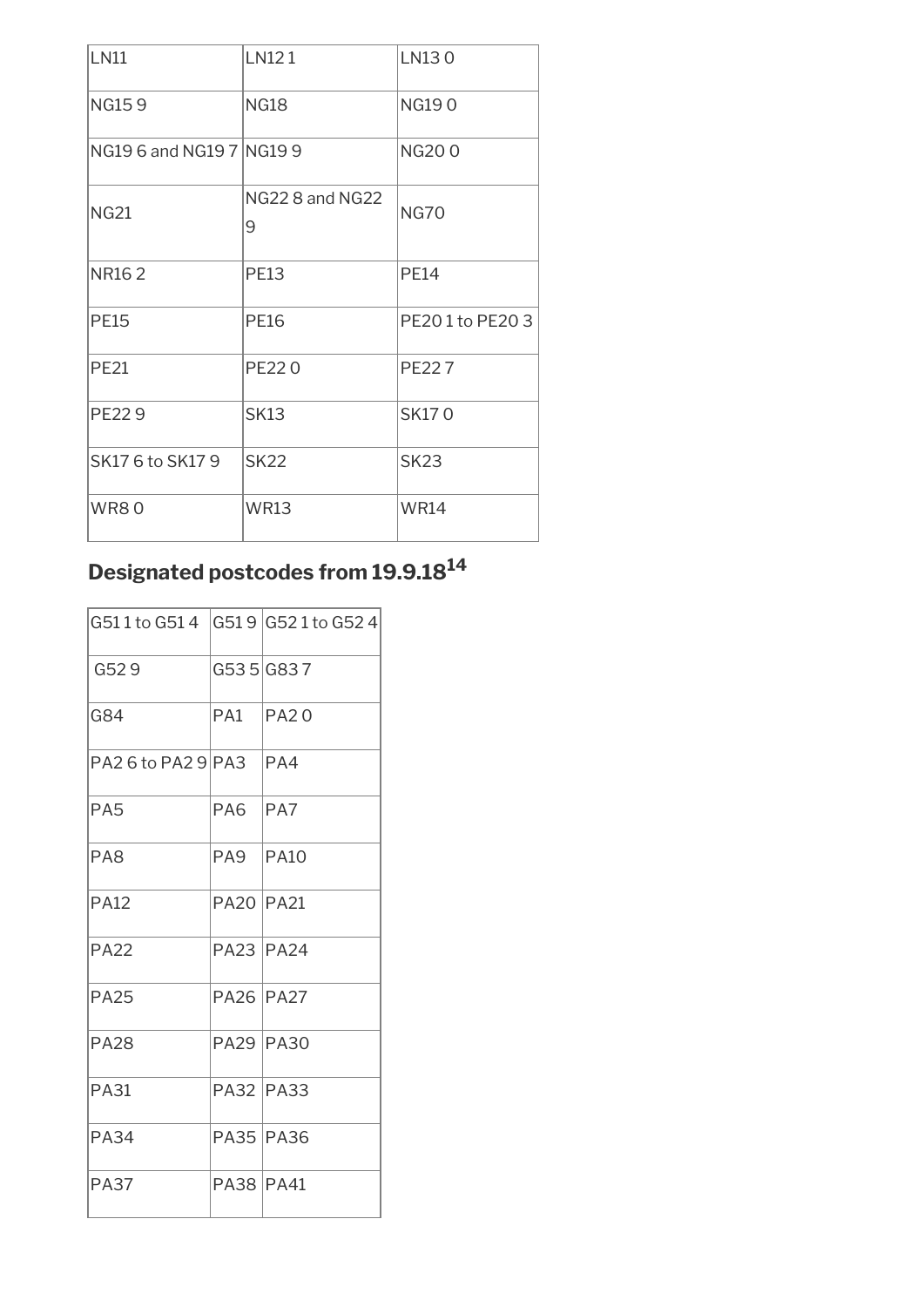| | | |
|---|---|---|
| LN11 | LN12 1 | LN13 0 |
| NG15 9 | NG18 | NG19 0 |
| NG19 6 and NG19 7 | NG19 9 | NG20 0 |
| NG21 | NG22 8 and NG22 9 | NG70 |
| NR16 2 | PE13 | PE14 |
| PE15 | PE16 | PE20 1 to PE20 3 |
| PE21 | PE22 0 | PE22 7 |
| PE22 9 | SK13 | SK17 0 |
| SK17 6 to SK17 9 | SK22 | SK23 |
| WR8 0 | WR13 | WR14 |

## Designated postcodes from 19.9.18[14]

| | | |
|---|---|---|
| G51 1 to G51 4 | G51 9 | G52 1 to G52 4 |
| G52 9 | G53 5 | G83 7 |
| G84 | PA1 | PA2 0 |
| PA2 6 to PA2 9 | PA3 | PA4 |
| PA5 | PA6 | PA7 |
| PA8 | PA9 | PA10 |
| PA12 | PA20 | PA21 |
| PA22 | PA23 | PA24 |
| PA25 | PA26 | PA27 |
| PA28 | PA29 | PA30 |
| PA31 | PA32 | PA33 |
| PA34 | PA35 | PA36 |
| PA37 | PA38 | PA41 |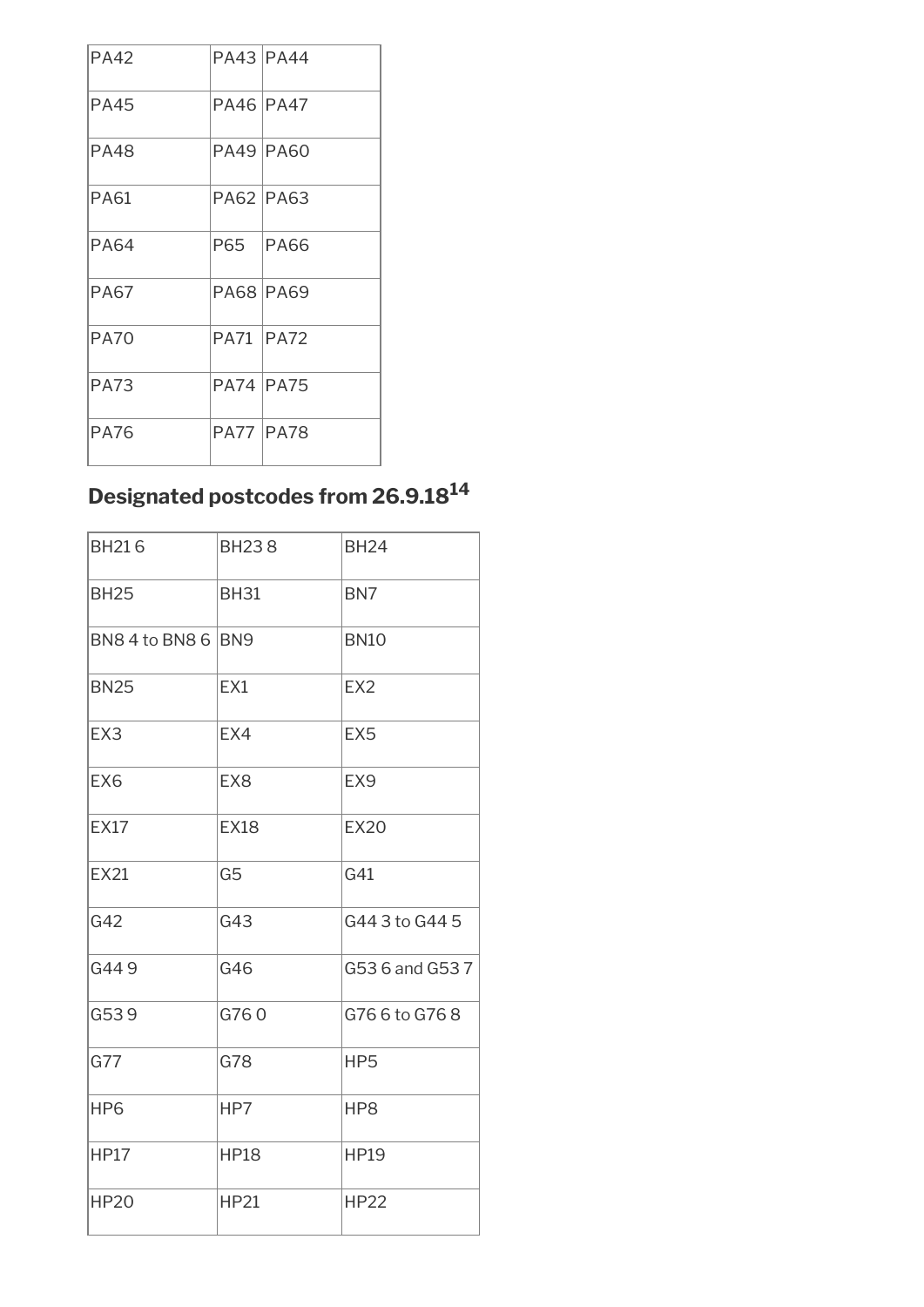| PA42 | PA43 | PA44 |
|---|---|---|
| PA45 | PA46 | PA47 |
| PA48 | PA49 | PA60 |
| PA61 | PA62 | PA63 |
| PA64 | P65 | PA66 |
| PA67 | PA68 | PA69 |
| PA70 | PA71 | PA72 |
| PA73 | PA74 | PA75 |
| PA76 | PA77 | PA78 |

## Designated postcodes from 26.9.18[14]

| BH21 6 | BH23 8 | BH24 |
|---|---|---|
| BH25 | BH31 | BN7 |
| BN8 4 to BN8 6 | BN9 | BN10 |
| BN25 | EX1 | EX2 |
| EX3 | EX4 | EX5 |
| EX6 | EX8 | EX9 |
| EX17 | EX18 | EX20 |
| EX21 | G5 | G41 |
| G42 | G43 | G44 3 to G44 5 |
| G44 9 | G46 | G53 6 and G53 7 |
| G53 9 | G76 0 | G76 6 to G76 8 |
| G77 | G78 | HP5 |
| HP6 | HP7 | HP8 |
| HP17 | HP18 | HP19 |
| HP20 | HP21 | HP22 |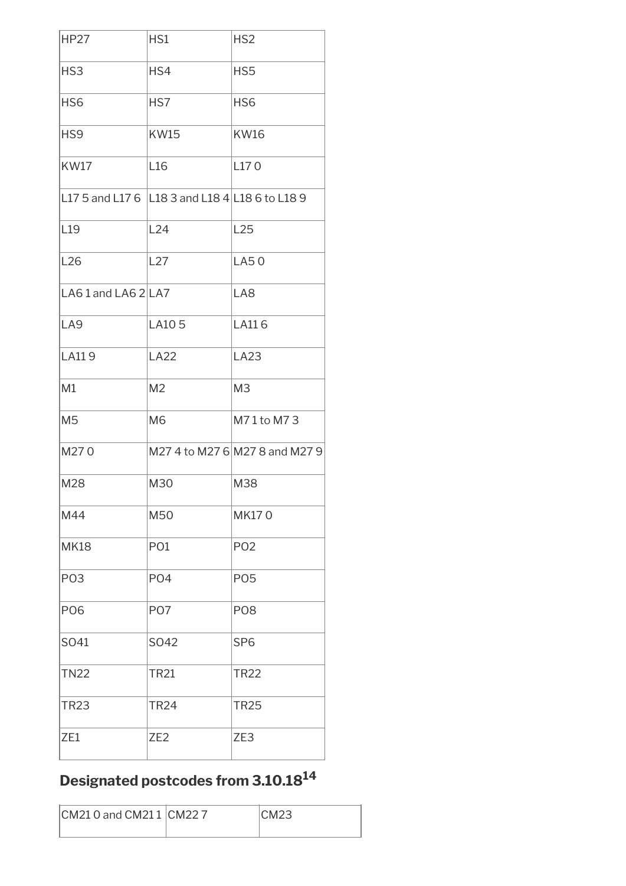| HP27 | HS1 | HS2 |
|---|---|---|
| HS3 | HS4 | HS5 |
| HS6 | HS7 | HS6 |
| HS9 | KW15 | KW16 |
| KW17 | L16 | L17 0 |
| L17 5 and L17 6 | L18 3 and L18 4 | L18 6 to L18 9 |
| L19 | L24 | L25 |
| L26 | L27 | LA5 0 |
| LA6 1 and LA6 2 | LA7 | LA8 |
| LA9 | LA10 5 | LA11 6 |
| LA11 9 | LA22 | LA23 |
| M1 | M2 | M3 |
| M5 | M6 | M7 1 to M7 3 |
| M27 0 | M27 4 to M27 6 | M27 8 and M27 9 |
| M28 | M30 | M38 |
| M44 | M50 | MK17 0 |
| MK18 | PO1 | PO2 |
| PO3 | PO4 | PO5 |
| PO6 | PO7 | PO8 |
| SO41 | SO42 | SP6 |
| TN22 | TR21 | TR22 |
| TR23 | TR24 | TR25 |
| ZE1 | ZE2 | ZE3 |

## Designated postcodes from 3.10.18[14]

| CM21 0 and CM21 1 | CM22 7 | CM23 |
|---|---|---|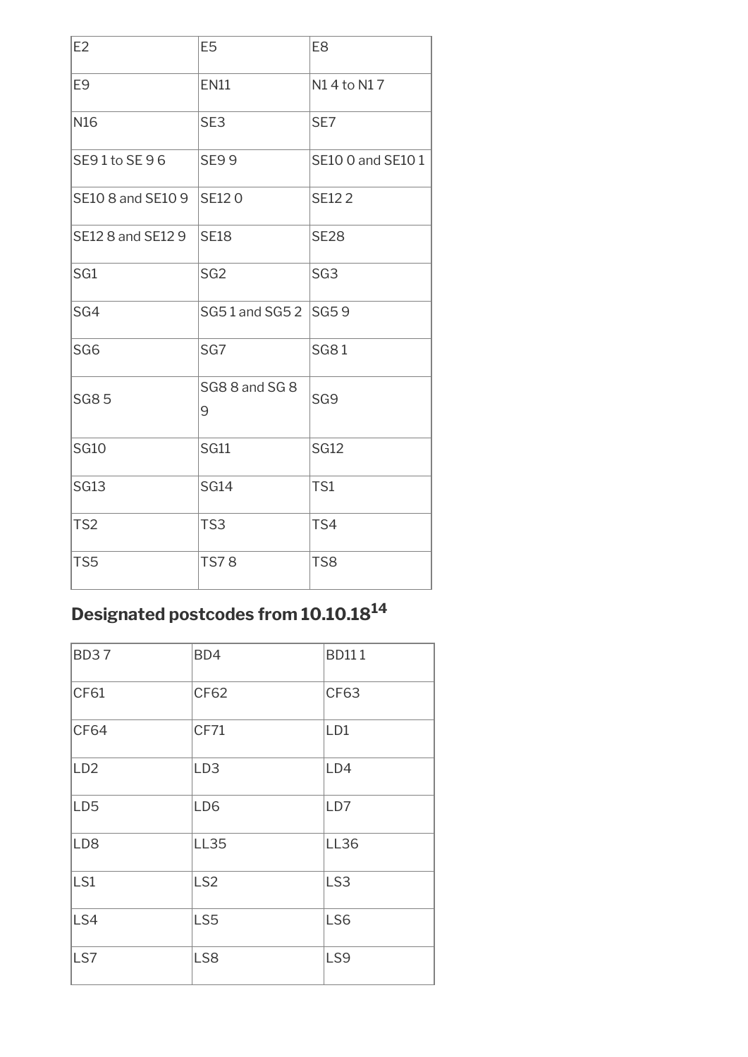| E2 | E5 | E8 |
|---|---|---|
| E9 | EN11 | N1 4 to N1 7 |
| N16 | SE3 | SE7 |
| SE9 1 to SE 9 6 | SE9 9 | SE10 0 and SE10 1 |
| SE10 8 and SE10 9 | SE12 0 | SE12 2 |
| SE12 8 and SE12 9 | SE18 | SE28 |
| SG1 | SG2 | SG3 |
| SG4 | SG5 1 and SG5 2 | SG5 9 |
| SG6 | SG7 | SG8 1 |
| SG8 5 | SG8 8 and SG 8 9 | SG9 |
| SG10 | SG11 | SG12 |
| SG13 | SG14 | TS1 |
| TS2 | TS3 | TS4 |
| TS5 | TS7 8 | TS8 |

## Designated postcodes from 10.10.18[14]

| BD3 7 | BD4 | BD11 1 |
|---|---|---|
| CF61 | CF62 | CF63 |
| CF64 | CF71 | LD1 |
| LD2 | LD3 | LD4 |
| LD5 | LD6 | LD7 |
| LD8 | LL35 | LL36 |
| LS1 | LS2 | LS3 |
| LS4 | LS5 | LS6 |
| LS7 | LS8 | LS9 |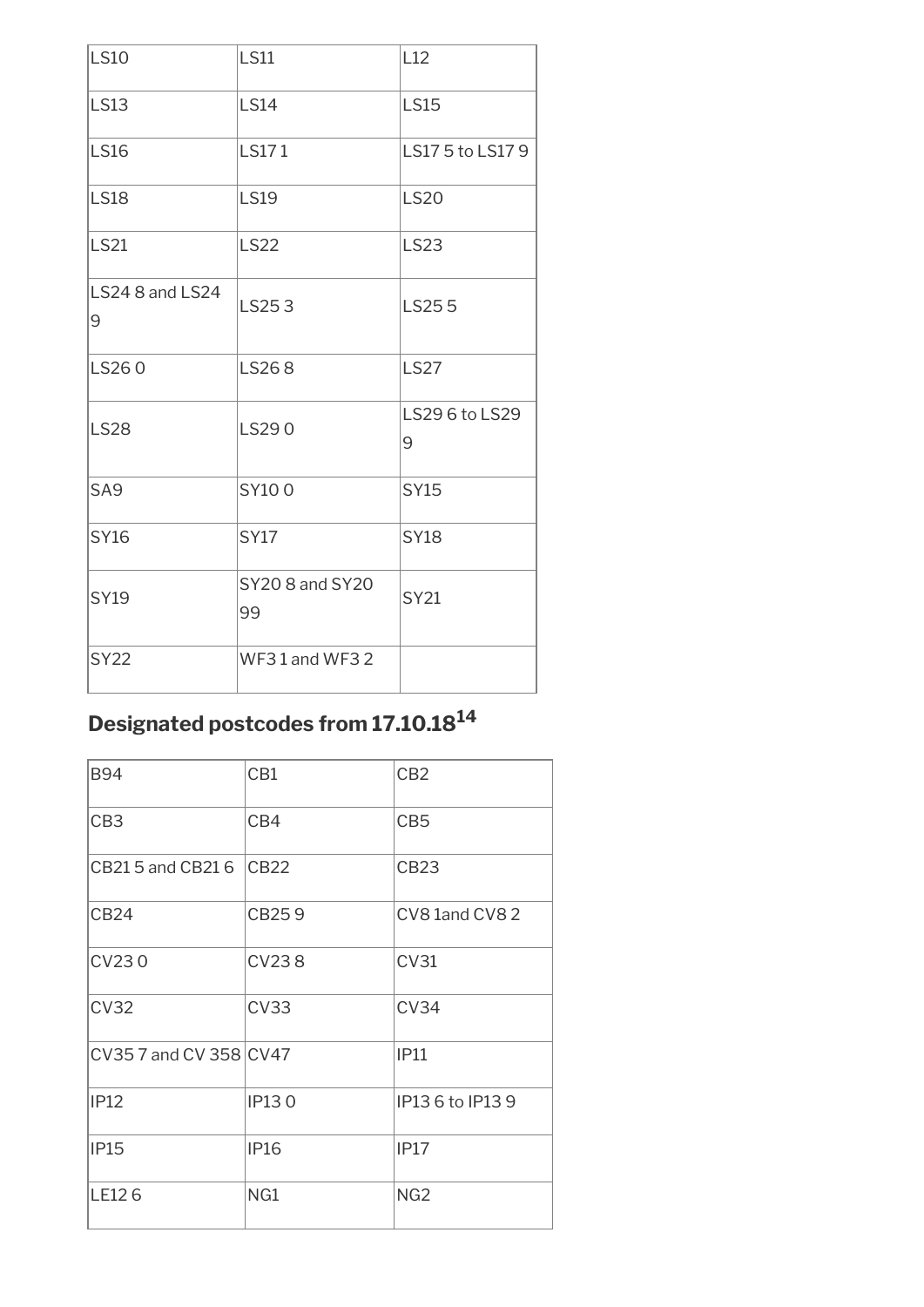| LS10 | LS11 | L12 |
|---|---|---|
| LS13 | LS14 | LS15 |
| LS16 | LS17 1 | LS17 5 to LS17 9 |
| LS18 | LS19 | LS20 |
| LS21 | LS22 | LS23 |
| LS24 8 and LS24 9 | LS25 3 | LS25 5 |
| LS26 0 | LS26 8 | LS27 |
| LS28 | LS29 0 | LS29 6 to LS29 9 |
| SA9 | SY10 0 | SY15 |
| SY16 | SY17 | SY18 |
| SY19 | SY20 8 and SY20 99 | SY21 |
| SY22 | WF3 1 and WF3 2 | |

## Designated postcodes from 17.10.18[14]

| B94 | CB1 | CB2 |
|---|---|---|
| CB3 | CB4 | CB5 |
| CB21 5 and CB21 6 | CB22 | CB23 |
| CB24 | CB25 9 | CV8 1and CV8 2 |
| CV23 0 | CV23 8 | CV31 |
| CV32 | CV33 | CV34 |
| CV35 7 and CV 358 | CV47 | IP11 |
| IP12 | IP13 0 | IP13 6 to IP13 9 |
| IP15 | IP16 | IP17 |
| LE12 6 | NG1 | NG2 |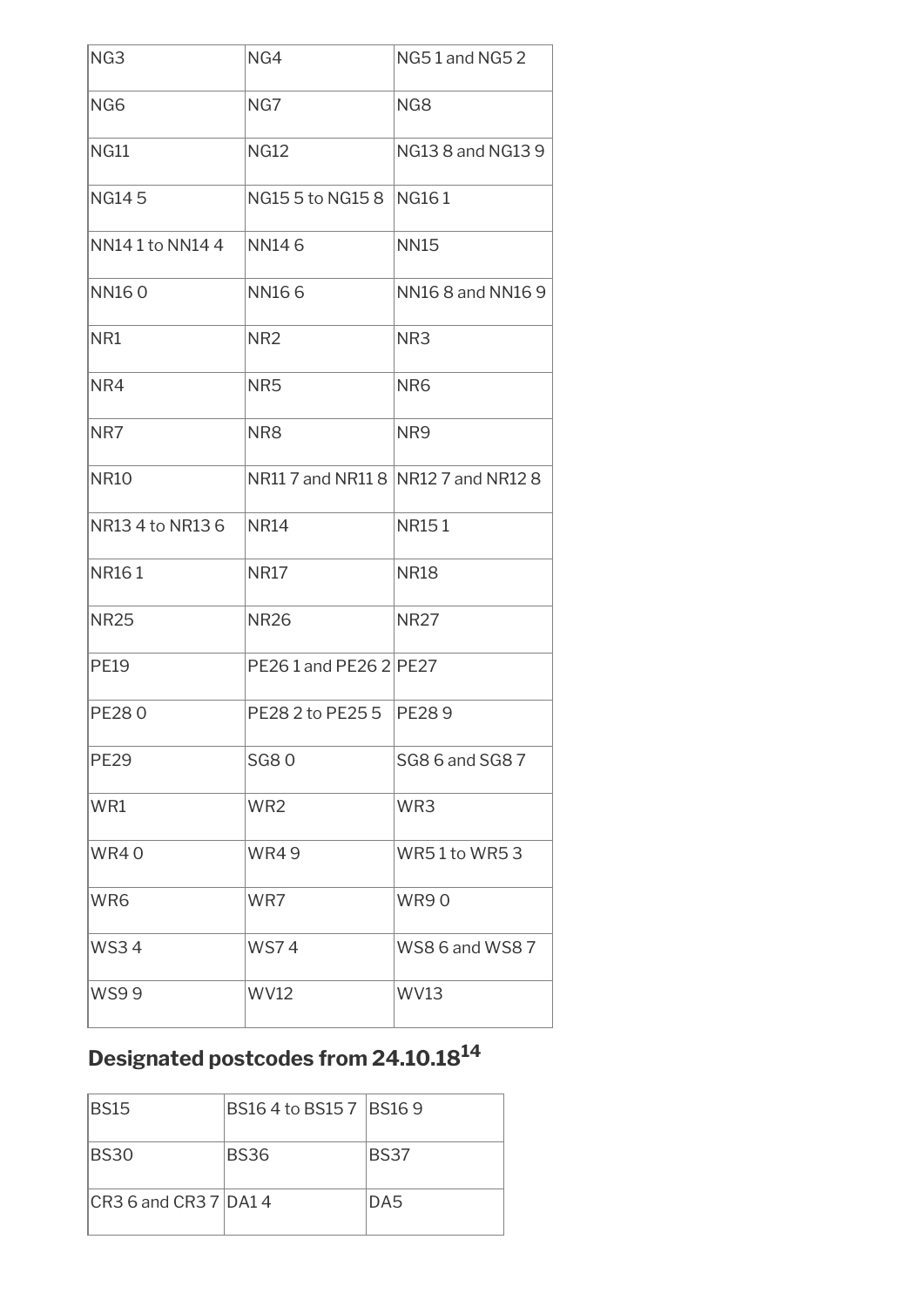| NG3 | NG4 | NG5 1 and NG5 2 |
|---|---|---|
| NG6 | NG7 | NG8 |
| NG11 | NG12 | NG13 8 and NG13 9 |
| NG14 5 | NG15 5 to NG15 8 | NG16 1 |
| NN14 1 to NN14 4 | NN14 6 | NN15 |
| NN16 0 | NN16 6 | NN16 8 and NN16 9 |
| NR1 | NR2 | NR3 |
| NR4 | NR5 | NR6 |
| NR7 | NR8 | NR9 |
| NR10 | NR11 7 and NR11 8 | NR12 7 and NR12 8 |
| NR13 4 to NR13 6 | NR14 | NR15 1 |
| NR16 1 | NR17 | NR18 |
| NR25 | NR26 | NR27 |
| PE19 | PE26 1 and PE26 2 | PE27 |
| PE28 0 | PE28 2 to PE25 5 | PE28 9 |
| PE29 | SG8 0 | SG8 6 and SG8 7 |
| WR1 | WR2 | WR3 |
| WR4 0 | WR4 9 | WR5 1 to WR5 3 |
| WR6 | WR7 | WR9 0 |
| WS3 4 | WS7 4 | WS8 6 and WS8 7 |
| WS9 9 | WV12 | WV13 |

## Designated postcodes from 24.10.18[14]

| BS15 | BS16 4 to BS15 7 | BS16 9 |
|---|---|---|
| BS30 | BS36 | BS37 |
| CR3 6 and CR3 7 | DA1 4 | DA5 |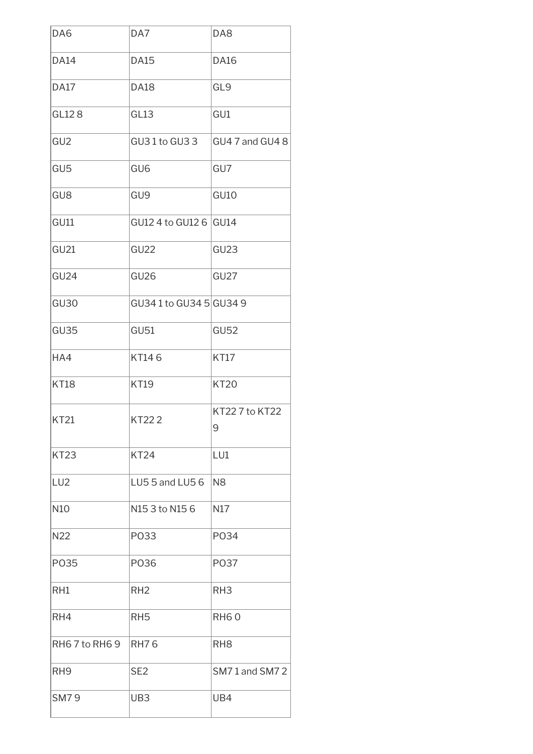| DA6 | DA7 | DA8 |
|---|---|---|
| DA14 | DA15 | DA16 |
| DA17 | DA18 | GL9 |
| GL12 8 | GL13 | GU1 |
| GU2 | GU3 1 to GU3 3 | GU4 7 and GU4 8 |
| GU5 | GU6 | GU7 |
| GU8 | GU9 | GU10 |
| GU11 | GU12 4 to GU12 6 | GU14 |
| GU21 | GU22 | GU23 |
| GU24 | GU26 | GU27 |
| GU30 | GU34 1 to GU34 5 | GU34 9 |
| GU35 | GU51 | GU52 |
| HA4 | KT14 6 | KT17 |
| KT18 | KT19 | KT20 |
| KT21 | KT22 2 | KT22 7 to KT22 9 |
| KT23 | KT24 | LU1 |
| LU2 | LU5 5 and LU5 6 | N8 |
| N10 | N15 3 to N15 6 | N17 |
| N22 | PO33 | PO34 |
| PO35 | PO36 | PO37 |
| RH1 | RH2 | RH3 |
| RH4 | RH5 | RH6 0 |
| RH6 7 to RH6 9 | RH7 6 | RH8 |
| RH9 | SE2 | SM7 1 and SM7 2 |
| SM7 9 | UB3 | UB4 |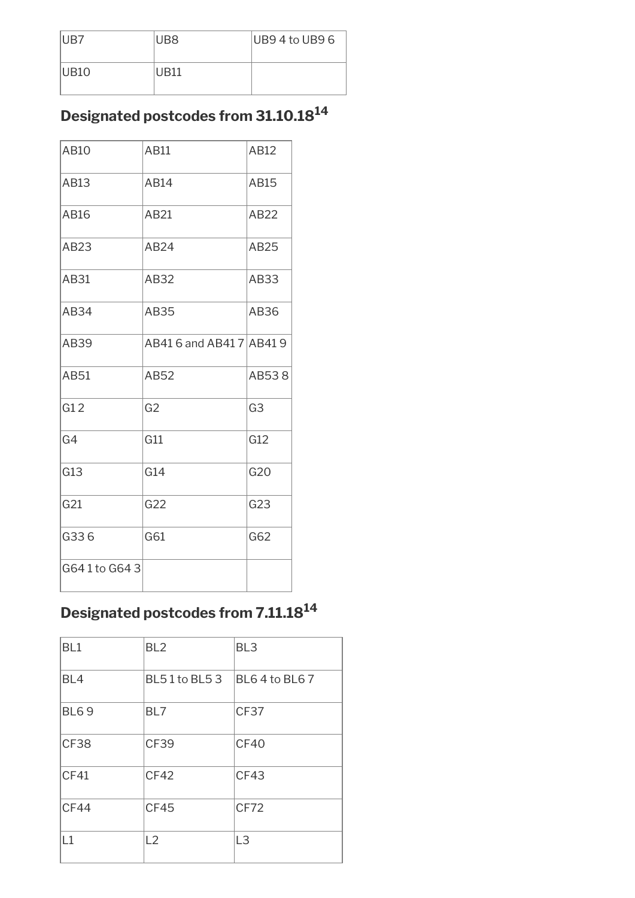| UB7 | UB8 | UB9 4 to UB9 6 |
|---|---|---|
| UB10 | UB11 | |

## Designated postcodes from 31.10.18[14]

| AB10 | AB11 | AB12 |
|---|---|---|
| AB13 | AB14 | AB15 |
| AB16 | AB21 | AB22 |
| AB23 | AB24 | AB25 |
| AB31 | AB32 | AB33 |
| AB34 | AB35 | AB36 |
| AB39 | AB41 6 and AB41 7 | AB41 9 |
| AB51 | AB52 | AB53 8 |
| G1 2 | G2 | G3 |
| G4 | G11 | G12 |
| G13 | G14 | G20 |
| G21 | G22 | G23 |
| G33 6 | G61 | G62 |
| G64 1 to G64 3 | | |

## Designated postcodes from 7.11.18[14]

| BL1 | BL2 | BL3 |
|---|---|---|
| BL4 | BL5 1 to BL5 3 | BL6 4 to BL6 7 |
| BL6 9 | BL7 | CF37 |
| CF38 | CF39 | CF40 |
| CF41 | CF42 | CF43 |
| CF44 | CF45 | CF72 |
| L1 | L2 | L3 |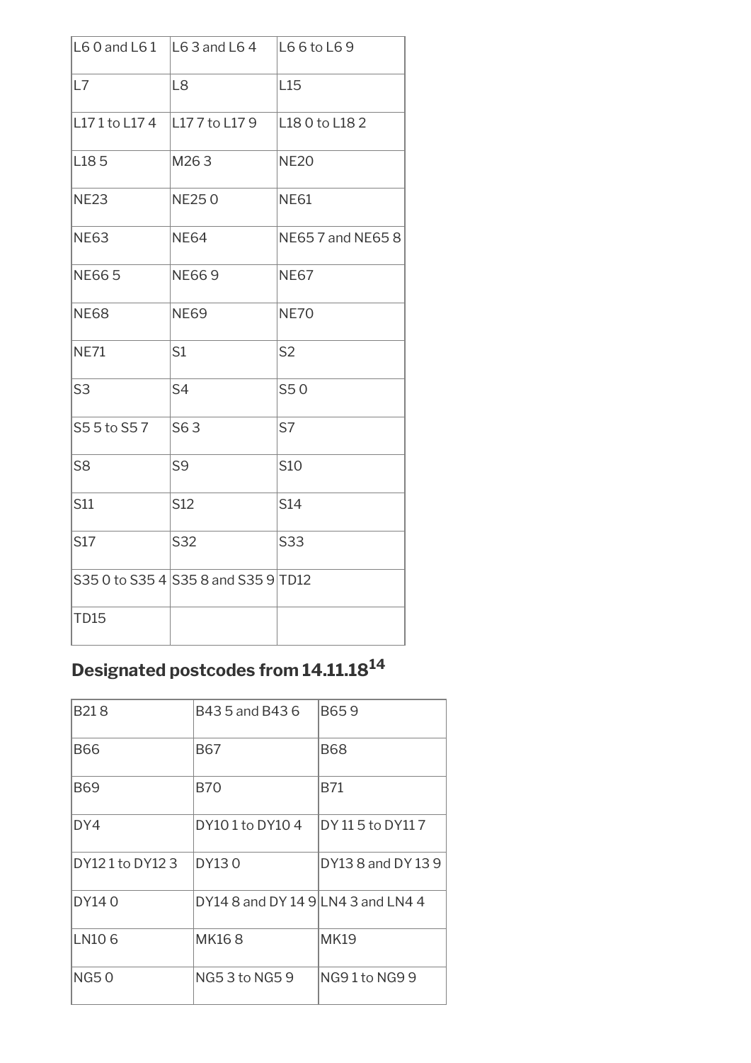| L6 0 and L6 1 | L6 3 and L6 4 | L6 6 to L6 9 |
|---|---|---|
| L7 | L8 | L15 |
| L17 1 to L17 4 | L17 7 to L17 9 | L18 0 to L18 2 |
| L18 5 | M26 3 | NE20 |
| NE23 | NE25 0 | NE61 |
| NE63 | NE64 | NE65 7 and NE65 8 |
| NE66 5 | NE66 9 | NE67 |
| NE68 | NE69 | NE70 |
| NE71 | S1 | S2 |
| S3 | S4 | S5 0 |
| S5 5 to S5 7 | S6 3 | S7 |
| S8 | S9 | S10 |
| S11 | S12 | S14 |
| S17 | S32 | S33 |
| S35 0 to S35 4 | S35 8 and S35 9 | TD12 |
| TD15 | | |

## Designated postcodes from 14.11.18[14]

| B21 8 | B43 5 and B43 6 | B65 9 |
|---|---|---|
| B66 | B67 | B68 |
| B69 | B70 | B71 |
| DY4 | DY10 1 to DY10 4 | DY 11 5 to DY11 7 |
| DY12 1 to DY12 3 | DY13 0 | DY13 8 and DY 13 9 |
| DY14 0 | DY14 8 and DY 14 9 | LN4 3 and LN4 4 |
| LN10 6 | MK16 8 | MK19 |
| NG5 0 | NG5 3 to NG5 9 | NG9 1 to NG9 9 |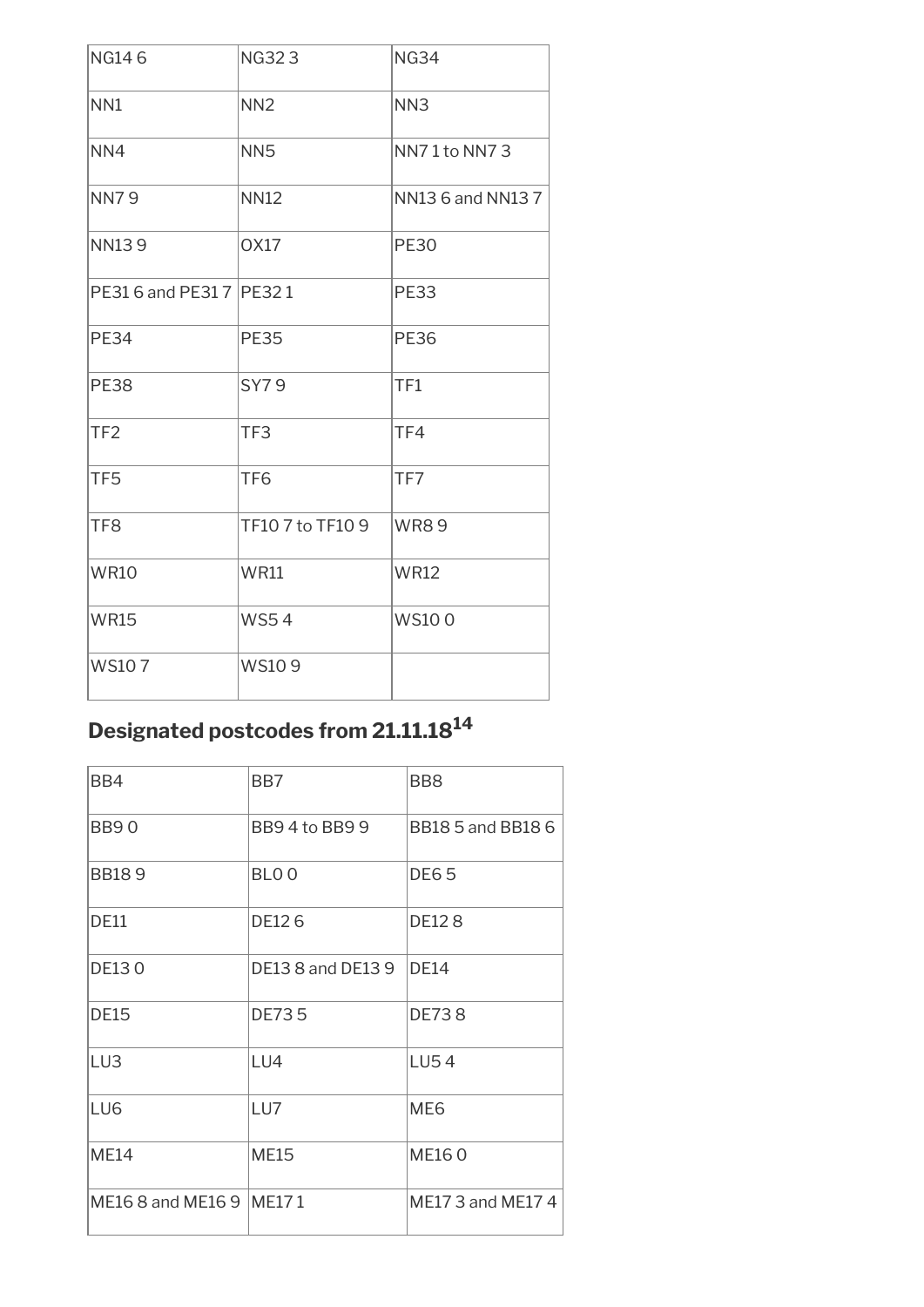| NG14 6 | NG32 3 | NG34 |
| --- | --- | --- |
| NN1 | NN2 | NN3 |
| NN4 | NN5 | NN7 1 to NN7 3 |
| NN7 9 | NN12 | NN13 6 and NN13 7 |
| NN13 9 | OX17 | PE30 |
| PE31 6 and PE31 7 | PE32 1 | PE33 |
| PE34 | PE35 | PE36 |
| PE38 | SY7 9 | TF1 |
| TF2 | TF3 | TF4 |
| TF5 | TF6 | TF7 |
| TF8 | TF10 7 to TF10 9 | WR8 9 |
| WR10 | WR11 | WR12 |
| WR15 | WS5 4 | WS10 0 |
| WS10 7 | WS10 9 | |

## Designated postcodes from 21.11.18[14]

| BB4 | BB7 | BB8 |
| --- | --- | --- |
| BB9 0 | BB9 4 to BB9 9 | BB18 5 and BB18 6 |
| BB18 9 | BL0 0 | DE6 5 |
| DE11 | DE12 6 | DE12 8 |
| DE13 0 | DE13 8 and DE13 9 | DE14 |
| DE15 | DE73 5 | DE73 8 |
| LU3 | LU4 | LU5 4 |
| LU6 | LU7 | ME6 |
| ME14 | ME15 | ME16 0 |
| ME16 8 and ME16 9 | ME17 1 | ME17 3 and ME17 4 |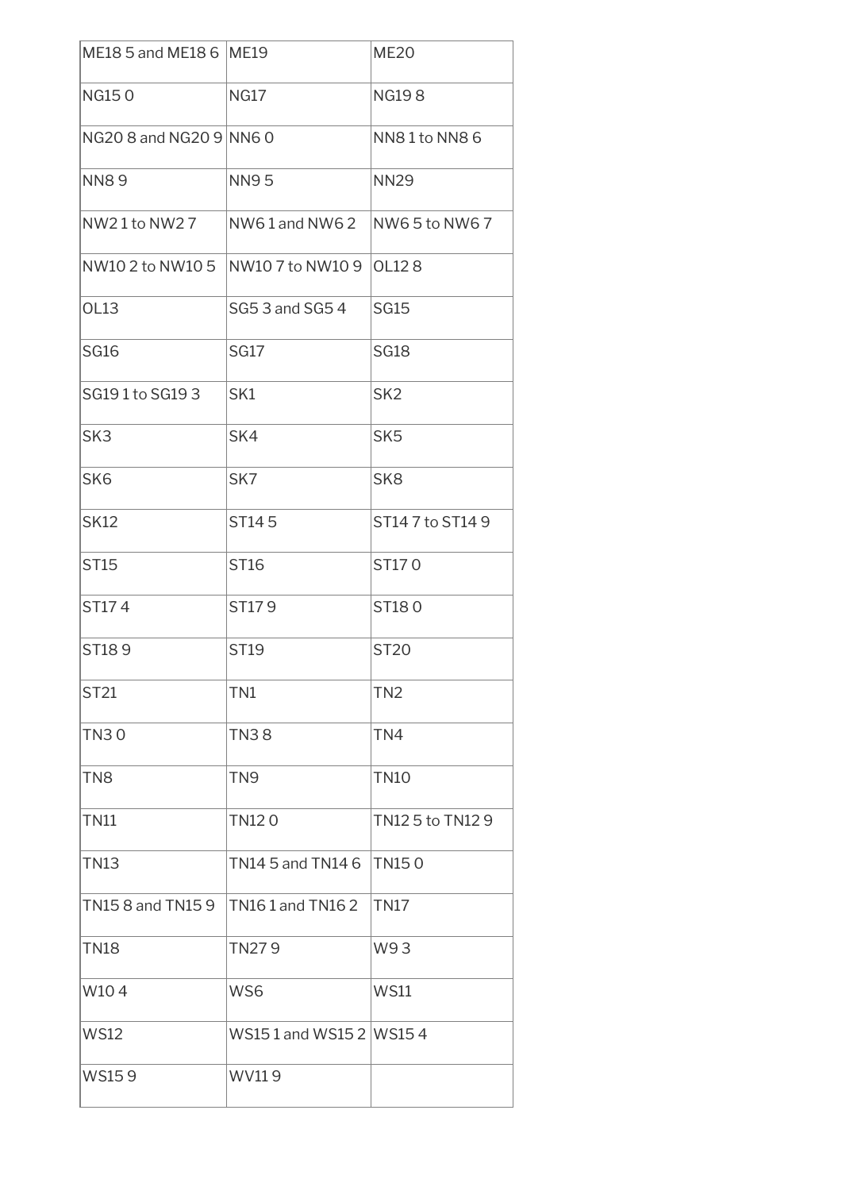| ME18 5 and ME18 6 | ME19 | ME20 |
|---|---|---|
| NG15 0 | NG17 | NG19 8 |
| NG20 8 and NG20 9 | NN6 0 | NN8 1 to NN8 6 |
| NN8 9 | NN9 5 | NN29 |
| NW2 1 to NW2 7 | NW6 1 and NW6 2 | NW6 5 to NW6 7 |
| NW10 2 to NW10 5 | NW10 7 to NW10 9 | OL12 8 |
| OL13 | SG5 3 and SG5 4 | SG15 |
| SG16 | SG17 | SG18 |
| SG19 1 to SG19 3 | SK1 | SK2 |
| SK3 | SK4 | SK5 |
| SK6 | SK7 | SK8 |
| SK12 | ST14 5 | ST14 7 to ST14 9 |
| ST15 | ST16 | ST17 0 |
| ST17 4 | ST17 9 | ST18 0 |
| ST18 9 | ST19 | ST20 |
| ST21 | TN1 | TN2 |
| TN3 0 | TN3 8 | TN4 |
| TN8 | TN9 | TN10 |
| TN11 | TN12 0 | TN12 5 to TN12 9 |
| TN13 | TN14 5 and TN14 6 | TN15 0 |
| TN15 8 and TN15 9 | TN16 1 and TN16 2 | TN17 |
| TN18 | TN27 9 | W9 3 |
| W10 4 | WS6 | WS11 |
| WS12 | WS15 1 and WS15 2 | WS15 4 |
| WS15 9 | WV11 9 | |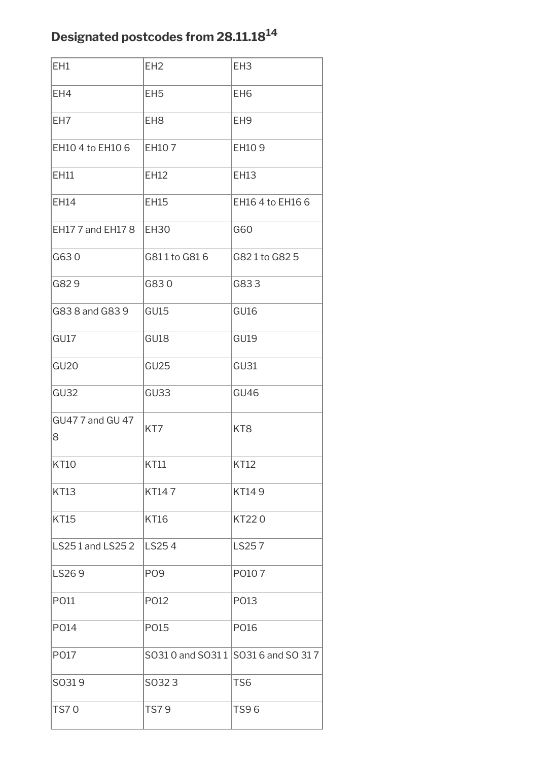## Designated postcodes from 28.11.18[14]

| | | |
|---|---|---|
| EH1 | EH2 | EH3 |
| EH4 | EH5 | EH6 |
| EH7 | EH8 | EH9 |
| EH10 4 to EH10 6 | EH10 7 | EH10 9 |
| EH11 | EH12 | EH13 |
| EH14 | EH15 | EH16 4 to EH16 6 |
| EH17 7 and EH17 8 | EH30 | G60 |
| G63 0 | G81 1 to G81 6 | G82 1 to G82 5 |
| G82 9 | G83 0 | G83 3 |
| G83 8 and G83 9 | GU15 | GU16 |
| GU17 | GU18 | GU19 |
| GU20 | GU25 | GU31 |
| GU32 | GU33 | GU46 |
| GU47 7 and GU 47 8 | KT7 | KT8 |
| KT10 | KT11 | KT12 |
| KT13 | KT14 7 | KT14 9 |
| KT15 | KT16 | KT22 0 |
| LS25 1 and LS25 2 | LS25 4 | LS25 7 |
| LS26 9 | PO9 | PO10 7 |
| PO11 | PO12 | PO13 |
| PO14 | PO15 | PO16 |
| PO17 | SO31 0 and SO31 1 | SO31 6 and SO 31 7 |
| SO31 9 | SO32 3 | TS6 |
| TS7 0 | TS7 9 | TS9 6 |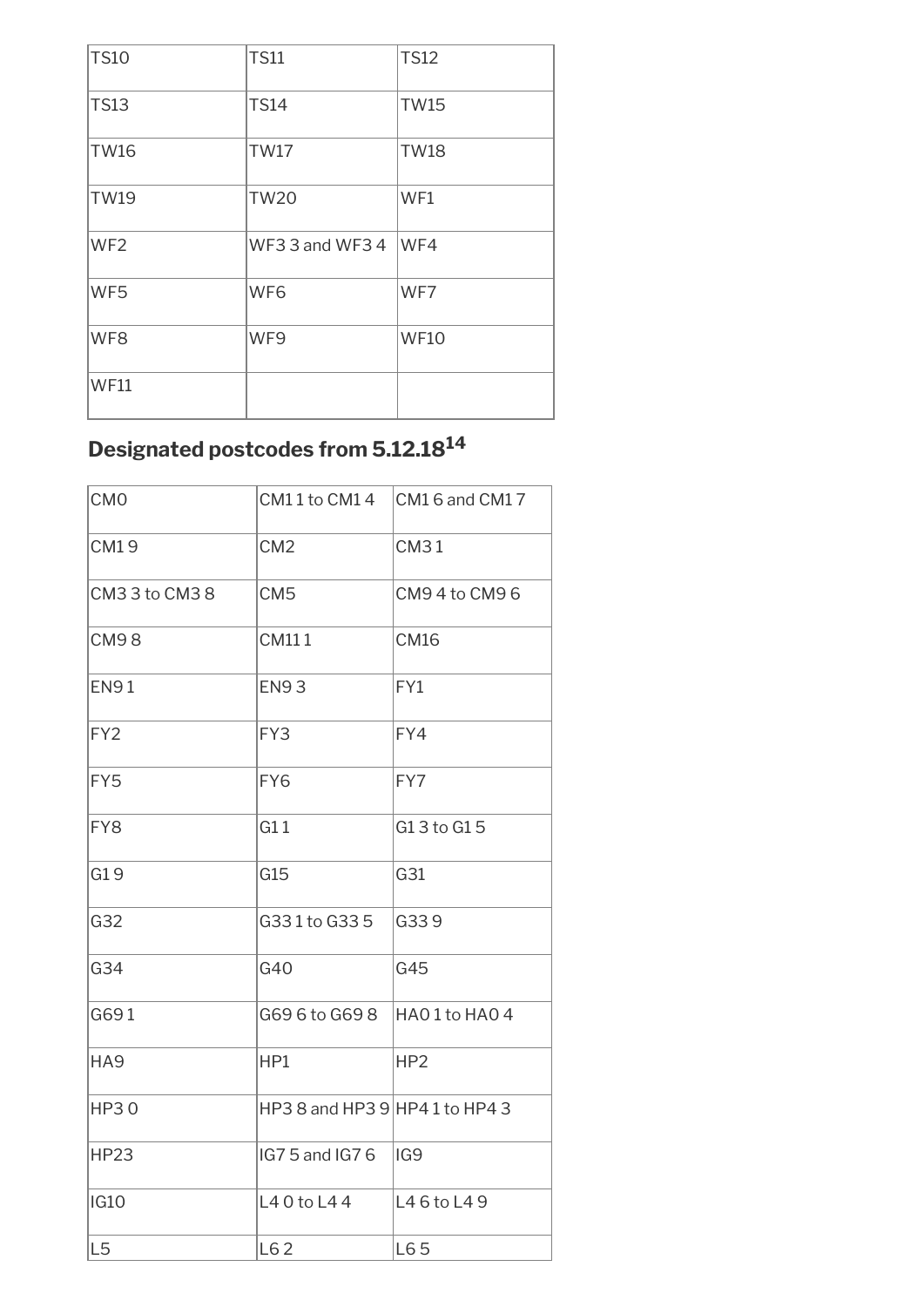| TS10 | TS11 | TS12 |
|---|---|---|
| TS13 | TS14 | TW15 |
| TW16 | TW17 | TW18 |
| TW19 | TW20 | WF1 |
| WF2 | WF3 3 and WF3 4 | WF4 |
| WF5 | WF6 | WF7 |
| WF8 | WF9 | WF10 |
| WF11 | | |

## Designated postcodes from 5.12.18[14]

| CM0 | CM1 1 to CM1 4 | CM1 6 and CM1 7 |
|---|---|---|
| CM1 9 | CM2 | CM3 1 |
| CM3 3 to CM3 8 | CM5 | CM9 4 to CM9 6 |
| CM9 8 | CM11 1 | CM16 |
| EN9 1 | EN9 3 | FY1 |
| FY2 | FY3 | FY4 |
| FY5 | FY6 | FY7 |
| FY8 | G1 1 | G1 3 to G1 5 |
| G1 9 | G15 | G31 |
| G32 | G33 1 to G33 5 | G33 9 |
| G34 | G40 | G45 |
| G69 1 | G69 6 to G69 8 | HA0 1 to HA0 4 |
| HA9 | HP1 | HP2 |
| HP3 0 | HP3 8 and HP3 9 | HP4 1 to HP4 3 |
| HP23 | IG7 5 and IG7 6 | IG9 |
| IG10 | L4 0 to L4 4 | L4 6 to L4 9 |
| L5 | L6 2 | L6 5 |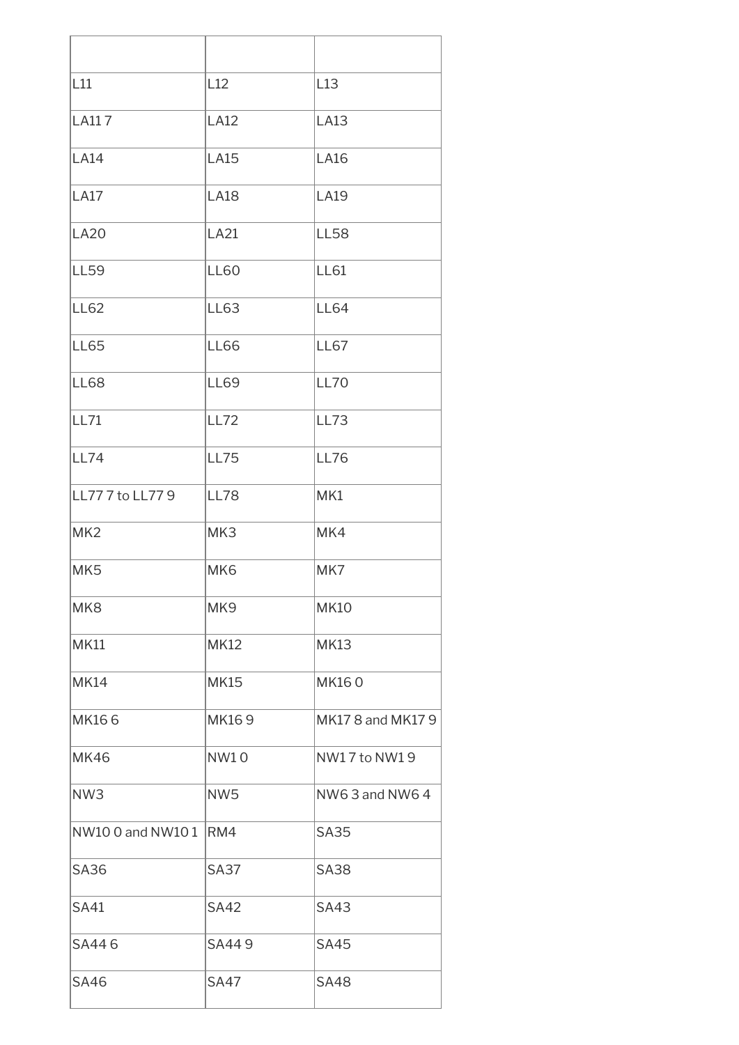| | | |
|---|---|---|
| L11 | L12 | L13 |
| LA11 7 | LA12 | LA13 |
| LA14 | LA15 | LA16 |
| LA17 | LA18 | LA19 |
| LA20 | LA21 | LL58 |
| LL59 | LL60 | LL61 |
| LL62 | LL63 | LL64 |
| LL65 | LL66 | LL67 |
| LL68 | LL69 | LL70 |
| LL71 | LL72 | LL73 |
| LL74 | LL75 | LL76 |
| LL77 7 to LL77 9 | LL78 | MK1 |
| MK2 | MK3 | MK4 |
| MK5 | MK6 | MK7 |
| MK8 | MK9 | MK10 |
| MK11 | MK12 | MK13 |
| MK14 | MK15 | MK16 0 |
| MK16 6 | MK16 9 | MK17 8 and MK17 9 |
| MK46 | NW1 0 | NW1 7 to NW1 9 |
| NW3 | NW5 | NW6 3 and NW6 4 |
| NW10 0 and NW10 1 | RM4 | SA35 |
| SA36 | SA37 | SA38 |
| SA41 | SA42 | SA43 |
| SA44 6 | SA44 9 | SA45 |
| SA46 | SA47 | SA48 |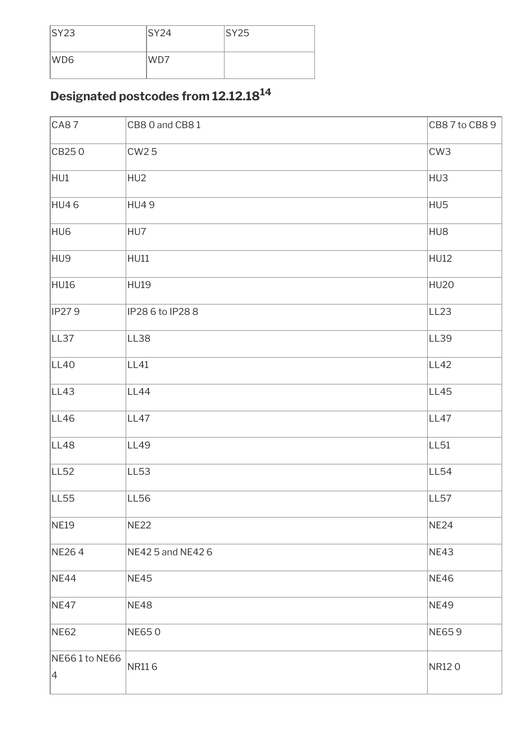| SY23 | SY24 | SY25 |
| --- | --- | --- |
| WD6 | WD7 | |

## Designated postcodes from 12.12.18[14]

| CA8 7 | CB8 0 and CB8 1 | CB8 7 to CB8 9 |
| --- | --- | --- |
| CB25 0 | CW2 5 | CW3 |
| HU1 | HU2 | HU3 |
| HU4 6 | HU4 9 | HU5 |
| HU6 | HU7 | HU8 |
| HU9 | HU11 | HU12 |
| HU16 | HU19 | HU20 |
| IP27 9 | IP28 6 to IP28 8 | LL23 |
| LL37 | LL38 | LL39 |
| LL40 | LL41 | LL42 |
| LL43 | LL44 | LL45 |
| LL46 | LL47 | LL47 |
| LL48 | LL49 | LL51 |
| LL52 | LL53 | LL54 |
| LL55 | LL56 | LL57 |
| NE19 | NE22 | NE24 |
| NE26 4 | NE42 5 and NE42 6 | NE43 |
| NE44 | NE45 | NE46 |
| NE47 | NE48 | NE49 |
| NE62 | NE65 0 | NE65 9 |
| NE66 1 to NE66 4 | NR11 6 | NR12 0 |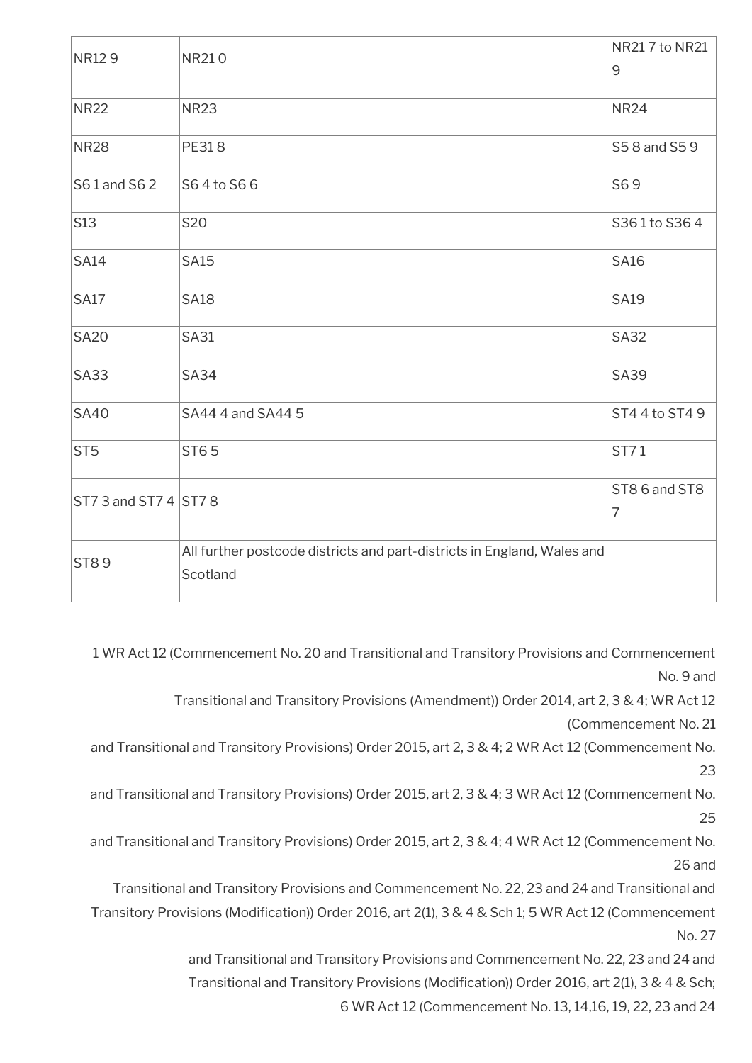| NR12 9 | NR21 0 | NR21 7 to NR21 9 |
|---|---|---|
| NR22 | NR23 | NR24 |
| NR28 | PE31 8 | S5 8 and S5 9 |
| S6 1 and S6 2 | S6 4 to S6 6 | S6 9 |
| S13 | S20 | S36 1 to S36 4 |
| SA14 | SA15 | SA16 |
| SA17 | SA18 | SA19 |
| SA20 | SA31 | SA32 |
| SA33 | SA34 | SA39 |
| SA40 | SA44 4 and SA44 5 | ST4 4 to ST4 9 |
| ST5 | ST6 5 | ST7 1 |
| ST7 3 and ST7 4 | ST7 8 | ST8 6 and ST8 7 |
| ST8 9 | All further postcode districts and part-districts in England, Wales and Scotland | |

1 WR Act 12 (Commencement No. 20 and Transitional and Transitory Provisions and Commencement No. 9 and Transitional and Transitory Provisions (Amendment)) Order 2014, art 2, 3 & 4; WR Act 12 (Commencement No. 21 and Transitional and Transitory Provisions) Order 2015, art 2, 3 & 4; 2 WR Act 12 (Commencement No. 23 and Transitional and Transitory Provisions) Order 2015, art 2, 3 & 4; 3 WR Act 12 (Commencement No. 25 and Transitional and Transitory Provisions) Order 2015, art 2, 3 & 4; 4 WR Act 12 (Commencement No. 26 and Transitional and Transitory Provisions and Commencement No. 22, 23 and 24 and Transitional and Transitory Provisions (Modification)) Order 2016, art 2(1), 3 & 4 & Sch 1; 5 WR Act 12 (Commencement No. 27 and Transitional and Transitory Provisions and Commencement No. 22, 23 and 24 and Transitional and Transitory Provisions (Modification)) Order 2016, art 2(1), 3 & 4 & Sch; 6 WR Act 12 (Commencement No. 13, 14,16, 19, 22, 23 and 24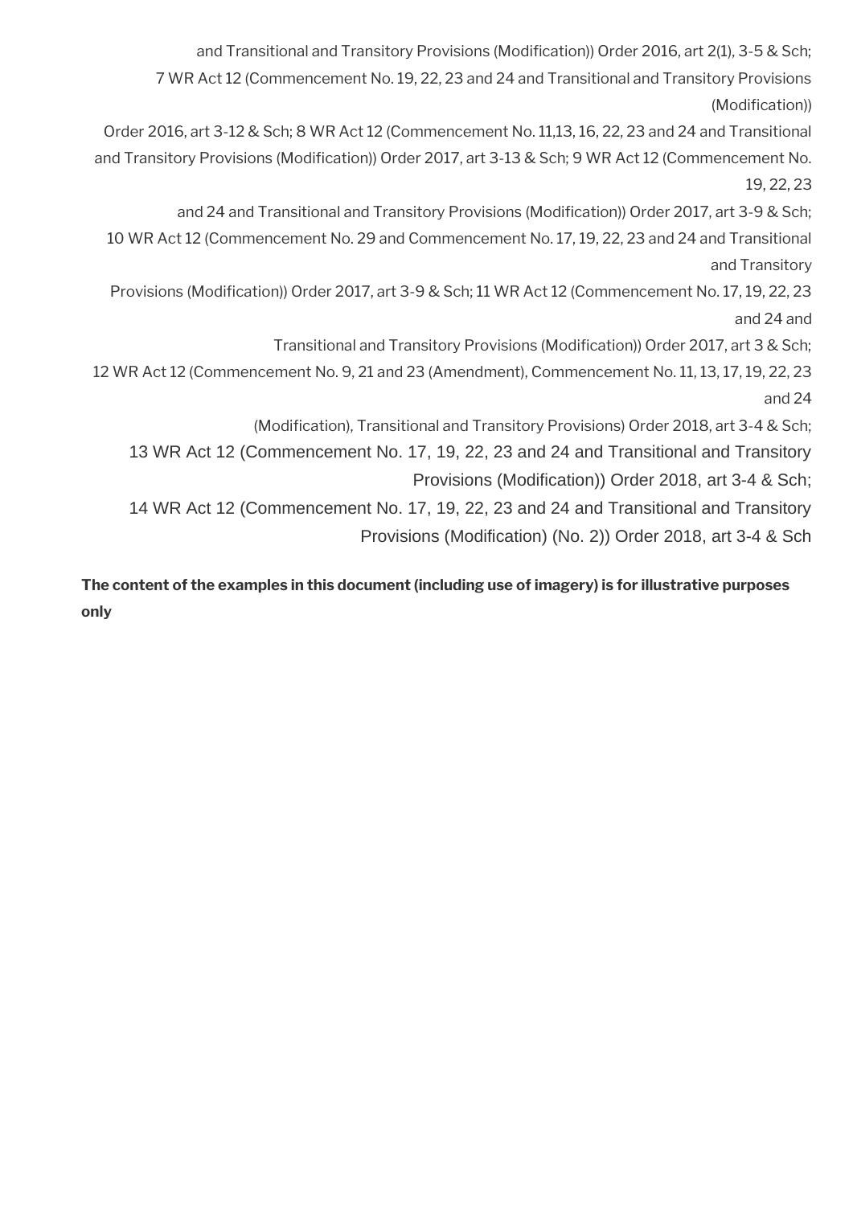and Transitional and Transitory Provisions (Modification)) Order 2016, art 2(1), 3-5 & Sch; 7 WR Act 12 (Commencement No. 19, 22, 23 and 24 and Transitional and Transitory Provisions (Modification)) Order 2016, art 3-12 & Sch; 8 WR Act 12 (Commencement No. 11,13, 16, 22, 23 and 24 and Transitional and Transitory Provisions (Modification)) Order 2017, art 3-13 & Sch; 9 WR Act 12 (Commencement No. 19, 22, 23 and 24 and Transitional and Transitory Provisions (Modification)) Order 2017, art 3-9 & Sch; 10 WR Act 12 (Commencement No. 29 and Commencement No. 17, 19, 22, 23 and 24 and Transitional and Transitory Provisions (Modification)) Order 2017, art 3-9 & Sch; 11 WR Act 12 (Commencement No. 17, 19, 22, 23 and 24 and Transitional and Transitory Provisions (Modification)) Order 2017, art 3 & Sch; 12 WR Act 12 (Commencement No. 9, 21 and 23 (Amendment), Commencement No. 11, 13, 17, 19, 22, 23 and 24 (Modification), Transitional and Transitory Provisions) Order 2018, art 3-4 & Sch; 13 WR Act 12 (Commencement No. 17, 19, 22, 23 and 24 and Transitional and Transitory Provisions (Modification)) Order 2018, art 3-4 & Sch; 14 WR Act 12 (Commencement No. 17, 19, 22, 23 and 24 and Transitional and Transitory Provisions (Modification) (No. 2)) Order 2018, art 3-4 & Sch

**The content of the examples in this document (including use of imagery) is for illustrative purposes only**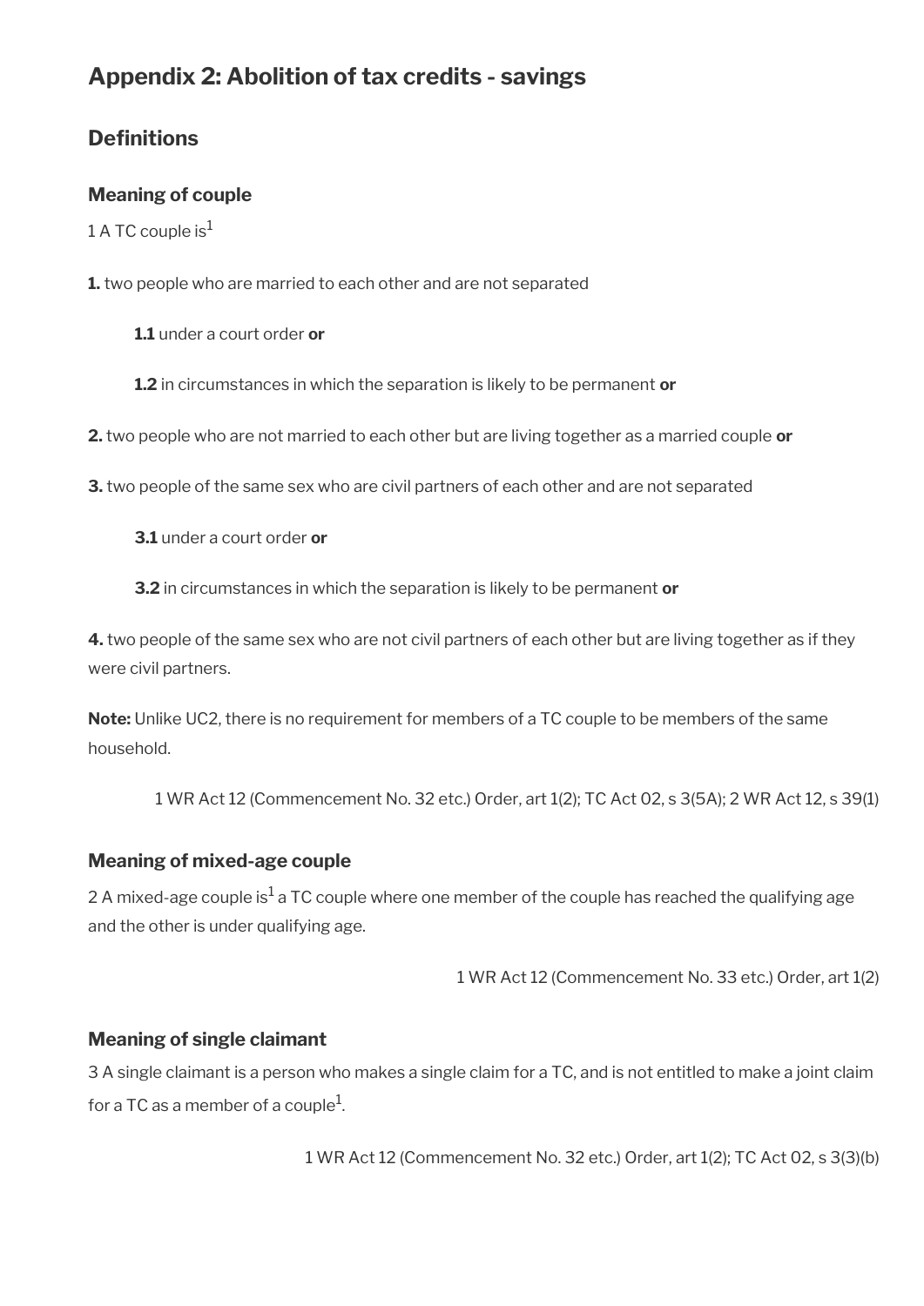# Appendix 2: Abolition of tax credits - savings

## Definitions

### Meaning of couple

1 A TC couple is[1]

**1.** two people who are married to each other and are not separated

> **1.1** under a court order **or**
>
> **1.2** in circumstances in which the separation is likely to be permanent **or**

**2.** two people who are not married to each other but are living together as a married couple **or**

**3.** two people of the same sex who are civil partners of each other and are not separated

> **3.1** under a court order **or**
>
> **3.2** in circumstances in which the separation is likely to be permanent **or**

**4.** two people of the same sex who are not civil partners of each other but are living together as if they were civil partners.

**Note:** Unlike UC2, there is no requirement for members of a TC couple to be members of the same household.

1 WR Act 12 (Commencement No. 32 etc.) Order, art 1(2); TC Act 02, s 3(5A); 2 WR Act 12, s 39(1)

### Meaning of mixed-age couple

2 A mixed-age couple is[1] a TC couple where one member of the couple has reached the qualifying age and the other is under qualifying age.

1 WR Act 12 (Commencement No. 33 etc.) Order, art 1(2)

### Meaning of single claimant

3 A single claimant is a person who makes a single claim for a TC, and is not entitled to make a joint claim for a TC as a member of a couple[1].

1 WR Act 12 (Commencement No. 32 etc.) Order, art 1(2); TC Act 02, s 3(3)(b)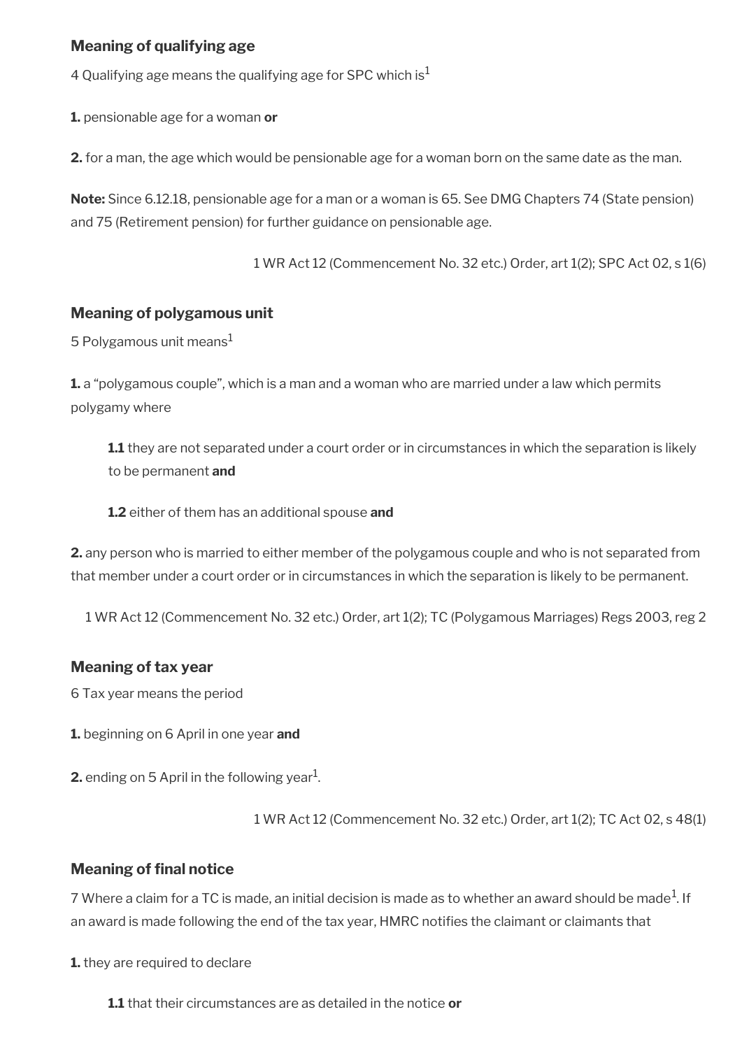### Meaning of qualifying age

4 Qualifying age means the qualifying age for SPC which is[1]

**1.** pensionable age for a woman **or**

**2.** for a man, the age which would be pensionable age for a woman born on the same date as the man.

**Note:** Since 6.12.18, pensionable age for a man or a woman is 65. See DMG Chapters 74 (State pension) and 75 (Retirement pension) for further guidance on pensionable age.

1 WR Act 12 (Commencement No. 32 etc.) Order, art 1(2); SPC Act 02, s 1(6)

### Meaning of polygamous unit

5 Polygamous unit means[1]

**1.** a "polygamous couple", which is a man and a woman who are married under a law which permits polygamy where

> **1.1** they are not separated under a court order or in circumstances in which the separation is likely to be permanent **and**
>
> **1.2** either of them has an additional spouse **and**

**2.** any person who is married to either member of the polygamous couple and who is not separated from that member under a court order or in circumstances in which the separation is likely to be permanent.

1 WR Act 12 (Commencement No. 32 etc.) Order, art 1(2); TC (Polygamous Marriages) Regs 2003, reg 2

### Meaning of tax year

6 Tax year means the period

**1.** beginning on 6 April in one year **and**

**2.** ending on 5 April in the following year[1].

1 WR Act 12 (Commencement No. 32 etc.) Order, art 1(2); TC Act 02, s 48(1)

### Meaning of final notice

7 Where a claim for a TC is made, an initial decision is made as to whether an award should be made[1]. If an award is made following the end of the tax year, HMRC notifies the claimant or claimants that

**1.** they are required to declare

> **1.1** that their circumstances are as detailed in the notice **or**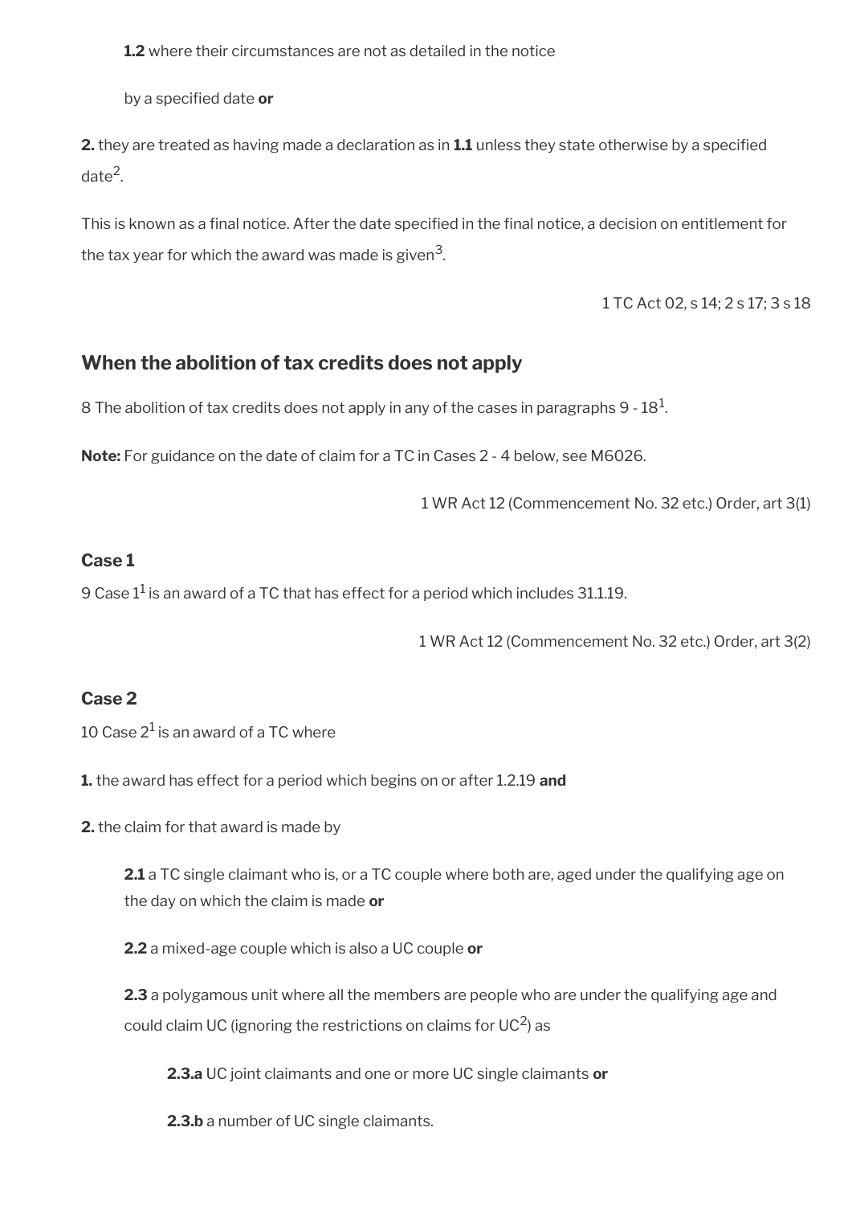**1.2** where their circumstances are not as detailed in the notice

by a specified date **or**

**2.** they are treated as having made a declaration as in **1.1** unless they state otherwise by a specified date[2].

This is known as a final notice. After the date specified in the final notice, a decision on entitlement for the tax year for which the award was made is given[3].

1 TC Act 02, s 14; 2 s 17; 3 s 18

## When the abolition of tax credits does not apply

8 The abolition of tax credits does not apply in any of the cases in paragraphs 9 - 18[1].

**Note:** For guidance on the date of claim for a TC in Cases 2 - 4 below, see M6026.

1 WR Act 12 (Commencement No. 32 etc.) Order, art 3(1)

### Case 1

9 Case 1[1] is an award of a TC that has effect for a period which includes 31.1.19.

1 WR Act 12 (Commencement No. 32 etc.) Order, art 3(2)

### Case 2

10 Case 2[1] is an award of a TC where

**1.** the award has effect for a period which begins on or after 1.2.19 **and**

**2.** the claim for that award is made by

**2.1** a TC single claimant who is, or a TC couple where both are, aged under the qualifying age on the day on which the claim is made **or**

**2.2** a mixed-age couple which is also a UC couple **or**

**2.3** a polygamous unit where all the members are people who are under the qualifying age and could claim UC (ignoring the restrictions on claims for UC[2]) as

**2.3.a** UC joint claimants and one or more UC single claimants **or**

**2.3.b** a number of UC single claimants.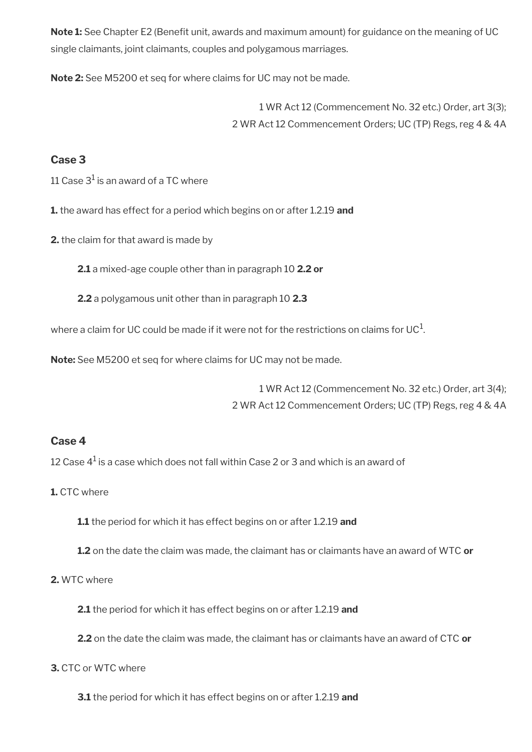**Note 1:** See Chapter E2 (Benefit unit, awards and maximum amount) for guidance on the meaning of UC single claimants, joint claimants, couples and polygamous marriages.

**Note 2:** See M5200 et seq for where claims for UC may not be made.

1 WR Act 12 (Commencement No. 32 etc.) Order, art 3(3);
2 WR Act 12 Commencement Orders; UC (TP) Regs, reg 4 & 4A

### Case 3

11 Case 3[1] is an award of a TC where

**1.** the award has effect for a period which begins on or after 1.2.19 **and**

**2.** the claim for that award is made by

**2.1** a mixed-age couple other than in paragraph 10 **2.2 or**

**2.2** a polygamous unit other than in paragraph 10 **2.3**

where a claim for UC could be made if it were not for the restrictions on claims for UC[1].

**Note:** See M5200 et seq for where claims for UC may not be made.

1 WR Act 12 (Commencement No. 32 etc.) Order, art 3(4);
2 WR Act 12 Commencement Orders; UC (TP) Regs, reg 4 & 4A

### Case 4

12 Case 4[1] is a case which does not fall within Case 2 or 3 and which is an award of

**1.** CTC where

**1.1** the period for which it has effect begins on or after 1.2.19 **and**

**1.2** on the date the claim was made, the claimant has or claimants have an award of WTC **or**

**2.** WTC where

**2.1** the period for which it has effect begins on or after 1.2.19 **and**

**2.2** on the date the claim was made, the claimant has or claimants have an award of CTC **or**

**3.** CTC or WTC where

**3.1** the period for which it has effect begins on or after 1.2.19 **and**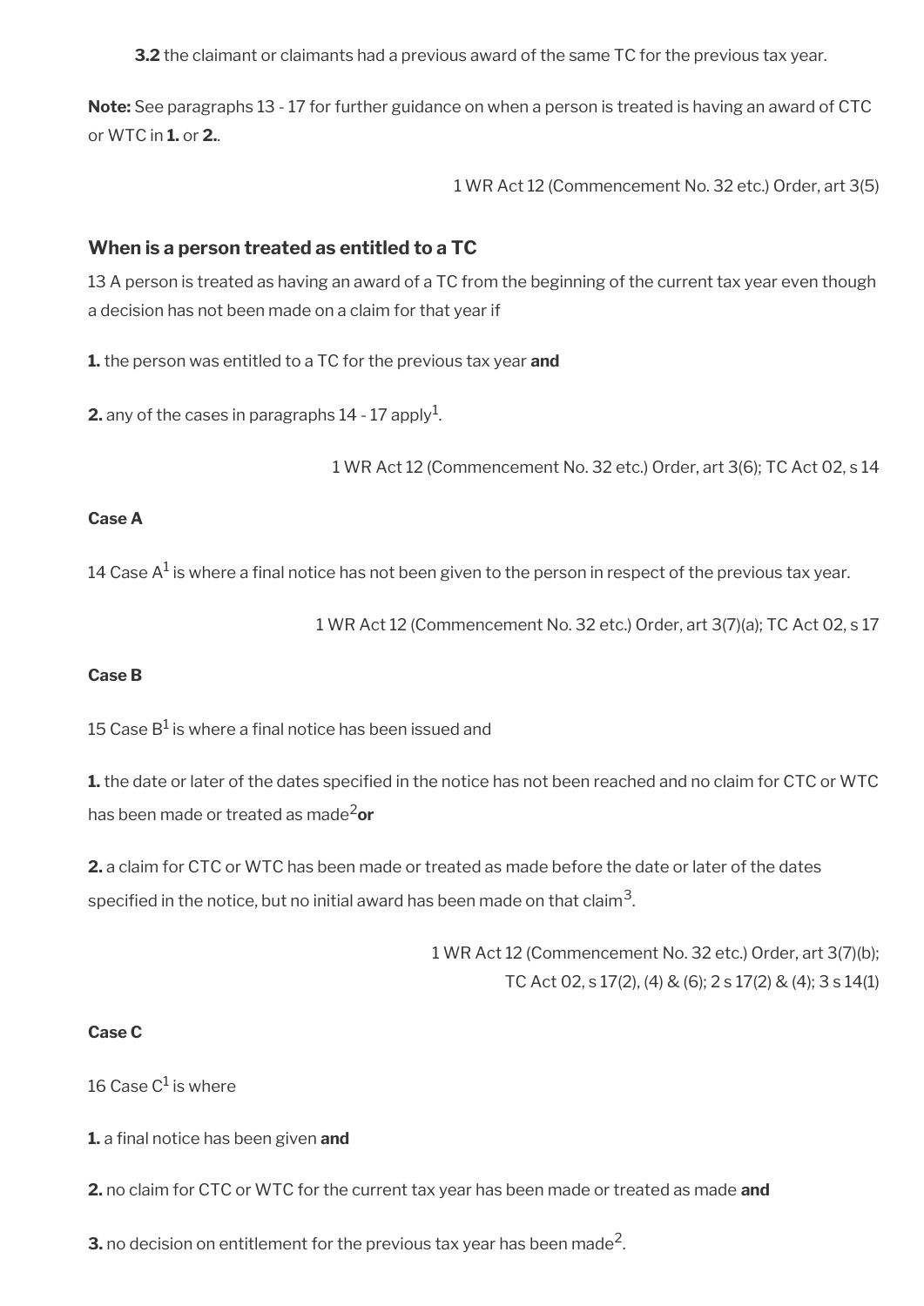**3.2** the claimant or claimants had a previous award of the same TC for the previous tax year.

**Note:** See paragraphs 13 - 17 for further guidance on when a person is treated is having an award of CTC or WTC in **1.** or **2.**.

1 WR Act 12 (Commencement No. 32 etc.) Order, art 3(5)

### When is a person treated as entitled to a TC

13 A person is treated as having an award of a TC from the beginning of the current tax year even though a decision has not been made on a claim for that year if

**1.** the person was entitled to a TC for the previous tax year **and**

**2.** any of the cases in paragraphs 14 - 17 apply[1].

1 WR Act 12 (Commencement No. 32 etc.) Order, art 3(6); TC Act 02, s 14

#### Case A

14 Case A[1] is where a final notice has not been given to the person in respect of the previous tax year.

1 WR Act 12 (Commencement No. 32 etc.) Order, art 3(7)(a); TC Act 02, s 17

#### Case B

15 Case B[1] is where a final notice has been issued and

**1.** the date or later of the dates specified in the notice has not been reached and no claim for CTC or WTC has been made or treated as made[2] **or**

**2.** a claim for CTC or WTC has been made or treated as made before the date or later of the dates specified in the notice, but no initial award has been made on that claim[3].

1 WR Act 12 (Commencement No. 32 etc.) Order, art 3(7)(b); TC Act 02, s 17(2), (4) & (6); 2 s 17(2) & (4); 3 s 14(1)

#### Case C

16 Case C[1] is where

**1.** a final notice has been given **and**

**2.** no claim for CTC or WTC for the current tax year has been made or treated as made **and**

**3.** no decision on entitlement for the previous tax year has been made[2].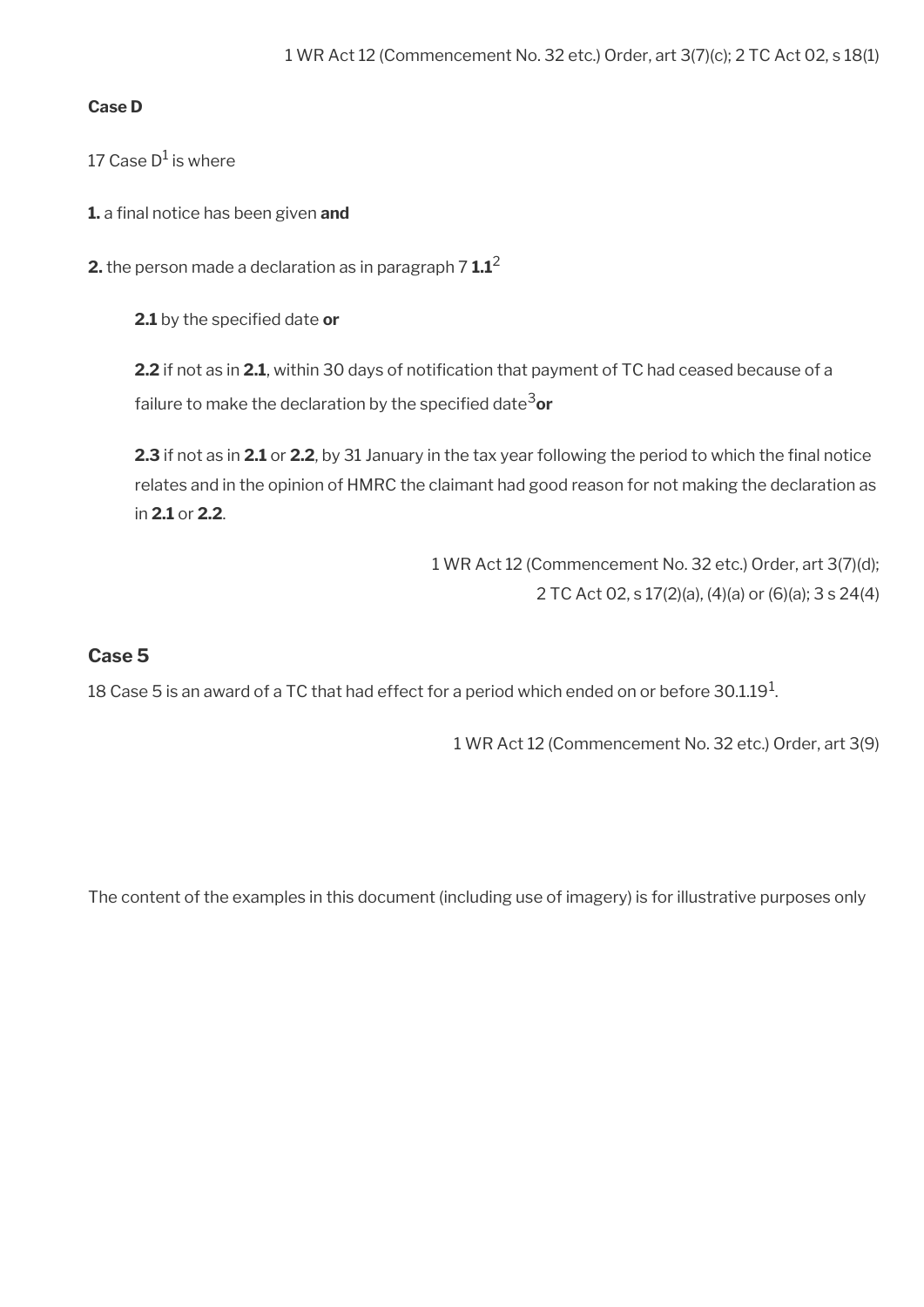1 WR Act 12 (Commencement No. 32 etc.) Order, art 3(7)(c); 2 TC Act 02, s 18(1)

**Case D**

17 Case D[1] is where

**1.** a final notice has been given **and**

**2.** the person made a declaration as in paragraph 7 **1.1**[2]

> **2.1** by the specified date **or**
>
> **2.2** if not as in **2.1**, within 30 days of notification that payment of TC had ceased because of a failure to make the declaration by the specified date[3] **or**
>
> **2.3** if not as in **2.1** or **2.2**, by 31 January in the tax year following the period to which the final notice relates and in the opinion of HMRC the claimant had good reason for not making the declaration as in **2.1** or **2.2**.

1 WR Act 12 (Commencement No. 32 etc.) Order, art 3(7)(d);
2 TC Act 02, s 17(2)(a), (4)(a) or (6)(a); 3 s 24(4)

## Case 5

18 Case 5 is an award of a TC that had effect for a period which ended on or before 30.1.19[1].

1 WR Act 12 (Commencement No. 32 etc.) Order, art 3(9)

The content of the examples in this document (including use of imagery) is for illustrative purposes only